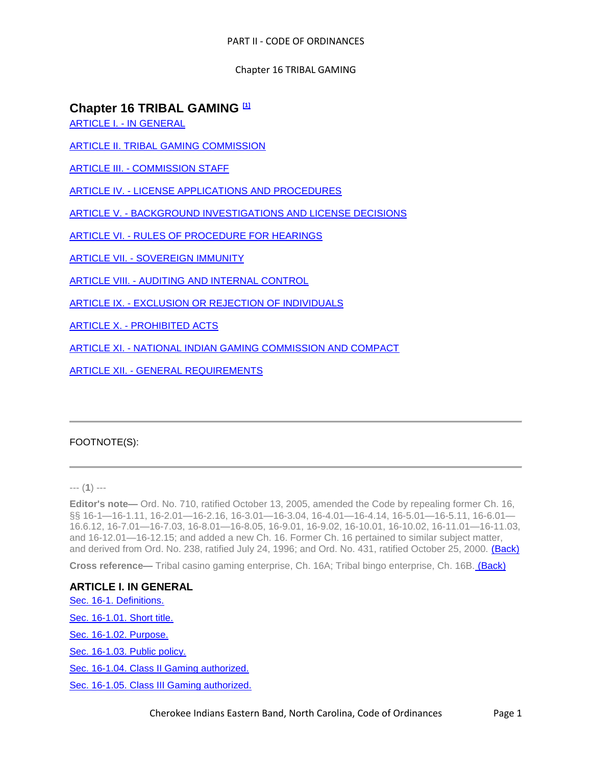# Chapter 16 TRIBAL GAMING [1]

ARTICLE I. - IN GENERAL

ARTICLE II. TRIBAL GAMING COMMISSION

ARTICLE III. - COMMISSION STAFF

ARTICLE IV. - LICENSE APPLICATIONS AND PROCEDURES

ARTICLE V. - BACKGROUND INVESTIGATIONS AND LICENSE DECISIONS

ARTICLE VI. - RULES OF PROCEDURE FOR HEARINGS

ARTICLE VII. - SOVEREIGN IMMUNITY

ARTICLE VIII. - AUDITING AND INTERNAL CONTROL

ARTICLE IX. - EXCLUSION OR REJECTION OF INDIVIDUALS

ARTICLE X. - PROHIBITED ACTS

ARTICLE XI. - NATIONAL INDIAN GAMING COMMISSION AND COMPACT

ARTICLE XII. - GENERAL REQUIREMENTS

---

FOOTNOTE(S):

---

--- (**1**) ---

**Editor's note—** Ord. No. 710, ratified October 13, 2005, amended the Code by repealing former Ch. 16, §§ 16-1—16-1.11, 16-2.01—16-2.16, 16-3.01—16-3.04, 16-4.01—16-4.14, 16-5.01—16-5.11, 16-6.01—16.6.12, 16-7.01—16-7.03, 16-8.01—16-8.05, 16-9.01, 16-9.02, 16-10.01, 16-10.02, 16-11.01—16-11.03, and 16-12.01—16-12.15; and added a new Ch. 16. Former Ch. 16 pertained to similar subject matter, and derived from Ord. No. 238, ratified July 24, 1996; and Ord. No. 431, ratified October 25, 2000. (Back)

**Cross reference—** Tribal casino gaming enterprise, Ch. 16A; Tribal bingo enterprise, Ch. 16B. (Back)

## ARTICLE I. IN GENERAL

Sec. 16-1. Definitions.

Sec. 16-1.01. Short title.

Sec. 16-1.02. Purpose.

Sec. 16-1.03. Public policy.

Sec. 16-1.04. Class II Gaming authorized.

Sec. 16-1.05. Class III Gaming authorized.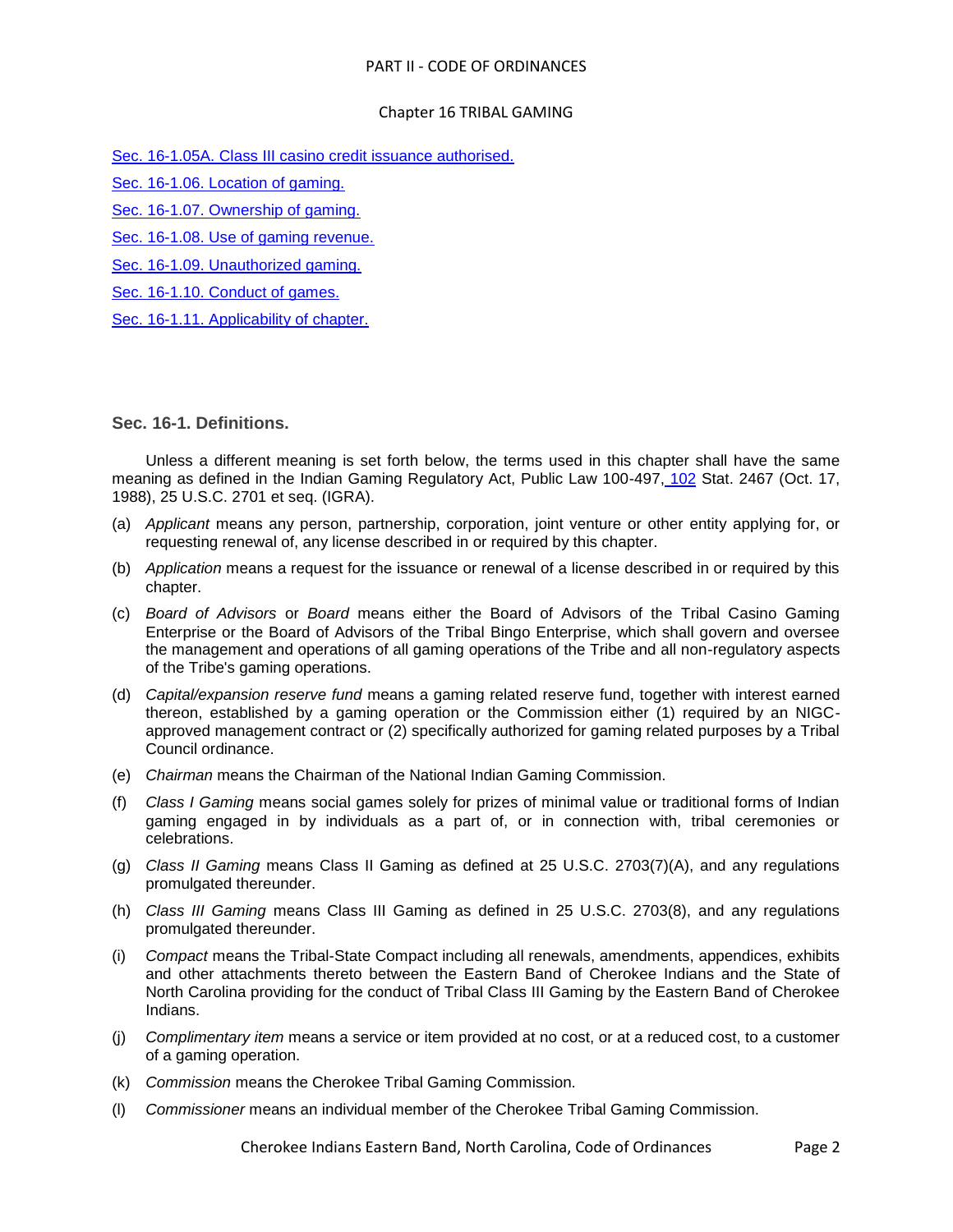Sec. 16-1.05A. Class III casino credit issuance authorised.

Sec. 16-1.06. Location of gaming.

Sec. 16-1.07. Ownership of gaming.

Sec. 16-1.08. Use of gaming revenue.

Sec. 16-1.09. Unauthorized gaming.

Sec. 16-1.10. Conduct of games.

Sec. 16-1.11. Applicability of chapter.

### Sec. 16-1. Definitions.

Unless a different meaning is set forth below, the terms used in this chapter shall have the same meaning as defined in the Indian Gaming Regulatory Act, Public Law 100-497, 102 Stat. 2467 (Oct. 17, 1988), 25 U.S.C. 2701 et seq. (IGRA).

(a) *Applicant* means any person, partnership, corporation, joint venture or other entity applying for, or requesting renewal of, any license described in or required by this chapter.

(b) *Application* means a request for the issuance or renewal of a license described in or required by this chapter.

(c) *Board of Advisors* or *Board* means either the Board of Advisors of the Tribal Casino Gaming Enterprise or the Board of Advisors of the Tribal Bingo Enterprise, which shall govern and oversee the management and operations of all gaming operations of the Tribe and all non-regulatory aspects of the Tribe's gaming operations.

(d) *Capital/expansion reserve fund* means a gaming related reserve fund, together with interest earned thereon, established by a gaming operation or the Commission either (1) required by an NIGC-approved management contract or (2) specifically authorized for gaming related purposes by a Tribal Council ordinance.

(e) *Chairman* means the Chairman of the National Indian Gaming Commission.

(f) *Class I Gaming* means social games solely for prizes of minimal value or traditional forms of Indian gaming engaged in by individuals as a part of, or in connection with, tribal ceremonies or celebrations.

(g) *Class II Gaming* means Class II Gaming as defined at 25 U.S.C. 2703(7)(A), and any regulations promulgated thereunder.

(h) *Class III Gaming* means Class III Gaming as defined in 25 U.S.C. 2703(8), and any regulations promulgated thereunder.

(i) *Compact* means the Tribal-State Compact including all renewals, amendments, appendices, exhibits and other attachments thereto between the Eastern Band of Cherokee Indians and the State of North Carolina providing for the conduct of Tribal Class III Gaming by the Eastern Band of Cherokee Indians.

(j) *Complimentary item* means a service or item provided at no cost, or at a reduced cost, to a customer of a gaming operation.

(k) *Commission* means the Cherokee Tribal Gaming Commission.

(l) *Commissioner* means an individual member of the Cherokee Tribal Gaming Commission.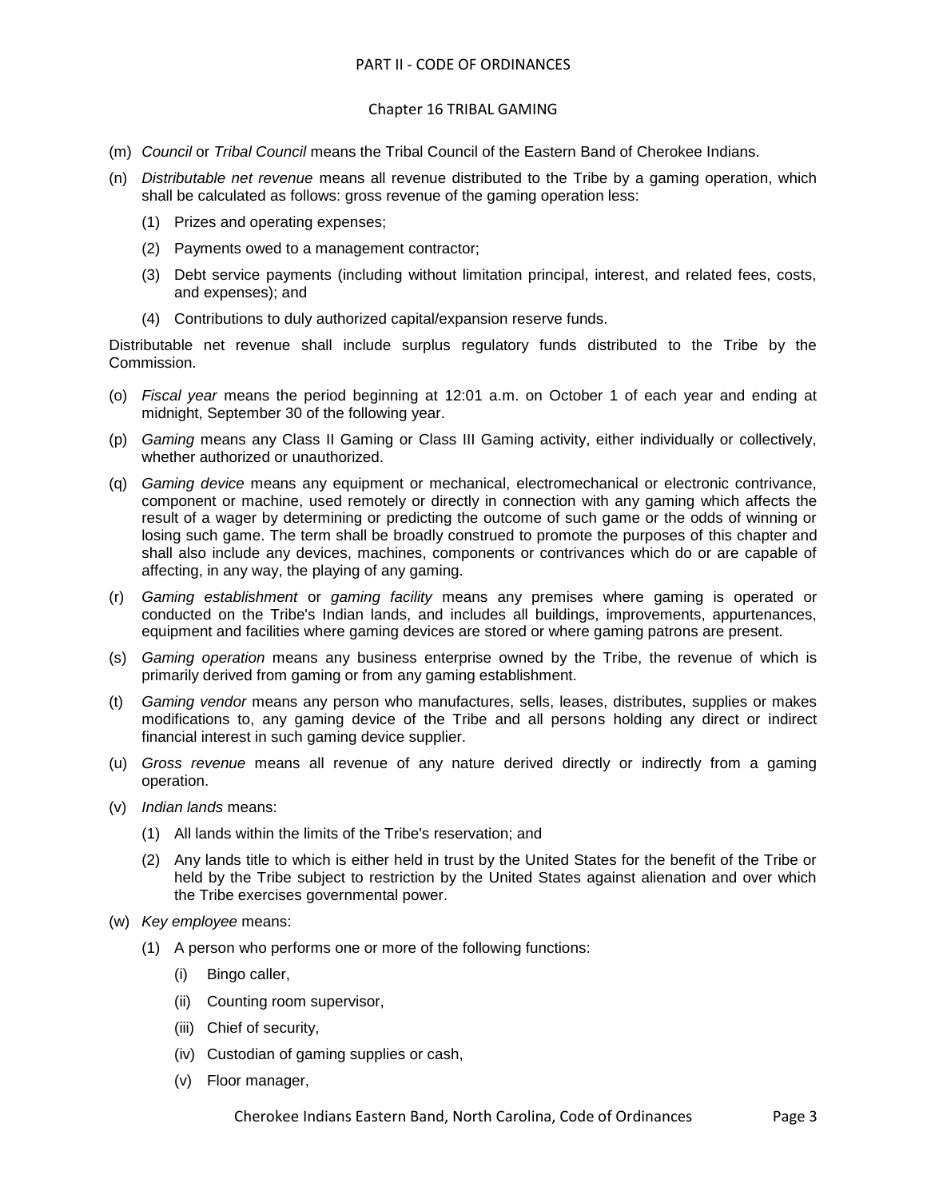(m) *Council* or *Tribal Council* means the Tribal Council of the Eastern Band of Cherokee Indians.

(n) *Distributable net revenue* means all revenue distributed to the Tribe by a gaming operation, which shall be calculated as follows: gross revenue of the gaming operation less:

   (1) Prizes and operating expenses;

   (2) Payments owed to a management contractor;

   (3) Debt service payments (including without limitation principal, interest, and related fees, costs, and expenses); and

   (4) Contributions to duly authorized capital/expansion reserve funds.

Distributable net revenue shall include surplus regulatory funds distributed to the Tribe by the Commission.

(o) *Fiscal year* means the period beginning at 12:01 a.m. on October 1 of each year and ending at midnight, September 30 of the following year.

(p) *Gaming* means any Class II Gaming or Class III Gaming activity, either individually or collectively, whether authorized or unauthorized.

(q) *Gaming device* means any equipment or mechanical, electromechanical or electronic contrivance, component or machine, used remotely or directly in connection with any gaming which affects the result of a wager by determining or predicting the outcome of such game or the odds of winning or losing such game. The term shall be broadly construed to promote the purposes of this chapter and shall also include any devices, machines, components or contrivances which do or are capable of affecting, in any way, the playing of any gaming.

(r) *Gaming establishment* or *gaming facility* means any premises where gaming is operated or conducted on the Tribe's Indian lands, and includes all buildings, improvements, appurtenances, equipment and facilities where gaming devices are stored or where gaming patrons are present.

(s) *Gaming operation* means any business enterprise owned by the Tribe, the revenue of which is primarily derived from gaming or from any gaming establishment.

(t) *Gaming vendor* means any person who manufactures, sells, leases, distributes, supplies or makes modifications to, any gaming device of the Tribe and all persons holding any direct or indirect financial interest in such gaming device supplier.

(u) *Gross revenue* means all revenue of any nature derived directly or indirectly from a gaming operation.

(v) *Indian lands* means:

   (1) All lands within the limits of the Tribe's reservation; and

   (2) Any lands title to which is either held in trust by the United States for the benefit of the Tribe or held by the Tribe subject to restriction by the United States against alienation and over which the Tribe exercises governmental power.

(w) *Key employee* means:

   (1) A person who performs one or more of the following functions:

      (i) Bingo caller,

      (ii) Counting room supervisor,

      (iii) Chief of security,

      (iv) Custodian of gaming supplies or cash,

      (v) Floor manager,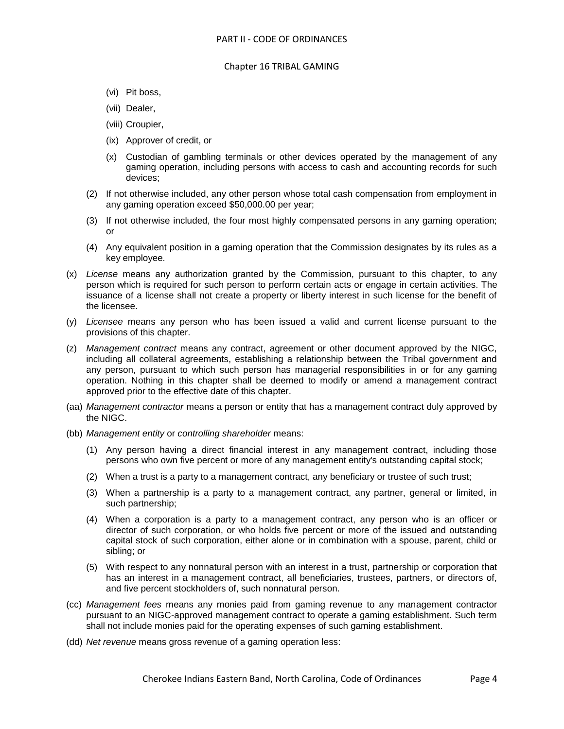(vi) Pit boss,

(vii) Dealer,

(viii) Croupier,

(ix) Approver of credit, or

(x) Custodian of gambling terminals or other devices operated by the management of any gaming operation, including persons with access to cash and accounting records for such devices;

(2) If not otherwise included, any other person whose total cash compensation from employment in any gaming operation exceed $50,000.00 per year;

(3) If not otherwise included, the four most highly compensated persons in any gaming operation; or

(4) Any equivalent position in a gaming operation that the Commission designates by its rules as a key employee.

(x) *License* means any authorization granted by the Commission, pursuant to this chapter, to any person which is required for such person to perform certain acts or engage in certain activities. The issuance of a license shall not create a property or liberty interest in such license for the benefit of the licensee.

(y) *Licensee* means any person who has been issued a valid and current license pursuant to the provisions of this chapter.

(z) *Management contract* means any contract, agreement or other document approved by the NIGC, including all collateral agreements, establishing a relationship between the Tribal government and any person, pursuant to which such person has managerial responsibilities in or for any gaming operation. Nothing in this chapter shall be deemed to modify or amend a management contract approved prior to the effective date of this chapter.

(aa) *Management contractor* means a person or entity that has a management contract duly approved by the NIGC.

(bb) *Management entity* or *controlling shareholder* means:

(1) Any person having a direct financial interest in any management contract, including those persons who own five percent or more of any management entity's outstanding capital stock;

(2) When a trust is a party to a management contract, any beneficiary or trustee of such trust;

(3) When a partnership is a party to a management contract, any partner, general or limited, in such partnership;

(4) When a corporation is a party to a management contract, any person who is an officer or director of such corporation, or who holds five percent or more of the issued and outstanding capital stock of such corporation, either alone or in combination with a spouse, parent, child or sibling; or

(5) With respect to any nonnatural person with an interest in a trust, partnership or corporation that has an interest in a management contract, all beneficiaries, trustees, partners, or directors of, and five percent stockholders of, such nonnatural person.

(cc) *Management fees* means any monies paid from gaming revenue to any management contractor pursuant to an NIGC-approved management contract to operate a gaming establishment. Such term shall not include monies paid for the operating expenses of such gaming establishment.

(dd) *Net revenue* means gross revenue of a gaming operation less: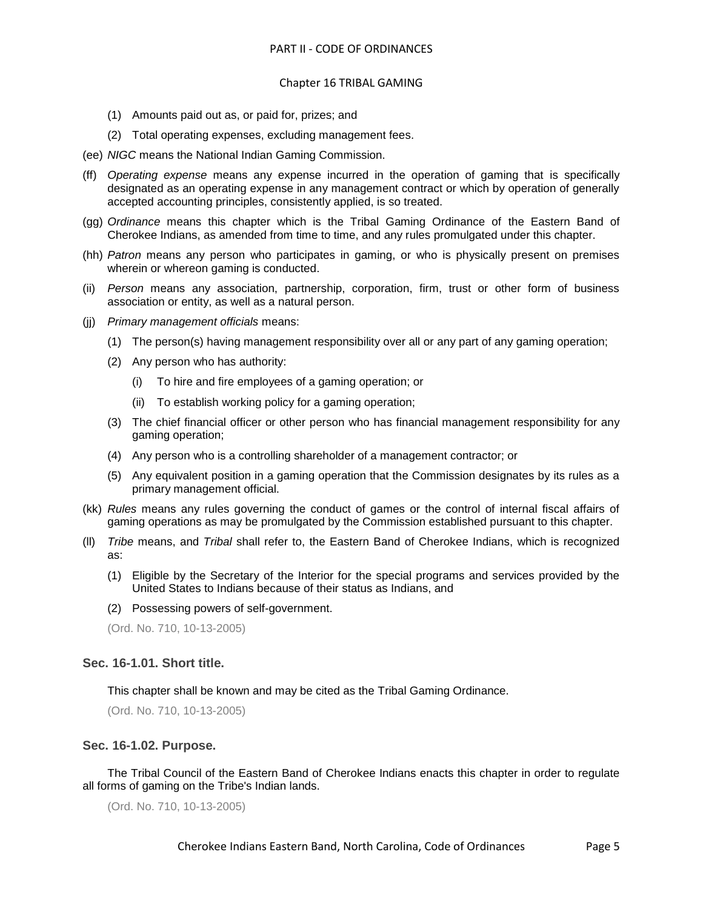(1) Amounts paid out as, or paid for, prizes; and

(2) Total operating expenses, excluding management fees.

(ee) *NIGC* means the National Indian Gaming Commission.

(ff) *Operating expense* means any expense incurred in the operation of gaming that is specifically designated as an operating expense in any management contract or which by operation of generally accepted accounting principles, consistently applied, is so treated.

(gg) *Ordinance* means this chapter which is the Tribal Gaming Ordinance of the Eastern Band of Cherokee Indians, as amended from time to time, and any rules promulgated under this chapter.

(hh) *Patron* means any person who participates in gaming, or who is physically present on premises wherein or whereon gaming is conducted.

(ii) *Person* means any association, partnership, corporation, firm, trust or other form of business association or entity, as well as a natural person.

(jj) *Primary management officials* means:

(1) The person(s) having management responsibility over all or any part of any gaming operation;

(2) Any person who has authority:

(i) To hire and fire employees of a gaming operation; or

(ii) To establish working policy for a gaming operation;

(3) The chief financial officer or other person who has financial management responsibility for any gaming operation;

(4) Any person who is a controlling shareholder of a management contractor; or

(5) Any equivalent position in a gaming operation that the Commission designates by its rules as a primary management official.

(kk) *Rules* means any rules governing the conduct of games or the control of internal fiscal affairs of gaming operations as may be promulgated by the Commission established pursuant to this chapter.

(ll) *Tribe* means, and *Tribal* shall refer to, the Eastern Band of Cherokee Indians, which is recognized as:

(1) Eligible by the Secretary of the Interior for the special programs and services provided by the United States to Indians because of their status as Indians, and

(2) Possessing powers of self-government.

(Ord. No. 710, 10-13-2005)

### Sec. 16-1.01. Short title.

This chapter shall be known and may be cited as the Tribal Gaming Ordinance.

(Ord. No. 710, 10-13-2005)

### Sec. 16-1.02. Purpose.

The Tribal Council of the Eastern Band of Cherokee Indians enacts this chapter in order to regulate all forms of gaming on the Tribe's Indian lands.

(Ord. No. 710, 10-13-2005)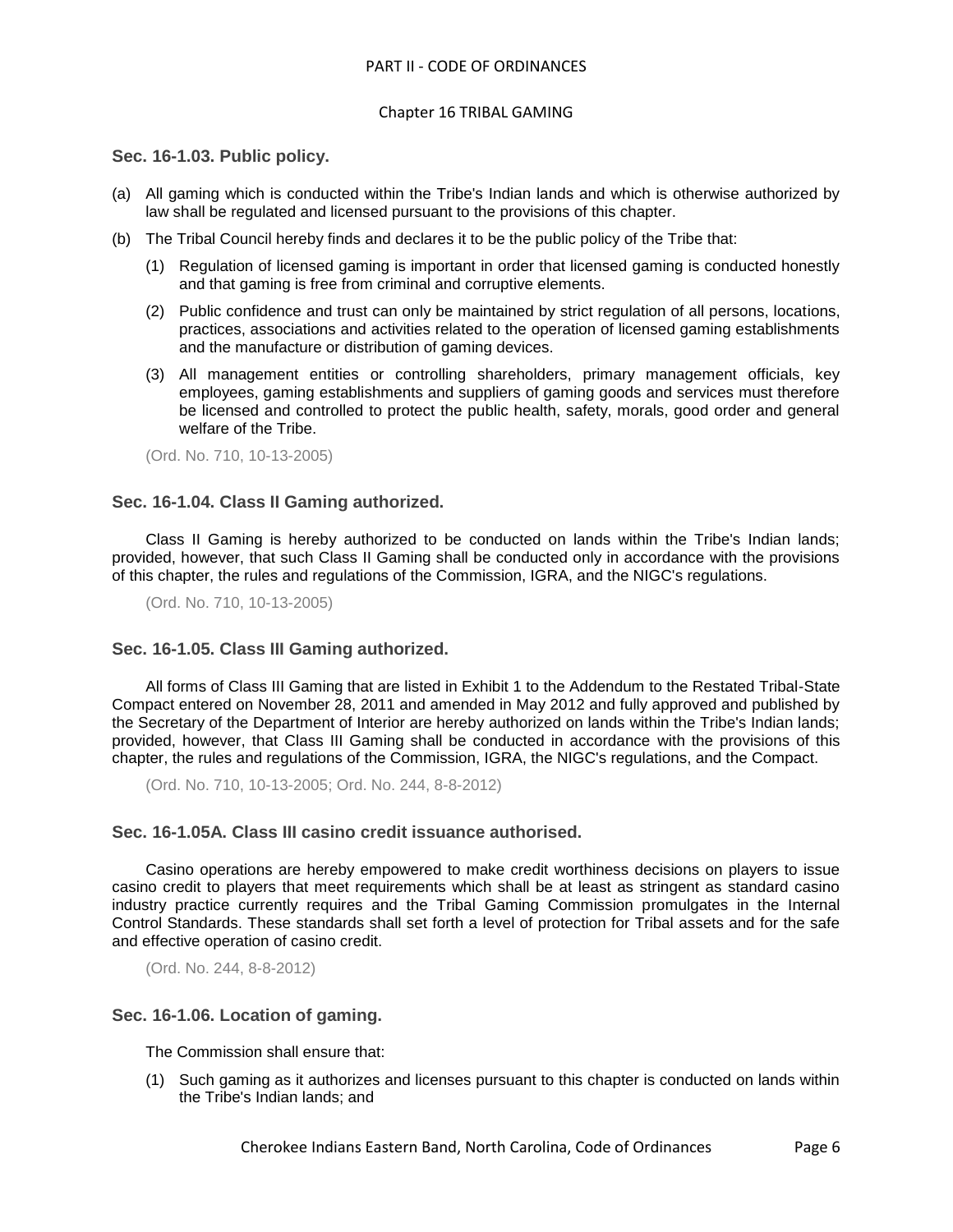### Sec. 16-1.03. Public policy.

(a) All gaming which is conducted within the Tribe's Indian lands and which is otherwise authorized by law shall be regulated and licensed pursuant to the provisions of this chapter.

(b) The Tribal Council hereby finds and declares it to be the public policy of the Tribe that:

   (1) Regulation of licensed gaming is important in order that licensed gaming is conducted honestly and that gaming is free from criminal and corruptive elements.

   (2) Public confidence and trust can only be maintained by strict regulation of all persons, locations, practices, associations and activities related to the operation of licensed gaming establishments and the manufacture or distribution of gaming devices.

   (3) All management entities or controlling shareholders, primary management officials, key employees, gaming establishments and suppliers of gaming goods and services must therefore be licensed and controlled to protect the public health, safety, morals, good order and general welfare of the Tribe.

(Ord. No. 710, 10-13-2005)

### Sec. 16-1.04. Class II Gaming authorized.

Class II Gaming is hereby authorized to be conducted on lands within the Tribe's Indian lands; provided, however, that such Class II Gaming shall be conducted only in accordance with the provisions of this chapter, the rules and regulations of the Commission, IGRA, and the NIGC's regulations.

(Ord. No. 710, 10-13-2005)

### Sec. 16-1.05. Class III Gaming authorized.

All forms of Class III Gaming that are listed in Exhibit 1 to the Addendum to the Restated Tribal-State Compact entered on November 28, 2011 and amended in May 2012 and fully approved and published by the Secretary of the Department of Interior are hereby authorized on lands within the Tribe's Indian lands; provided, however, that Class III Gaming shall be conducted in accordance with the provisions of this chapter, the rules and regulations of the Commission, IGRA, the NIGC's regulations, and the Compact.

(Ord. No. 710, 10-13-2005; Ord. No. 244, 8-8-2012)

### Sec. 16-1.05A. Class III casino credit issuance authorised.

Casino operations are hereby empowered to make credit worthiness decisions on players to issue casino credit to players that meet requirements which shall be at least as stringent as standard casino industry practice currently requires and the Tribal Gaming Commission promulgates in the Internal Control Standards. These standards shall set forth a level of protection for Tribal assets and for the safe and effective operation of casino credit.

(Ord. No. 244, 8-8-2012)

### Sec. 16-1.06. Location of gaming.

The Commission shall ensure that:

   (1) Such gaming as it authorizes and licenses pursuant to this chapter is conducted on lands within the Tribe's Indian lands; and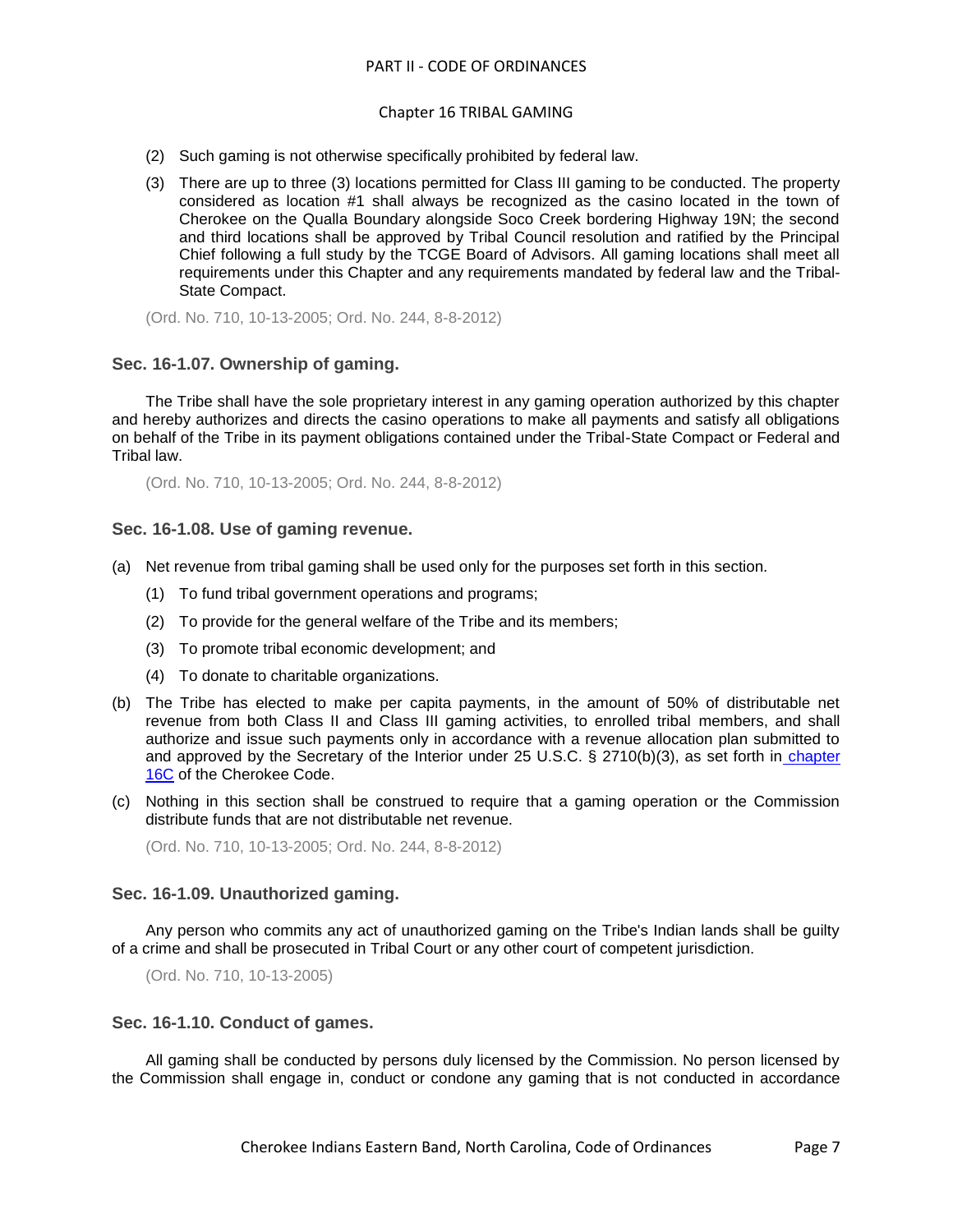(2) Such gaming is not otherwise specifically prohibited by federal law.

(3) There are up to three (3) locations permitted for Class III gaming to be conducted. The property considered as location #1 shall always be recognized as the casino located in the town of Cherokee on the Qualla Boundary alongside Soco Creek bordering Highway 19N; the second and third locations shall be approved by Tribal Council resolution and ratified by the Principal Chief following a full study by the TCGE Board of Advisors. All gaming locations shall meet all requirements under this Chapter and any requirements mandated by federal law and the Tribal-State Compact.

(Ord. No. 710, 10-13-2005; Ord. No. 244, 8-8-2012)

### Sec. 16-1.07. Ownership of gaming.

The Tribe shall have the sole proprietary interest in any gaming operation authorized by this chapter and hereby authorizes and directs the casino operations to make all payments and satisfy all obligations on behalf of the Tribe in its payment obligations contained under the Tribal-State Compact or Federal and Tribal law.

(Ord. No. 710, 10-13-2005; Ord. No. 244, 8-8-2012)

### Sec. 16-1.08. Use of gaming revenue.

(a) Net revenue from tribal gaming shall be used only for the purposes set forth in this section.

(1) To fund tribal government operations and programs;

(2) To provide for the general welfare of the Tribe and its members;

(3) To promote tribal economic development; and

(4) To donate to charitable organizations.

(b) The Tribe has elected to make per capita payments, in the amount of 50% of distributable net revenue from both Class II and Class III gaming activities, to enrolled tribal members, and shall authorize and issue such payments only in accordance with a revenue allocation plan submitted to and approved by the Secretary of the Interior under 25 U.S.C. § 2710(b)(3), as set forth in chapter 16C of the Cherokee Code.

(c) Nothing in this section shall be construed to require that a gaming operation or the Commission distribute funds that are not distributable net revenue.

(Ord. No. 710, 10-13-2005; Ord. No. 244, 8-8-2012)

### Sec. 16-1.09. Unauthorized gaming.

Any person who commits any act of unauthorized gaming on the Tribe's Indian lands shall be guilty of a crime and shall be prosecuted in Tribal Court or any other court of competent jurisdiction.

(Ord. No. 710, 10-13-2005)

### Sec. 16-1.10. Conduct of games.

All gaming shall be conducted by persons duly licensed by the Commission. No person licensed by the Commission shall engage in, conduct or condone any gaming that is not conducted in accordance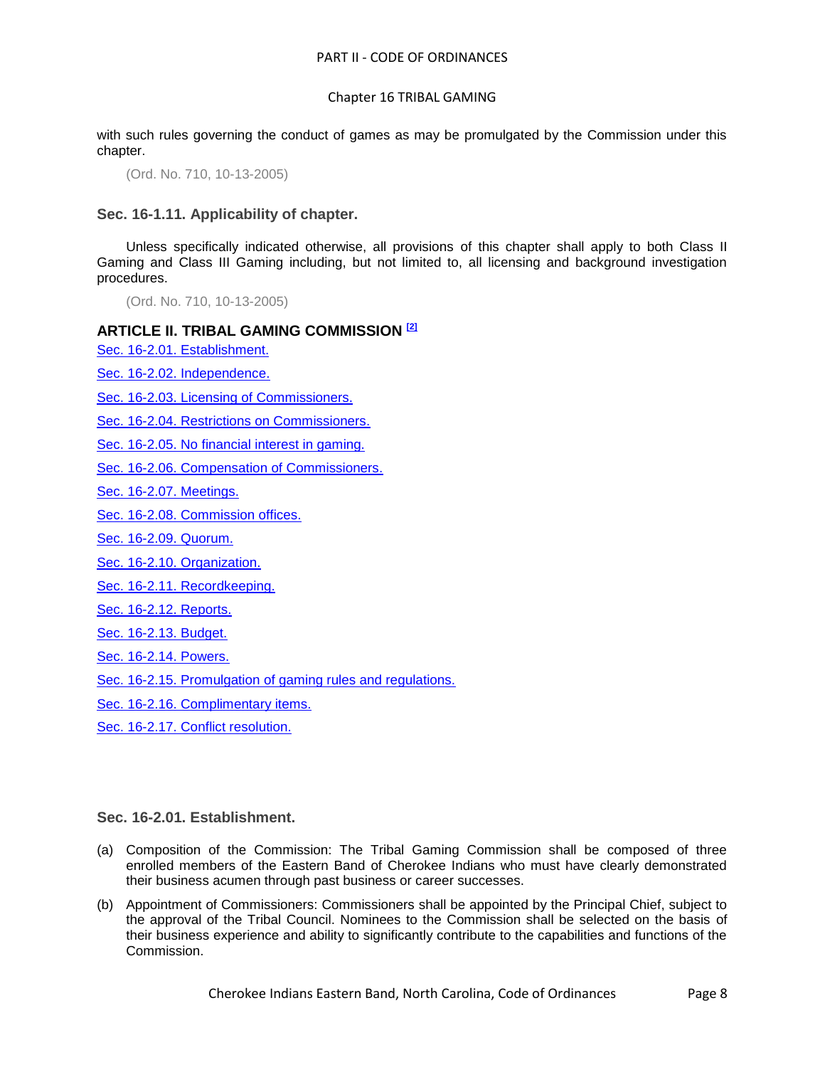with such rules governing the conduct of games as may be promulgated by the Commission under this chapter.

(Ord. No. 710, 10-13-2005)

### Sec. 16-1.11. Applicability of chapter.

Unless specifically indicated otherwise, all provisions of this chapter shall apply to both Class II Gaming and Class III Gaming including, but not limited to, all licensing and background investigation procedures.

(Ord. No. 710, 10-13-2005)

## ARTICLE II. TRIBAL GAMING COMMISSION [2]

Sec. 16-2.01. Establishment.

Sec. 16-2.02. Independence.

Sec. 16-2.03. Licensing of Commissioners.

Sec. 16-2.04. Restrictions on Commissioners.

Sec. 16-2.05. No financial interest in gaming.

Sec. 16-2.06. Compensation of Commissioners.

Sec. 16-2.07. Meetings.

Sec. 16-2.08. Commission offices.

Sec. 16-2.09. Quorum.

Sec. 16-2.10. Organization.

Sec. 16-2.11. Recordkeeping.

Sec. 16-2.12. Reports.

Sec. 16-2.13. Budget.

Sec. 16-2.14. Powers.

Sec. 16-2.15. Promulgation of gaming rules and regulations.

Sec. 16-2.16. Complimentary items.

Sec. 16-2.17. Conflict resolution.

### Sec. 16-2.01. Establishment.

(a) Composition of the Commission: The Tribal Gaming Commission shall be composed of three enrolled members of the Eastern Band of Cherokee Indians who must have clearly demonstrated their business acumen through past business or career successes.

(b) Appointment of Commissioners: Commissioners shall be appointed by the Principal Chief, subject to the approval of the Tribal Council. Nominees to the Commission shall be selected on the basis of their business experience and ability to significantly contribute to the capabilities and functions of the Commission.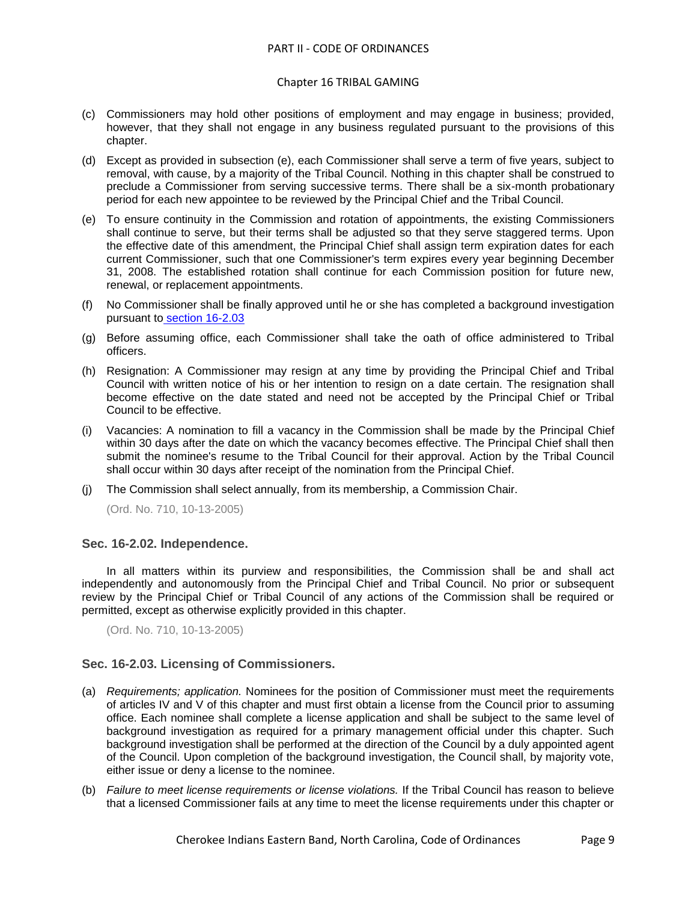- (c) Commissioners may hold other positions of employment and may engage in business; provided, however, that they shall not engage in any business regulated pursuant to the provisions of this chapter.
- (d) Except as provided in subsection (e), each Commissioner shall serve a term of five years, subject to removal, with cause, by a majority of the Tribal Council. Nothing in this chapter shall be construed to preclude a Commissioner from serving successive terms. There shall be a six-month probationary period for each new appointee to be reviewed by the Principal Chief and the Tribal Council.
- (e) To ensure continuity in the Commission and rotation of appointments, the existing Commissioners shall continue to serve, but their terms shall be adjusted so that they serve staggered terms. Upon the effective date of this amendment, the Principal Chief shall assign term expiration dates for each current Commissioner, such that one Commissioner's term expires every year beginning December 31, 2008. The established rotation shall continue for each Commission position for future new, renewal, or replacement appointments.
- (f) No Commissioner shall be finally approved until he or she has completed a background investigation pursuant to section 16-2.03
- (g) Before assuming office, each Commissioner shall take the oath of office administered to Tribal officers.
- (h) Resignation: A Commissioner may resign at any time by providing the Principal Chief and Tribal Council with written notice of his or her intention to resign on a date certain. The resignation shall become effective on the date stated and need not be accepted by the Principal Chief or Tribal Council to be effective.
- (i) Vacancies: A nomination to fill a vacancy in the Commission shall be made by the Principal Chief within 30 days after the date on which the vacancy becomes effective. The Principal Chief shall then submit the nominee's resume to the Tribal Council for their approval. Action by the Tribal Council shall occur within 30 days after receipt of the nomination from the Principal Chief.
- (j) The Commission shall select annually, from its membership, a Commission Chair.

(Ord. No. 710, 10-13-2005)

### Sec. 16-2.02. Independence.

In all matters within its purview and responsibilities, the Commission shall be and shall act independently and autonomously from the Principal Chief and Tribal Council. No prior or subsequent review by the Principal Chief or Tribal Council of any actions of the Commission shall be required or permitted, except as otherwise explicitly provided in this chapter.

(Ord. No. 710, 10-13-2005)

### Sec. 16-2.03. Licensing of Commissioners.

- (a) *Requirements; application.* Nominees for the position of Commissioner must meet the requirements of articles IV and V of this chapter and must first obtain a license from the Council prior to assuming office. Each nominee shall complete a license application and shall be subject to the same level of background investigation as required for a primary management official under this chapter. Such background investigation shall be performed at the direction of the Council by a duly appointed agent of the Council. Upon completion of the background investigation, the Council shall, by majority vote, either issue or deny a license to the nominee.
- (b) *Failure to meet license requirements or license violations.* If the Tribal Council has reason to believe that a licensed Commissioner fails at any time to meet the license requirements under this chapter or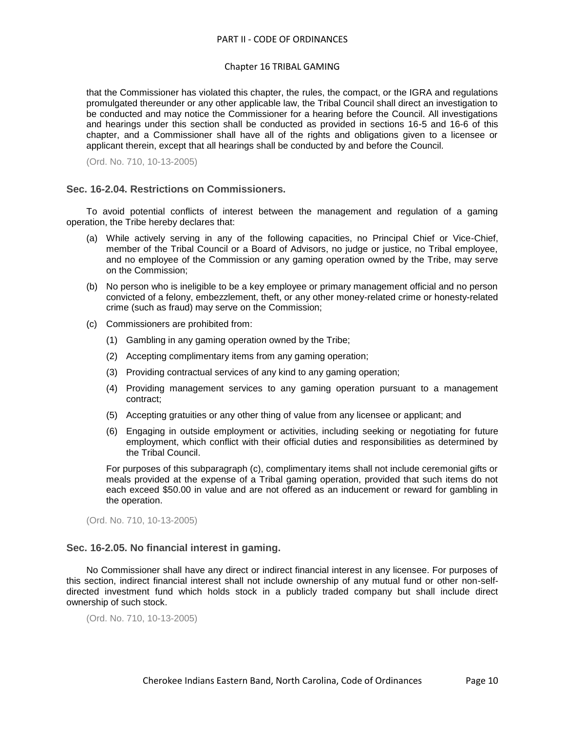that the Commissioner has violated this chapter, the rules, the compact, or the IGRA and regulations promulgated thereunder or any other applicable law, the Tribal Council shall direct an investigation to be conducted and may notice the Commissioner for a hearing before the Council. All investigations and hearings under this section shall be conducted as provided in sections 16-5 and 16-6 of this chapter, and a Commissioner shall have all of the rights and obligations given to a licensee or applicant therein, except that all hearings shall be conducted by and before the Council.

(Ord. No. 710, 10-13-2005)

### Sec. 16-2.04. Restrictions on Commissioners.

To avoid potential conflicts of interest between the management and regulation of a gaming operation, the Tribe hereby declares that:

(a) While actively serving in any of the following capacities, no Principal Chief or Vice-Chief, member of the Tribal Council or a Board of Advisors, no judge or justice, no Tribal employee, and no employee of the Commission or any gaming operation owned by the Tribe, may serve on the Commission;

(b) No person who is ineligible to be a key employee or primary management official and no person convicted of a felony, embezzlement, theft, or any other money-related crime or honesty-related crime (such as fraud) may serve on the Commission;

(c) Commissioners are prohibited from:

  (1) Gambling in any gaming operation owned by the Tribe;

  (2) Accepting complimentary items from any gaming operation;

  (3) Providing contractual services of any kind to any gaming operation;

  (4) Providing management services to any gaming operation pursuant to a management contract;

  (5) Accepting gratuities or any other thing of value from any licensee or applicant; and

  (6) Engaging in outside employment or activities, including seeking or negotiating for future employment, which conflict with their official duties and responsibilities as determined by the Tribal Council.

  For purposes of this subparagraph (c), complimentary items shall not include ceremonial gifts or meals provided at the expense of a Tribal gaming operation, provided that such items do not each exceed $50.00 in value and are not offered as an inducement or reward for gambling in the operation.

(Ord. No. 710, 10-13-2005)

### Sec. 16-2.05. No financial interest in gaming.

No Commissioner shall have any direct or indirect financial interest in any licensee. For purposes of this section, indirect financial interest shall not include ownership of any mutual fund or other non-self-directed investment fund which holds stock in a publicly traded company but shall include direct ownership of such stock.

(Ord. No. 710, 10-13-2005)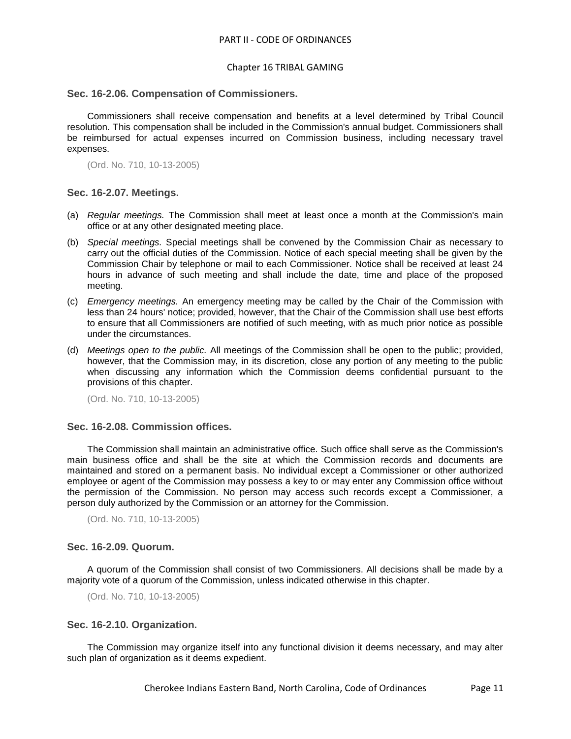### Sec. 16-2.06. Compensation of Commissioners.

Commissioners shall receive compensation and benefits at a level determined by Tribal Council resolution. This compensation shall be included in the Commission's annual budget. Commissioners shall be reimbursed for actual expenses incurred on Commission business, including necessary travel expenses.

(Ord. No. 710, 10-13-2005)

### Sec. 16-2.07. Meetings.

(a) *Regular meetings.* The Commission shall meet at least once a month at the Commission's main office or at any other designated meeting place.

(b) *Special meetings.* Special meetings shall be convened by the Commission Chair as necessary to carry out the official duties of the Commission. Notice of each special meeting shall be given by the Commission Chair by telephone or mail to each Commissioner. Notice shall be received at least 24 hours in advance of such meeting and shall include the date, time and place of the proposed meeting.

(c) *Emergency meetings.* An emergency meeting may be called by the Chair of the Commission with less than 24 hours' notice; provided, however, that the Chair of the Commission shall use best efforts to ensure that all Commissioners are notified of such meeting, with as much prior notice as possible under the circumstances.

(d) *Meetings open to the public.* All meetings of the Commission shall be open to the public; provided, however, that the Commission may, in its discretion, close any portion of any meeting to the public when discussing any information which the Commission deems confidential pursuant to the provisions of this chapter.

(Ord. No. 710, 10-13-2005)

### Sec. 16-2.08. Commission offices.

The Commission shall maintain an administrative office. Such office shall serve as the Commission's main business office and shall be the site at which the Commission records and documents are maintained and stored on a permanent basis. No individual except a Commissioner or other authorized employee or agent of the Commission may possess a key to or may enter any Commission office without the permission of the Commission. No person may access such records except a Commissioner, a person duly authorized by the Commission or an attorney for the Commission.

(Ord. No. 710, 10-13-2005)

### Sec. 16-2.09. Quorum.

A quorum of the Commission shall consist of two Commissioners. All decisions shall be made by a majority vote of a quorum of the Commission, unless indicated otherwise in this chapter.

(Ord. No. 710, 10-13-2005)

### Sec. 16-2.10. Organization.

The Commission may organize itself into any functional division it deems necessary, and may alter such plan of organization as it deems expedient.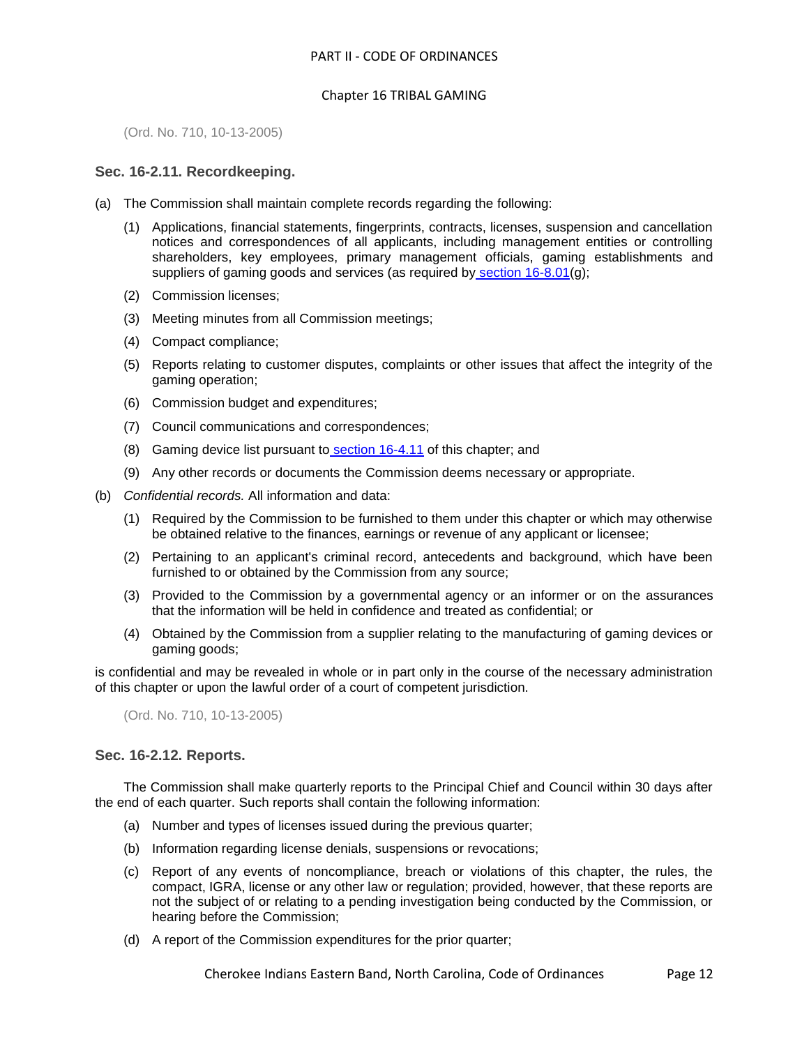(Ord. No. 710, 10-13-2005)

### Sec. 16-2.11. Recordkeeping.

(a) The Commission shall maintain complete records regarding the following:

  (1) Applications, financial statements, fingerprints, contracts, licenses, suspension and cancellation notices and correspondences of all applicants, including management entities or controlling shareholders, key employees, primary management officials, gaming establishments and suppliers of gaming goods and services (as required by section 16-8.01(g);

  (2) Commission licenses;

  (3) Meeting minutes from all Commission meetings;

  (4) Compact compliance;

  (5) Reports relating to customer disputes, complaints or other issues that affect the integrity of the gaming operation;

  (6) Commission budget and expenditures;

  (7) Council communications and correspondences;

  (8) Gaming device list pursuant to section 16-4.11 of this chapter; and

  (9) Any other records or documents the Commission deems necessary or appropriate.

(b) *Confidential records.* All information and data:

  (1) Required by the Commission to be furnished to them under this chapter or which may otherwise be obtained relative to the finances, earnings or revenue of any applicant or licensee;

  (2) Pertaining to an applicant's criminal record, antecedents and background, which have been furnished to or obtained by the Commission from any source;

  (3) Provided to the Commission by a governmental agency or an informer or on the assurances that the information will be held in confidence and treated as confidential; or

  (4) Obtained by the Commission from a supplier relating to the manufacturing of gaming devices or gaming goods;

is confidential and may be revealed in whole or in part only in the course of the necessary administration of this chapter or upon the lawful order of a court of competent jurisdiction.

(Ord. No. 710, 10-13-2005)

### Sec. 16-2.12. Reports.

The Commission shall make quarterly reports to the Principal Chief and Council within 30 days after the end of each quarter. Such reports shall contain the following information:

  (a) Number and types of licenses issued during the previous quarter;

  (b) Information regarding license denials, suspensions or revocations;

  (c) Report of any events of noncompliance, breach or violations of this chapter, the rules, the compact, IGRA, license or any other law or regulation; provided, however, that these reports are not the subject of or relating to a pending investigation being conducted by the Commission, or hearing before the Commission;

  (d) A report of the Commission expenditures for the prior quarter;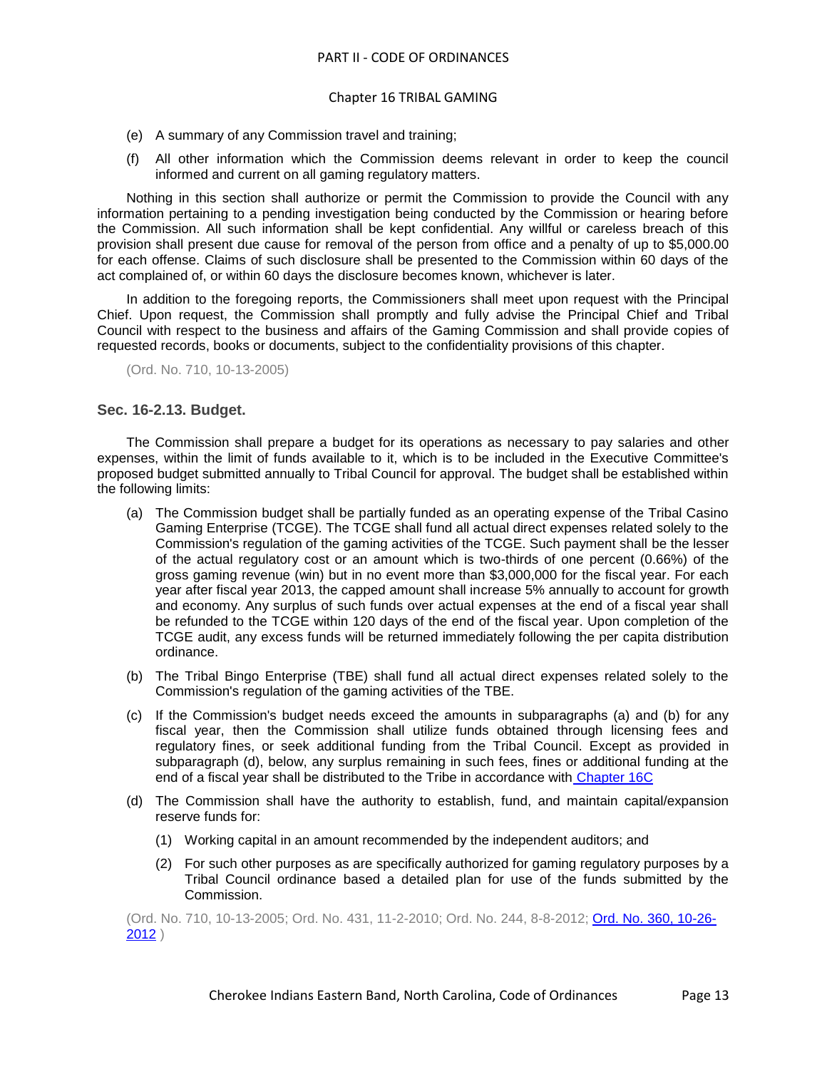(e) A summary of any Commission travel and training;

(f) All other information which the Commission deems relevant in order to keep the council informed and current on all gaming regulatory matters.

Nothing in this section shall authorize or permit the Commission to provide the Council with any information pertaining to a pending investigation being conducted by the Commission or hearing before the Commission. All such information shall be kept confidential. Any willful or careless breach of this provision shall present due cause for removal of the person from office and a penalty of up to $5,000.00 for each offense. Claims of such disclosure shall be presented to the Commission within 60 days of the act complained of, or within 60 days the disclosure becomes known, whichever is later.

In addition to the foregoing reports, the Commissioners shall meet upon request with the Principal Chief. Upon request, the Commission shall promptly and fully advise the Principal Chief and Tribal Council with respect to the business and affairs of the Gaming Commission and shall provide copies of requested records, books or documents, subject to the confidentiality provisions of this chapter.

(Ord. No. 710, 10-13-2005)

### Sec. 16-2.13. Budget.

The Commission shall prepare a budget for its operations as necessary to pay salaries and other expenses, within the limit of funds available to it, which is to be included in the Executive Committee's proposed budget submitted annually to Tribal Council for approval. The budget shall be established within the following limits:

(a) The Commission budget shall be partially funded as an operating expense of the Tribal Casino Gaming Enterprise (TCGE). The TCGE shall fund all actual direct expenses related solely to the Commission's regulation of the gaming activities of the TCGE. Such payment shall be the lesser of the actual regulatory cost or an amount which is two-thirds of one percent (0.66%) of the gross gaming revenue (win) but in no event more than $3,000,000 for the fiscal year. For each year after fiscal year 2013, the capped amount shall increase 5% annually to account for growth and economy. Any surplus of such funds over actual expenses at the end of a fiscal year shall be refunded to the TCGE within 120 days of the end of the fiscal year. Upon completion of the TCGE audit, any excess funds will be returned immediately following the per capita distribution ordinance.

(b) The Tribal Bingo Enterprise (TBE) shall fund all actual direct expenses related solely to the Commission's regulation of the gaming activities of the TBE.

(c) If the Commission's budget needs exceed the amounts in subparagraphs (a) and (b) for any fiscal year, then the Commission shall utilize funds obtained through licensing fees and regulatory fines, or seek additional funding from the Tribal Council. Except as provided in subparagraph (d), below, any surplus remaining in such fees, fines or additional funding at the end of a fiscal year shall be distributed to the Tribe in accordance with Chapter 16C

(d) The Commission shall have the authority to establish, fund, and maintain capital/expansion reserve funds for:

   (1) Working capital in an amount recommended by the independent auditors; and

   (2) For such other purposes as are specifically authorized for gaming regulatory purposes by a Tribal Council ordinance based a detailed plan for use of the funds submitted by the Commission.

(Ord. No. 710, 10-13-2005; Ord. No. 431, 11-2-2010; Ord. No. 244, 8-8-2012; Ord. No. 360, 10-26-2012 )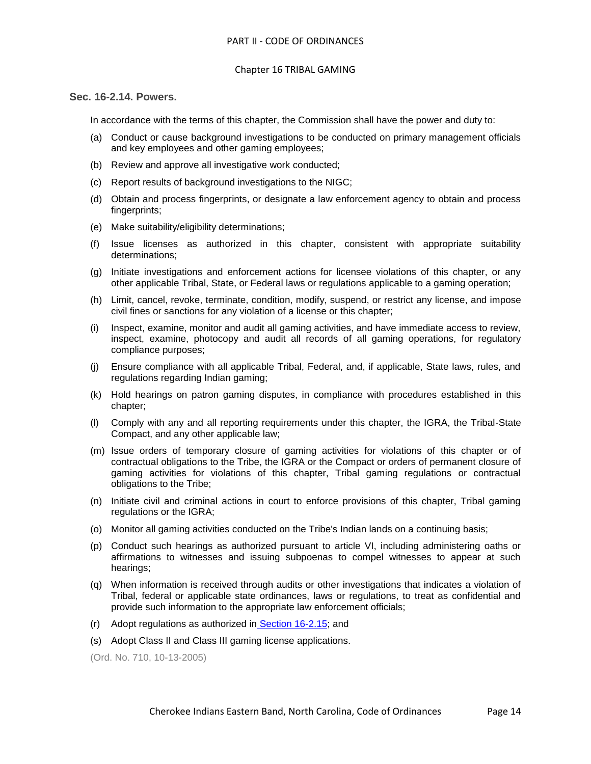### Sec. 16-2.14. Powers.

In accordance with the terms of this chapter, the Commission shall have the power and duty to:

(a) Conduct or cause background investigations to be conducted on primary management officials and key employees and other gaming employees;

(b) Review and approve all investigative work conducted;

(c) Report results of background investigations to the NIGC;

(d) Obtain and process fingerprints, or designate a law enforcement agency to obtain and process fingerprints;

(e) Make suitability/eligibility determinations;

(f) Issue licenses as authorized in this chapter, consistent with appropriate suitability determinations;

(g) Initiate investigations and enforcement actions for licensee violations of this chapter, or any other applicable Tribal, State, or Federal laws or regulations applicable to a gaming operation;

(h) Limit, cancel, revoke, terminate, condition, modify, suspend, or restrict any license, and impose civil fines or sanctions for any violation of a license or this chapter;

(i) Inspect, examine, monitor and audit all gaming activities, and have immediate access to review, inspect, examine, photocopy and audit all records of all gaming operations, for regulatory compliance purposes;

(j) Ensure compliance with all applicable Tribal, Federal, and, if applicable, State laws, rules, and regulations regarding Indian gaming;

(k) Hold hearings on patron gaming disputes, in compliance with procedures established in this chapter;

(l) Comply with any and all reporting requirements under this chapter, the IGRA, the Tribal-State Compact, and any other applicable law;

(m) Issue orders of temporary closure of gaming activities for violations of this chapter or of contractual obligations to the Tribe, the IGRA or the Compact or orders of permanent closure of gaming activities for violations of this chapter, Tribal gaming regulations or contractual obligations to the Tribe;

(n) Initiate civil and criminal actions in court to enforce provisions of this chapter, Tribal gaming regulations or the IGRA;

(o) Monitor all gaming activities conducted on the Tribe's Indian lands on a continuing basis;

(p) Conduct such hearings as authorized pursuant to article VI, including administering oaths or affirmations to witnesses and issuing subpoenas to compel witnesses to appear at such hearings;

(q) When information is received through audits or other investigations that indicates a violation of Tribal, federal or applicable state ordinances, laws or regulations, to treat as confidential and provide such information to the appropriate law enforcement officials;

(r) Adopt regulations as authorized in Section 16-2.15; and

(s) Adopt Class II and Class III gaming license applications.

(Ord. No. 710, 10-13-2005)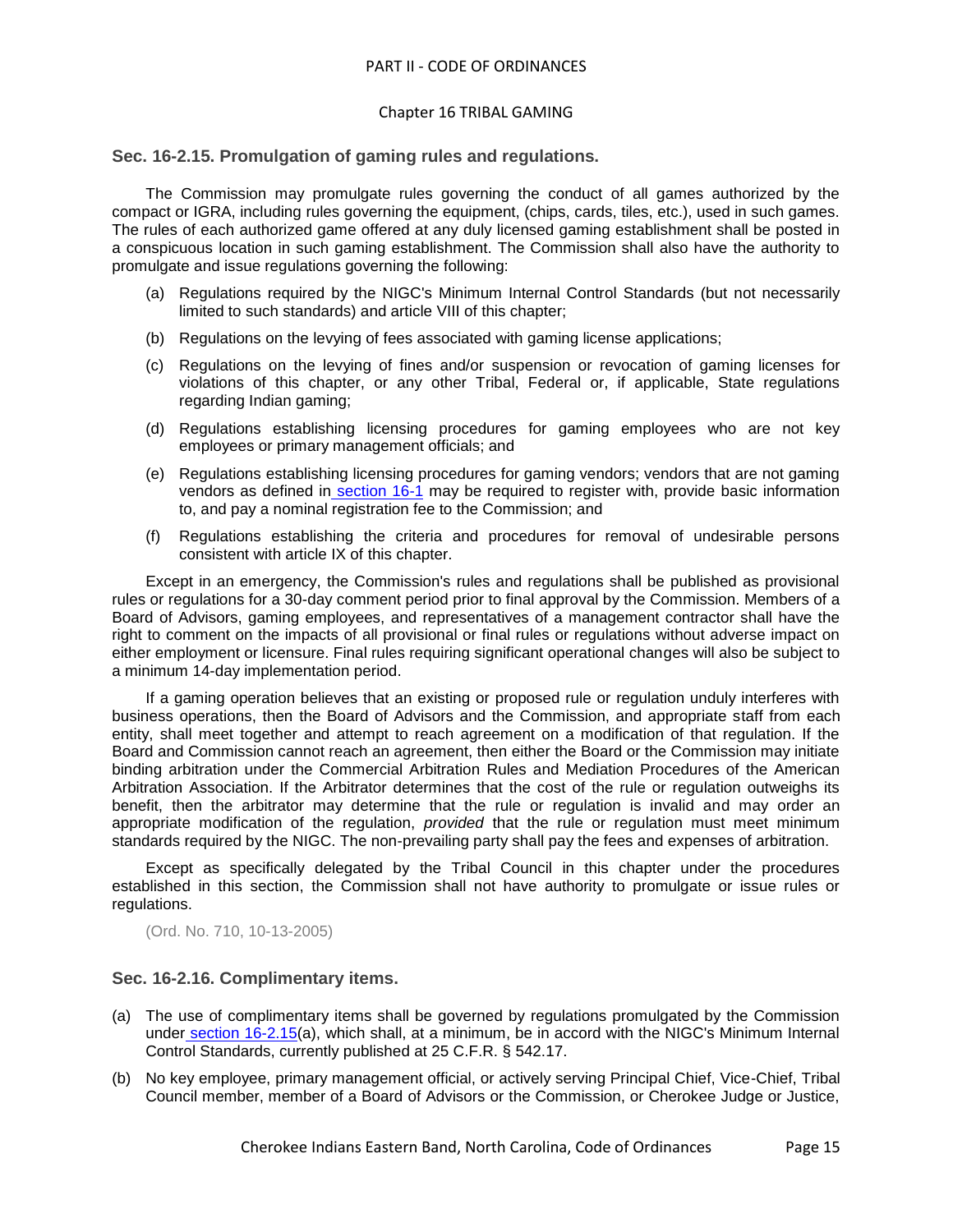## Sec. 16-2.15. Promulgation of gaming rules and regulations.

The Commission may promulgate rules governing the conduct of all games authorized by the compact or IGRA, including rules governing the equipment, (chips, cards, tiles, etc.), used in such games. The rules of each authorized game offered at any duly licensed gaming establishment shall be posted in a conspicuous location in such gaming establishment. The Commission shall also have the authority to promulgate and issue regulations governing the following:

(a) Regulations required by the NIGC's Minimum Internal Control Standards (but not necessarily limited to such standards) and article VIII of this chapter;

(b) Regulations on the levying of fees associated with gaming license applications;

(c) Regulations on the levying of fines and/or suspension or revocation of gaming licenses for violations of this chapter, or any other Tribal, Federal or, if applicable, State regulations regarding Indian gaming;

(d) Regulations establishing licensing procedures for gaming employees who are not key employees or primary management officials; and

(e) Regulations establishing licensing procedures for gaming vendors; vendors that are not gaming vendors as defined in section 16-1 may be required to register with, provide basic information to, and pay a nominal registration fee to the Commission; and

(f) Regulations establishing the criteria and procedures for removal of undesirable persons consistent with article IX of this chapter.

Except in an emergency, the Commission's rules and regulations shall be published as provisional rules or regulations for a 30-day comment period prior to final approval by the Commission. Members of a Board of Advisors, gaming employees, and representatives of a management contractor shall have the right to comment on the impacts of all provisional or final rules or regulations without adverse impact on either employment or licensure. Final rules requiring significant operational changes will also be subject to a minimum 14-day implementation period.

If a gaming operation believes that an existing or proposed rule or regulation unduly interferes with business operations, then the Board of Advisors and the Commission, and appropriate staff from each entity, shall meet together and attempt to reach agreement on a modification of that regulation. If the Board and Commission cannot reach an agreement, then either the Board or the Commission may initiate binding arbitration under the Commercial Arbitration Rules and Mediation Procedures of the American Arbitration Association. If the Arbitrator determines that the cost of the rule or regulation outweighs its benefit, then the arbitrator may determine that the rule or regulation is invalid and may order an appropriate modification of the regulation, *provided* that the rule or regulation must meet minimum standards required by the NIGC. The non-prevailing party shall pay the fees and expenses of arbitration.

Except as specifically delegated by the Tribal Council in this chapter under the procedures established in this section, the Commission shall not have authority to promulgate or issue rules or regulations.

(Ord. No. 710, 10-13-2005)

## Sec. 16-2.16. Complimentary items.

(a) The use of complimentary items shall be governed by regulations promulgated by the Commission under section 16-2.15(a), which shall, at a minimum, be in accord with the NIGC's Minimum Internal Control Standards, currently published at 25 C.F.R. § 542.17.

(b) No key employee, primary management official, or actively serving Principal Chief, Vice-Chief, Tribal Council member, member of a Board of Advisors or the Commission, or Cherokee Judge or Justice,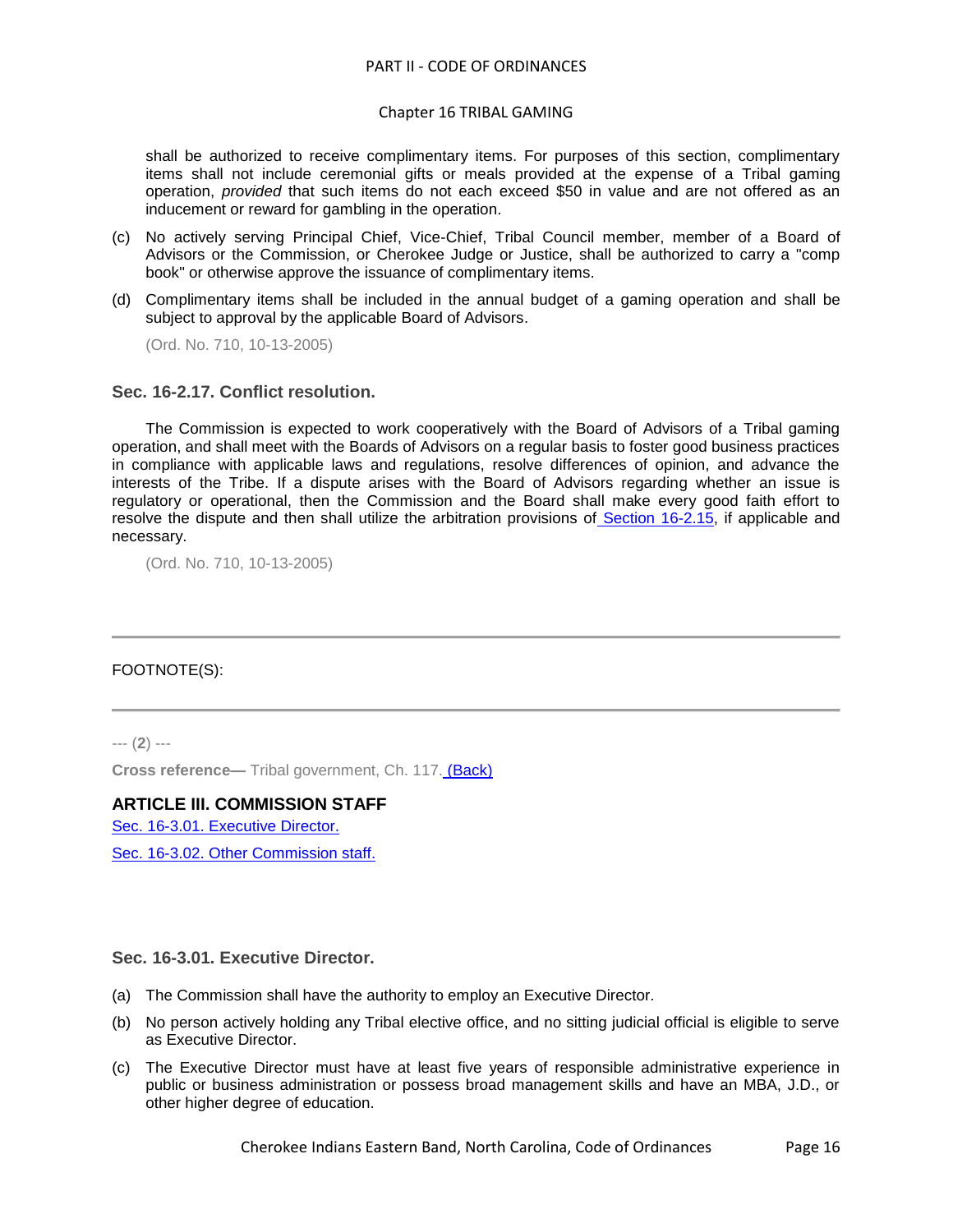shall be authorized to receive complimentary items. For purposes of this section, complimentary items shall not include ceremonial gifts or meals provided at the expense of a Tribal gaming operation, *provided* that such items do not each exceed $50 in value and are not offered as an inducement or reward for gambling in the operation.

(c) No actively serving Principal Chief, Vice-Chief, Tribal Council member, member of a Board of Advisors or the Commission, or Cherokee Judge or Justice, shall be authorized to carry a "comp book" or otherwise approve the issuance of complimentary items.

(d) Complimentary items shall be included in the annual budget of a gaming operation and shall be subject to approval by the applicable Board of Advisors.

(Ord. No. 710, 10-13-2005)

### Sec. 16-2.17. Conflict resolution.

The Commission is expected to work cooperatively with the Board of Advisors of a Tribal gaming operation, and shall meet with the Boards of Advisors on a regular basis to foster good business practices in compliance with applicable laws and regulations, resolve differences of opinion, and advance the interests of the Tribe. If a dispute arises with the Board of Advisors regarding whether an issue is regulatory or operational, then the Commission and the Board shall make every good faith effort to resolve the dispute and then shall utilize the arbitration provisions of Section 16-2.15, if applicable and necessary.

(Ord. No. 710, 10-13-2005)

---

FOOTNOTE(S):

---

--- (**2**) ---

**Cross reference—** Tribal government, Ch. 117. (Back)

## ARTICLE III. COMMISSION STAFF

Sec. 16-3.01. Executive Director.

Sec. 16-3.02. Other Commission staff.

### Sec. 16-3.01. Executive Director.

(a) The Commission shall have the authority to employ an Executive Director.

(b) No person actively holding any Tribal elective office, and no sitting judicial official is eligible to serve as Executive Director.

(c) The Executive Director must have at least five years of responsible administrative experience in public or business administration or possess broad management skills and have an MBA, J.D., or other higher degree of education.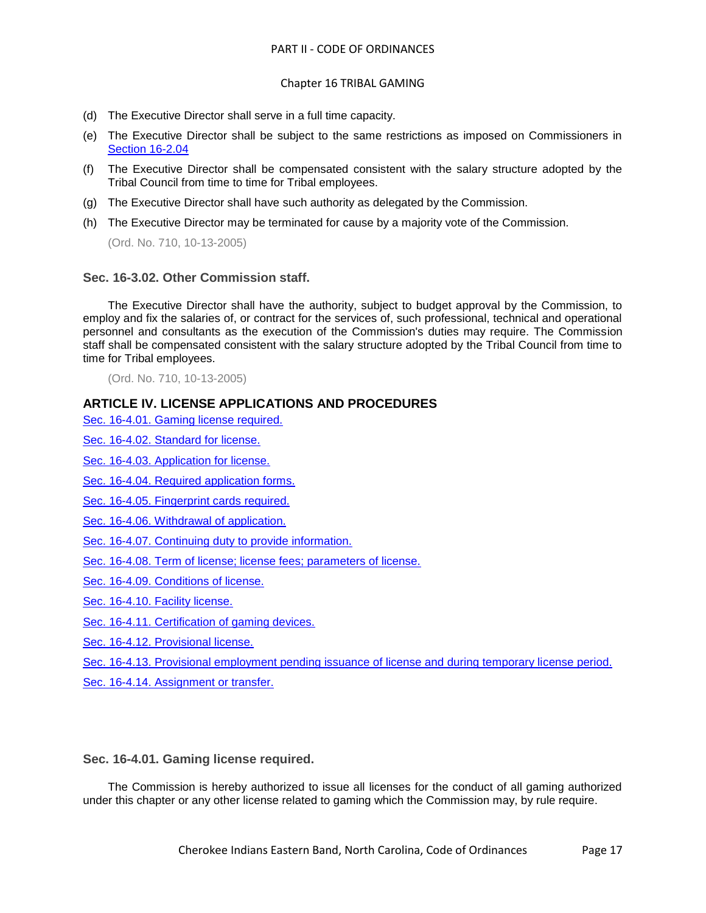(d) The Executive Director shall serve in a full time capacity.

(e) The Executive Director shall be subject to the same restrictions as imposed on Commissioners in Section 16-2.04

(f) The Executive Director shall be compensated consistent with the salary structure adopted by the Tribal Council from time to time for Tribal employees.

(g) The Executive Director shall have such authority as delegated by the Commission.

(h) The Executive Director may be terminated for cause by a majority vote of the Commission.

(Ord. No. 710, 10-13-2005)

### Sec. 16-3.02. Other Commission staff.

The Executive Director shall have the authority, subject to budget approval by the Commission, to employ and fix the salaries of, or contract for the services of, such professional, technical and operational personnel and consultants as the execution of the Commission's duties may require. The Commission staff shall be compensated consistent with the salary structure adopted by the Tribal Council from time to time for Tribal employees.

(Ord. No. 710, 10-13-2005)

## ARTICLE IV. LICENSE APPLICATIONS AND PROCEDURES

Sec. 16-4.01. Gaming license required.

Sec. 16-4.02. Standard for license.

Sec. 16-4.03. Application for license.

Sec. 16-4.04. Required application forms.

Sec. 16-4.05. Fingerprint cards required.

Sec. 16-4.06. Withdrawal of application.

Sec. 16-4.07. Continuing duty to provide information.

Sec. 16-4.08. Term of license; license fees; parameters of license.

Sec. 16-4.09. Conditions of license.

Sec. 16-4.10. Facility license.

Sec. 16-4.11. Certification of gaming devices.

Sec. 16-4.12. Provisional license.

Sec. 16-4.13. Provisional employment pending issuance of license and during temporary license period.

Sec. 16-4.14. Assignment or transfer.

### Sec. 16-4.01. Gaming license required.

The Commission is hereby authorized to issue all licenses for the conduct of all gaming authorized under this chapter or any other license related to gaming which the Commission may, by rule require.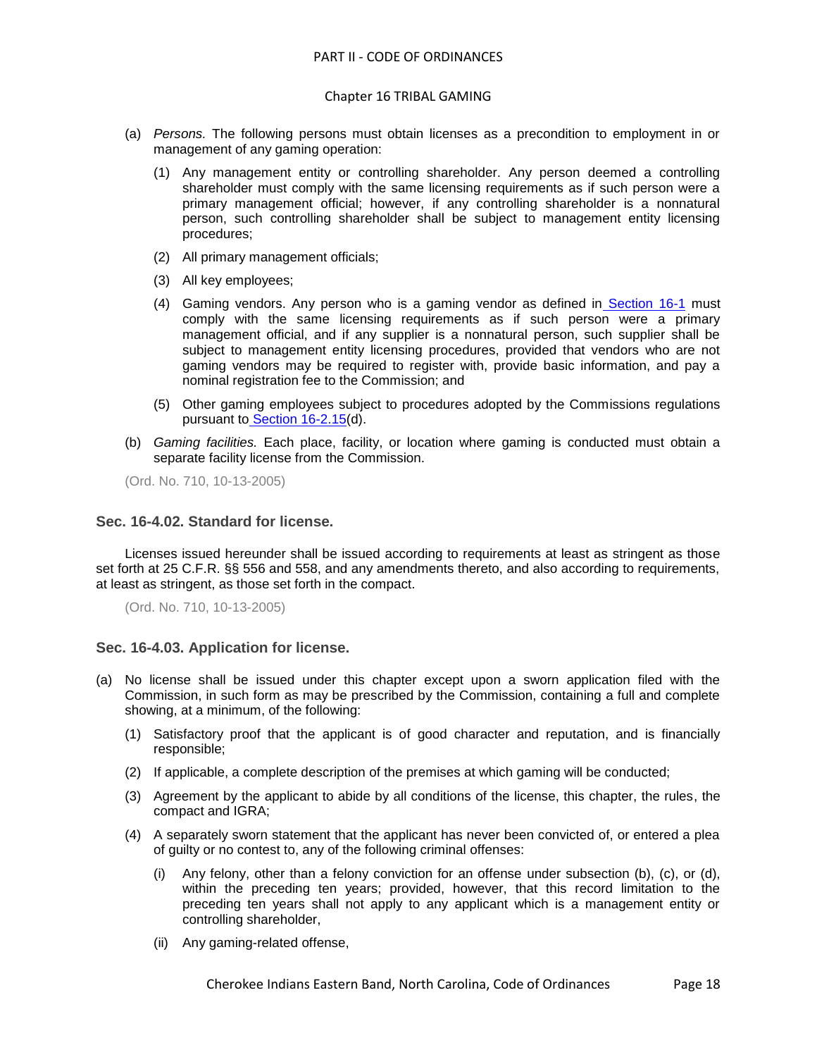(a) *Persons.* The following persons must obtain licenses as a precondition to employment in or management of any gaming operation:

(1) Any management entity or controlling shareholder. Any person deemed a controlling shareholder must comply with the same licensing requirements as if such person were a primary management official; however, if any controlling shareholder is a nonnatural person, such controlling shareholder shall be subject to management entity licensing procedures;

(2) All primary management officials;

(3) All key employees;

(4) Gaming vendors. Any person who is a gaming vendor as defined in Section 16-1 must comply with the same licensing requirements as if such person were a primary management official, and if any supplier is a nonnatural person, such supplier shall be subject to management entity licensing procedures, provided that vendors who are not gaming vendors may be required to register with, provide basic information, and pay a nominal registration fee to the Commission; and

(5) Other gaming employees subject to procedures adopted by the Commissions regulations pursuant to Section 16-2.15(d).

(b) *Gaming facilities.* Each place, facility, or location where gaming is conducted must obtain a separate facility license from the Commission.

(Ord. No. 710, 10-13-2005)

### Sec. 16-4.02. Standard for license.

Licenses issued hereunder shall be issued according to requirements at least as stringent as those set forth at 25 C.F.R. §§ 556 and 558, and any amendments thereto, and also according to requirements, at least as stringent, as those set forth in the compact.

(Ord. No. 710, 10-13-2005)

### Sec. 16-4.03. Application for license.

(a) No license shall be issued under this chapter except upon a sworn application filed with the Commission, in such form as may be prescribed by the Commission, containing a full and complete showing, at a minimum, of the following:

(1) Satisfactory proof that the applicant is of good character and reputation, and is financially responsible;

(2) If applicable, a complete description of the premises at which gaming will be conducted;

(3) Agreement by the applicant to abide by all conditions of the license, this chapter, the rules, the compact and IGRA;

(4) A separately sworn statement that the applicant has never been convicted of, or entered a plea of guilty or no contest to, any of the following criminal offenses:

(i) Any felony, other than a felony conviction for an offense under subsection (b), (c), or (d), within the preceding ten years; provided, however, that this record limitation to the preceding ten years shall not apply to any applicant which is a management entity or controlling shareholder,

(ii) Any gaming-related offense,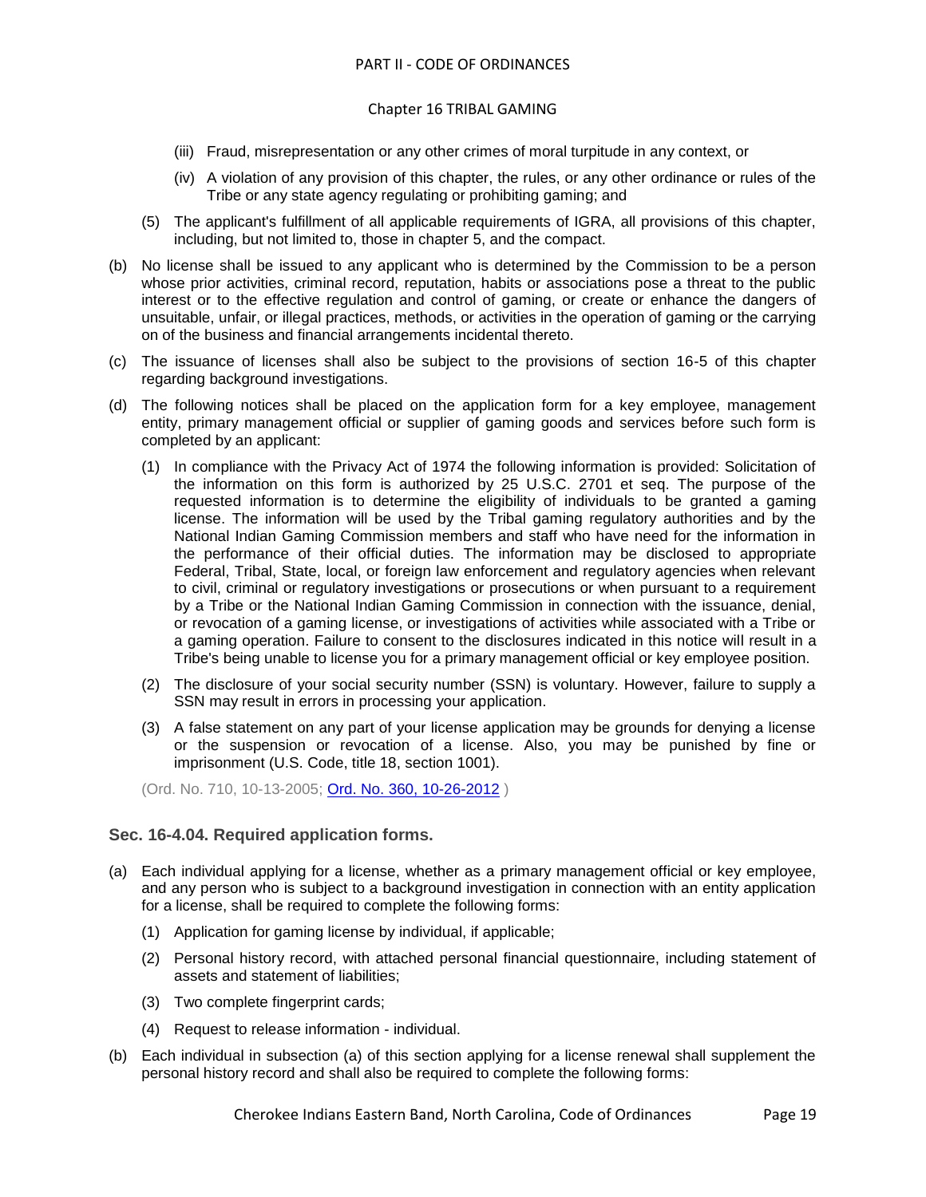(iii) Fraud, misrepresentation or any other crimes of moral turpitude in any context, or

(iv) A violation of any provision of this chapter, the rules, or any other ordinance or rules of the Tribe or any state agency regulating or prohibiting gaming; and

(5) The applicant's fulfillment of all applicable requirements of IGRA, all provisions of this chapter, including, but not limited to, those in chapter 5, and the compact.

(b) No license shall be issued to any applicant who is determined by the Commission to be a person whose prior activities, criminal record, reputation, habits or associations pose a threat to the public interest or to the effective regulation and control of gaming, or create or enhance the dangers of unsuitable, unfair, or illegal practices, methods, or activities in the operation of gaming or the carrying on of the business and financial arrangements incidental thereto.

(c) The issuance of licenses shall also be subject to the provisions of section 16-5 of this chapter regarding background investigations.

(d) The following notices shall be placed on the application form for a key employee, management entity, primary management official or supplier of gaming goods and services before such form is completed by an applicant:

(1) In compliance with the Privacy Act of 1974 the following information is provided: Solicitation of the information on this form is authorized by 25 U.S.C. 2701 et seq. The purpose of the requested information is to determine the eligibility of individuals to be granted a gaming license. The information will be used by the Tribal gaming regulatory authorities and by the National Indian Gaming Commission members and staff who have need for the information in the performance of their official duties. The information may be disclosed to appropriate Federal, Tribal, State, local, or foreign law enforcement and regulatory agencies when relevant to civil, criminal or regulatory investigations or prosecutions or when pursuant to a requirement by a Tribe or the National Indian Gaming Commission in connection with the issuance, denial, or revocation of a gaming license, or investigations of activities while associated with a Tribe or a gaming operation. Failure to consent to the disclosures indicated in this notice will result in a Tribe's being unable to license you for a primary management official or key employee position.

(2) The disclosure of your social security number (SSN) is voluntary. However, failure to supply a SSN may result in errors in processing your application.

(3) A false statement on any part of your license application may be grounds for denying a license or the suspension or revocation of a license. Also, you may be punished by fine or imprisonment (U.S. Code, title 18, section 1001).

(Ord. No. 710, 10-13-2005; Ord. No. 360, 10-26-2012 )

### Sec. 16-4.04. Required application forms.

(a) Each individual applying for a license, whether as a primary management official or key employee, and any person who is subject to a background investigation in connection with an entity application for a license, shall be required to complete the following forms:

(1) Application for gaming license by individual, if applicable;

(2) Personal history record, with attached personal financial questionnaire, including statement of assets and statement of liabilities;

(3) Two complete fingerprint cards;

(4) Request to release information - individual.

(b) Each individual in subsection (a) of this section applying for a license renewal shall supplement the personal history record and shall also be required to complete the following forms: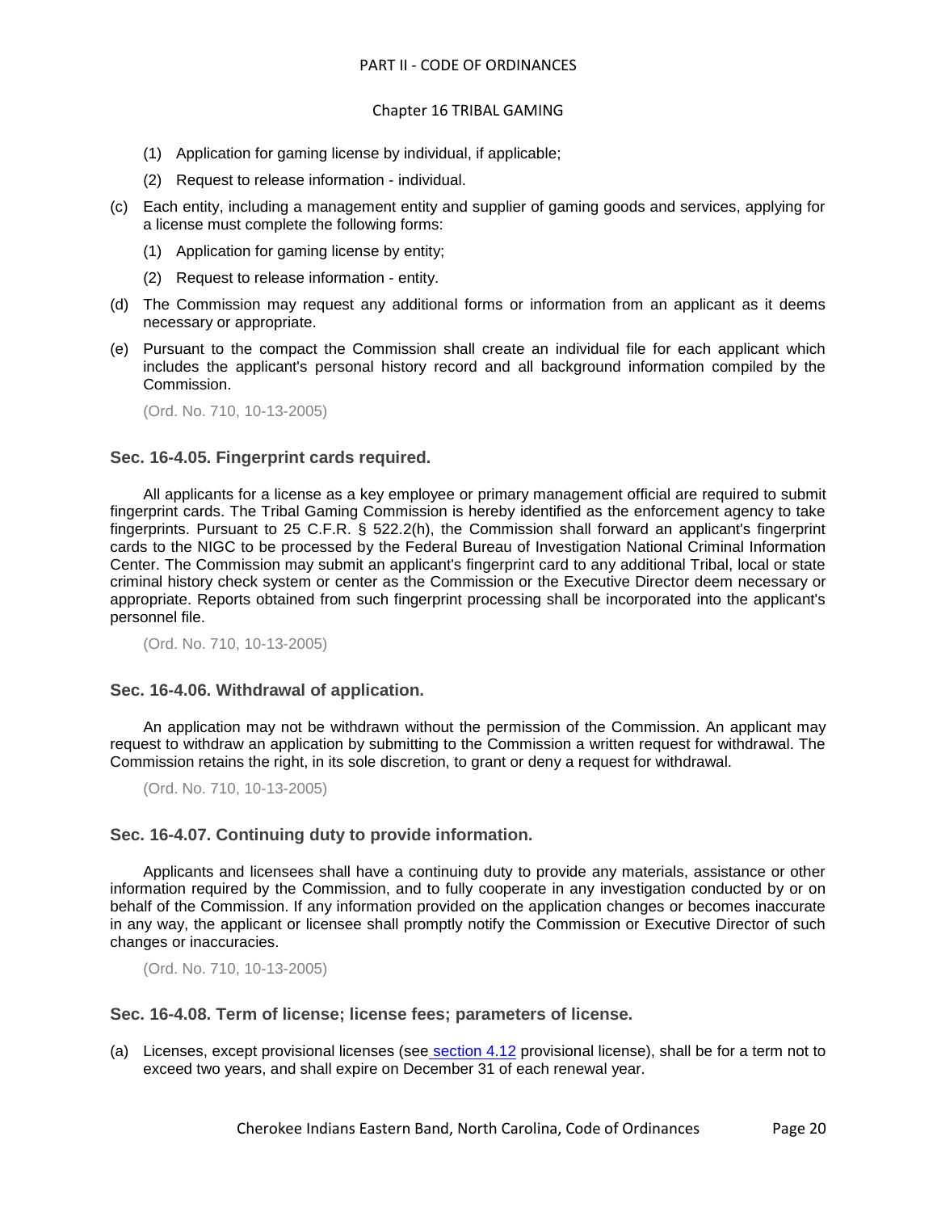(1) Application for gaming license by individual, if applicable;

(2) Request to release information - individual.

(c) Each entity, including a management entity and supplier of gaming goods and services, applying for a license must complete the following forms:

(1) Application for gaming license by entity;

(2) Request to release information - entity.

(d) The Commission may request any additional forms or information from an applicant as it deems necessary or appropriate.

(e) Pursuant to the compact the Commission shall create an individual file for each applicant which includes the applicant's personal history record and all background information compiled by the Commission.

(Ord. No. 710, 10-13-2005)

### Sec. 16-4.05. Fingerprint cards required.

All applicants for a license as a key employee or primary management official are required to submit fingerprint cards. The Tribal Gaming Commission is hereby identified as the enforcement agency to take fingerprints. Pursuant to 25 C.F.R. § 522.2(h), the Commission shall forward an applicant's fingerprint cards to the NIGC to be processed by the Federal Bureau of Investigation National Criminal Information Center. The Commission may submit an applicant's fingerprint card to any additional Tribal, local or state criminal history check system or center as the Commission or the Executive Director deem necessary or appropriate. Reports obtained from such fingerprint processing shall be incorporated into the applicant's personnel file.

(Ord. No. 710, 10-13-2005)

### Sec. 16-4.06. Withdrawal of application.

An application may not be withdrawn without the permission of the Commission. An applicant may request to withdraw an application by submitting to the Commission a written request for withdrawal. The Commission retains the right, in its sole discretion, to grant or deny a request for withdrawal.

(Ord. No. 710, 10-13-2005)

### Sec. 16-4.07. Continuing duty to provide information.

Applicants and licensees shall have a continuing duty to provide any materials, assistance or other information required by the Commission, and to fully cooperate in any investigation conducted by or on behalf of the Commission. If any information provided on the application changes or becomes inaccurate in any way, the applicant or licensee shall promptly notify the Commission or Executive Director of such changes or inaccuracies.

(Ord. No. 710, 10-13-2005)

### Sec. 16-4.08. Term of license; license fees; parameters of license.

(a) Licenses, except provisional licenses (see section 4.12 provisional license), shall be for a term not to exceed two years, and shall expire on December 31 of each renewal year.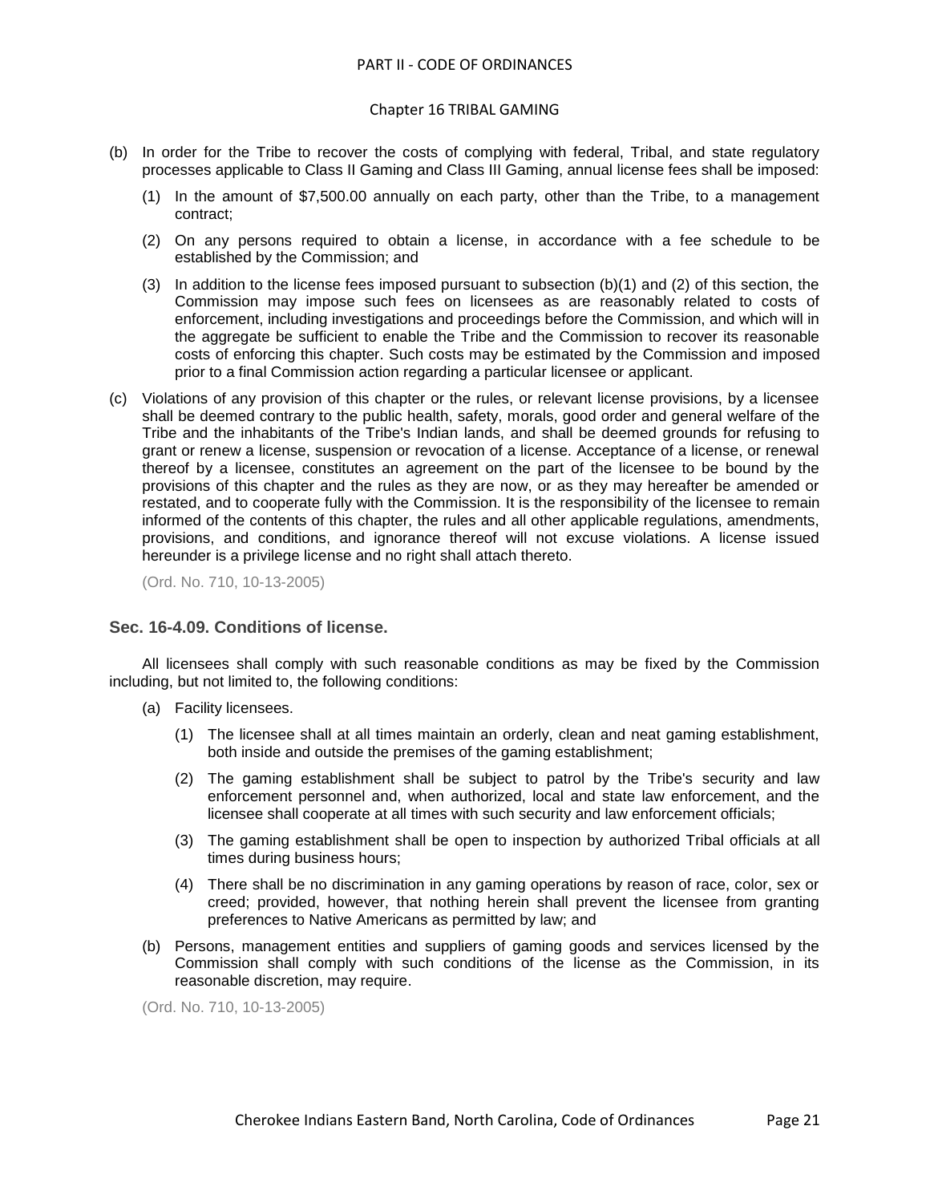(b) In order for the Tribe to recover the costs of complying with federal, Tribal, and state regulatory processes applicable to Class II Gaming and Class III Gaming, annual license fees shall be imposed:

   (1) In the amount of $7,500.00 annually on each party, other than the Tribe, to a management contract;

   (2) On any persons required to obtain a license, in accordance with a fee schedule to be established by the Commission; and

   (3) In addition to the license fees imposed pursuant to subsection (b)(1) and (2) of this section, the Commission may impose such fees on licensees as are reasonably related to costs of enforcement, including investigations and proceedings before the Commission, and which will in the aggregate be sufficient to enable the Tribe and the Commission to recover its reasonable costs of enforcing this chapter. Such costs may be estimated by the Commission and imposed prior to a final Commission action regarding a particular licensee or applicant.

(c) Violations of any provision of this chapter or the rules, or relevant license provisions, by a licensee shall be deemed contrary to the public health, safety, morals, good order and general welfare of the Tribe and the inhabitants of the Tribe's Indian lands, and shall be deemed grounds for refusing to grant or renew a license, suspension or revocation of a license. Acceptance of a license, or renewal thereof by a licensee, constitutes an agreement on the part of the licensee to be bound by the provisions of this chapter and the rules as they are now, or as they may hereafter be amended or restated, and to cooperate fully with the Commission. It is the responsibility of the licensee to remain informed of the contents of this chapter, the rules and all other applicable regulations, amendments, provisions, and conditions, and ignorance thereof will not excuse violations. A license issued hereunder is a privilege license and no right shall attach thereto.

(Ord. No. 710, 10-13-2005)

### Sec. 16-4.09. Conditions of license.

All licensees shall comply with such reasonable conditions as may be fixed by the Commission including, but not limited to, the following conditions:

(a) Facility licensees.

   (1) The licensee shall at all times maintain an orderly, clean and neat gaming establishment, both inside and outside the premises of the gaming establishment;

   (2) The gaming establishment shall be subject to patrol by the Tribe's security and law enforcement personnel and, when authorized, local and state law enforcement, and the licensee shall cooperate at all times with such security and law enforcement officials;

   (3) The gaming establishment shall be open to inspection by authorized Tribal officials at all times during business hours;

   (4) There shall be no discrimination in any gaming operations by reason of race, color, sex or creed; provided, however, that nothing herein shall prevent the licensee from granting preferences to Native Americans as permitted by law; and

(b) Persons, management entities and suppliers of gaming goods and services licensed by the Commission shall comply with such conditions of the license as the Commission, in its reasonable discretion, may require.

(Ord. No. 710, 10-13-2005)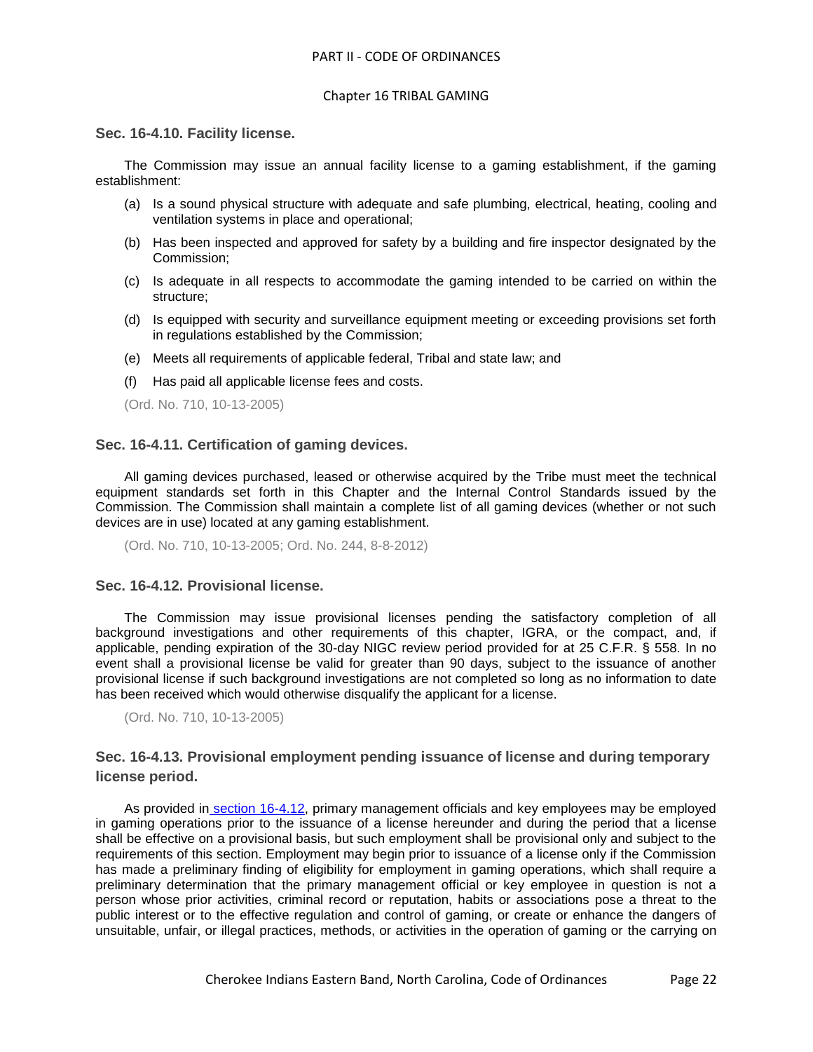### Sec. 16-4.10. Facility license.

The Commission may issue an annual facility license to a gaming establishment, if the gaming establishment:

(a) Is a sound physical structure with adequate and safe plumbing, electrical, heating, cooling and ventilation systems in place and operational;

(b) Has been inspected and approved for safety by a building and fire inspector designated by the Commission;

(c) Is adequate in all respects to accommodate the gaming intended to be carried on within the structure;

(d) Is equipped with security and surveillance equipment meeting or exceeding provisions set forth in regulations established by the Commission;

(e) Meets all requirements of applicable federal, Tribal and state law; and

(f) Has paid all applicable license fees and costs.

(Ord. No. 710, 10-13-2005)

### Sec. 16-4.11. Certification of gaming devices.

All gaming devices purchased, leased or otherwise acquired by the Tribe must meet the technical equipment standards set forth in this Chapter and the Internal Control Standards issued by the Commission. The Commission shall maintain a complete list of all gaming devices (whether or not such devices are in use) located at any gaming establishment.

(Ord. No. 710, 10-13-2005; Ord. No. 244, 8-8-2012)

### Sec. 16-4.12. Provisional license.

The Commission may issue provisional licenses pending the satisfactory completion of all background investigations and other requirements of this chapter, IGRA, or the compact, and, if applicable, pending expiration of the 30-day NIGC review period provided for at 25 C.F.R. § 558. In no event shall a provisional license be valid for greater than 90 days, subject to the issuance of another provisional license if such background investigations are not completed so long as no information to date has been received which would otherwise disqualify the applicant for a license.

(Ord. No. 710, 10-13-2005)

### Sec. 16-4.13. Provisional employment pending issuance of license and during temporary license period.

As provided in section 16-4.12, primary management officials and key employees may be employed in gaming operations prior to the issuance of a license hereunder and during the period that a license shall be effective on a provisional basis, but such employment shall be provisional only and subject to the requirements of this section. Employment may begin prior to issuance of a license only if the Commission has made a preliminary finding of eligibility for employment in gaming operations, which shall require a preliminary determination that the primary management official or key employee in question is not a person whose prior activities, criminal record or reputation, habits or associations pose a threat to the public interest or to the effective regulation and control of gaming, or create or enhance the dangers of unsuitable, unfair, or illegal practices, methods, or activities in the operation of gaming or the carrying on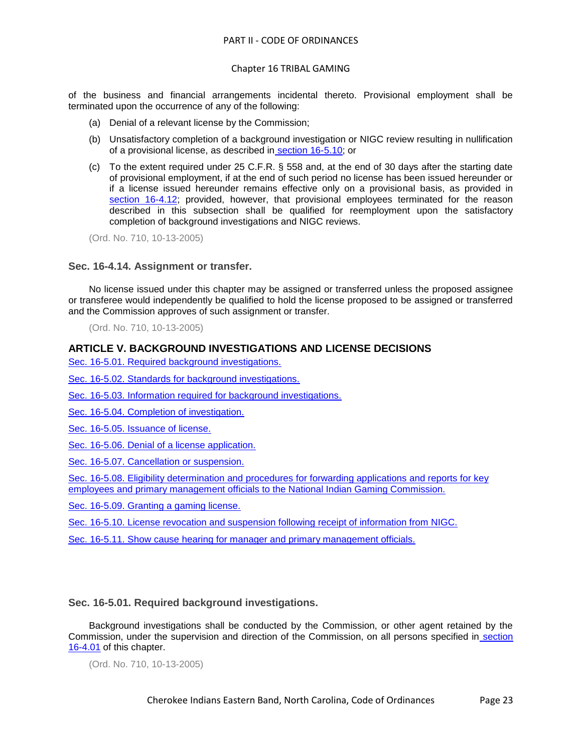of the business and financial arrangements incidental thereto. Provisional employment shall be terminated upon the occurrence of any of the following:

(a) Denial of a relevant license by the Commission;

(b) Unsatisfactory completion of a background investigation or NIGC review resulting in nullification of a provisional license, as described in section 16-5.10; or

(c) To the extent required under 25 C.F.R. § 558 and, at the end of 30 days after the starting date of provisional employment, if at the end of such period no license has been issued hereunder or if a license issued hereunder remains effective only on a provisional basis, as provided in section 16-4.12; provided, however, that provisional employees terminated for the reason described in this subsection shall be qualified for reemployment upon the satisfactory completion of background investigations and NIGC reviews.

(Ord. No. 710, 10-13-2005)

### Sec. 16-4.14. Assignment or transfer.

No license issued under this chapter may be assigned or transferred unless the proposed assignee or transferee would independently be qualified to hold the license proposed to be assigned or transferred and the Commission approves of such assignment or transfer.

(Ord. No. 710, 10-13-2005)

## ARTICLE V. BACKGROUND INVESTIGATIONS AND LICENSE DECISIONS

Sec. 16-5.01. Required background investigations.

Sec. 16-5.02. Standards for background investigations.

Sec. 16-5.03. Information required for background investigations.

Sec. 16-5.04. Completion of investigation.

Sec. 16-5.05. Issuance of license.

Sec. 16-5.06. Denial of a license application.

Sec. 16-5.07. Cancellation or suspension.

Sec. 16-5.08. Eligibility determination and procedures for forwarding applications and reports for key employees and primary management officials to the National Indian Gaming Commission.

Sec. 16-5.09. Granting a gaming license.

Sec. 16-5.10. License revocation and suspension following receipt of information from NIGC.

Sec. 16-5.11. Show cause hearing for manager and primary management officials.

### Sec. 16-5.01. Required background investigations.

Background investigations shall be conducted by the Commission, or other agent retained by the Commission, under the supervision and direction of the Commission, on all persons specified in section 16-4.01 of this chapter.

(Ord. No. 710, 10-13-2005)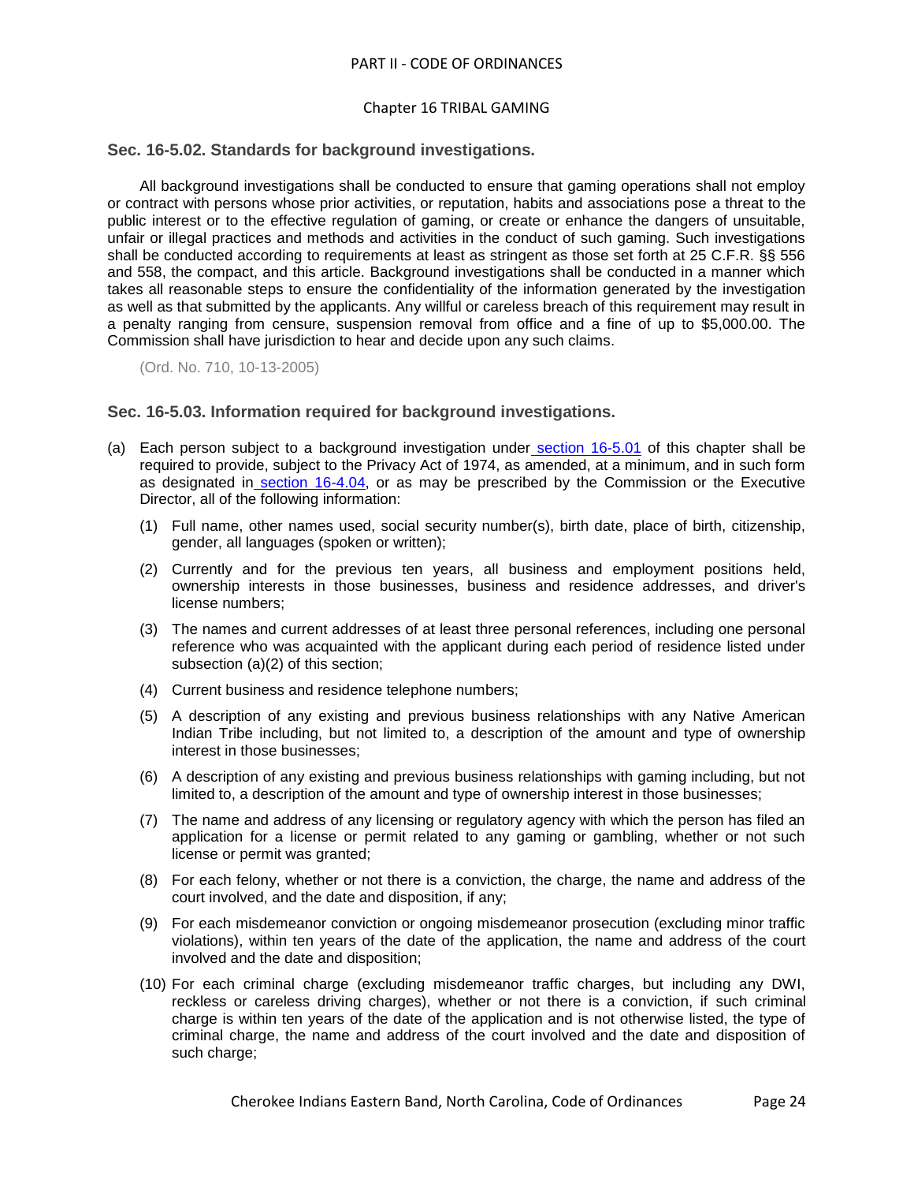### Sec. 16-5.02. Standards for background investigations.

All background investigations shall be conducted to ensure that gaming operations shall not employ or contract with persons whose prior activities, or reputation, habits and associations pose a threat to the public interest or to the effective regulation of gaming, or create or enhance the dangers of unsuitable, unfair or illegal practices and methods and activities in the conduct of such gaming. Such investigations shall be conducted according to requirements at least as stringent as those set forth at 25 C.F.R. §§ 556 and 558, the compact, and this article. Background investigations shall be conducted in a manner which takes all reasonable steps to ensure the confidentiality of the information generated by the investigation as well as that submitted by the applicants. Any willful or careless breach of this requirement may result in a penalty ranging from censure, suspension removal from office and a fine of up to $5,000.00. The Commission shall have jurisdiction to hear and decide upon any such claims.

(Ord. No. 710, 10-13-2005)

### Sec. 16-5.03. Information required for background investigations.

(a) Each person subject to a background investigation under section 16-5.01 of this chapter shall be required to provide, subject to the Privacy Act of 1974, as amended, at a minimum, and in such form as designated in section 16-4.04, or as may be prescribed by the Commission or the Executive Director, all of the following information:

   (1) Full name, other names used, social security number(s), birth date, place of birth, citizenship, gender, all languages (spoken or written);

   (2) Currently and for the previous ten years, all business and employment positions held, ownership interests in those businesses, business and residence addresses, and driver's license numbers;

   (3) The names and current addresses of at least three personal references, including one personal reference who was acquainted with the applicant during each period of residence listed under subsection (a)(2) of this section;

   (4) Current business and residence telephone numbers;

   (5) A description of any existing and previous business relationships with any Native American Indian Tribe including, but not limited to, a description of the amount and type of ownership interest in those businesses;

   (6) A description of any existing and previous business relationships with gaming including, but not limited to, a description of the amount and type of ownership interest in those businesses;

   (7) The name and address of any licensing or regulatory agency with which the person has filed an application for a license or permit related to any gaming or gambling, whether or not such license or permit was granted;

   (8) For each felony, whether or not there is a conviction, the charge, the name and address of the court involved, and the date and disposition, if any;

   (9) For each misdemeanor conviction or ongoing misdemeanor prosecution (excluding minor traffic violations), within ten years of the date of the application, the name and address of the court involved and the date and disposition;

   (10) For each criminal charge (excluding misdemeanor traffic charges, but including any DWI, reckless or careless driving charges), whether or not there is a conviction, if such criminal charge is within ten years of the date of the application and is not otherwise listed, the type of criminal charge, the name and address of the court involved and the date and disposition of such charge;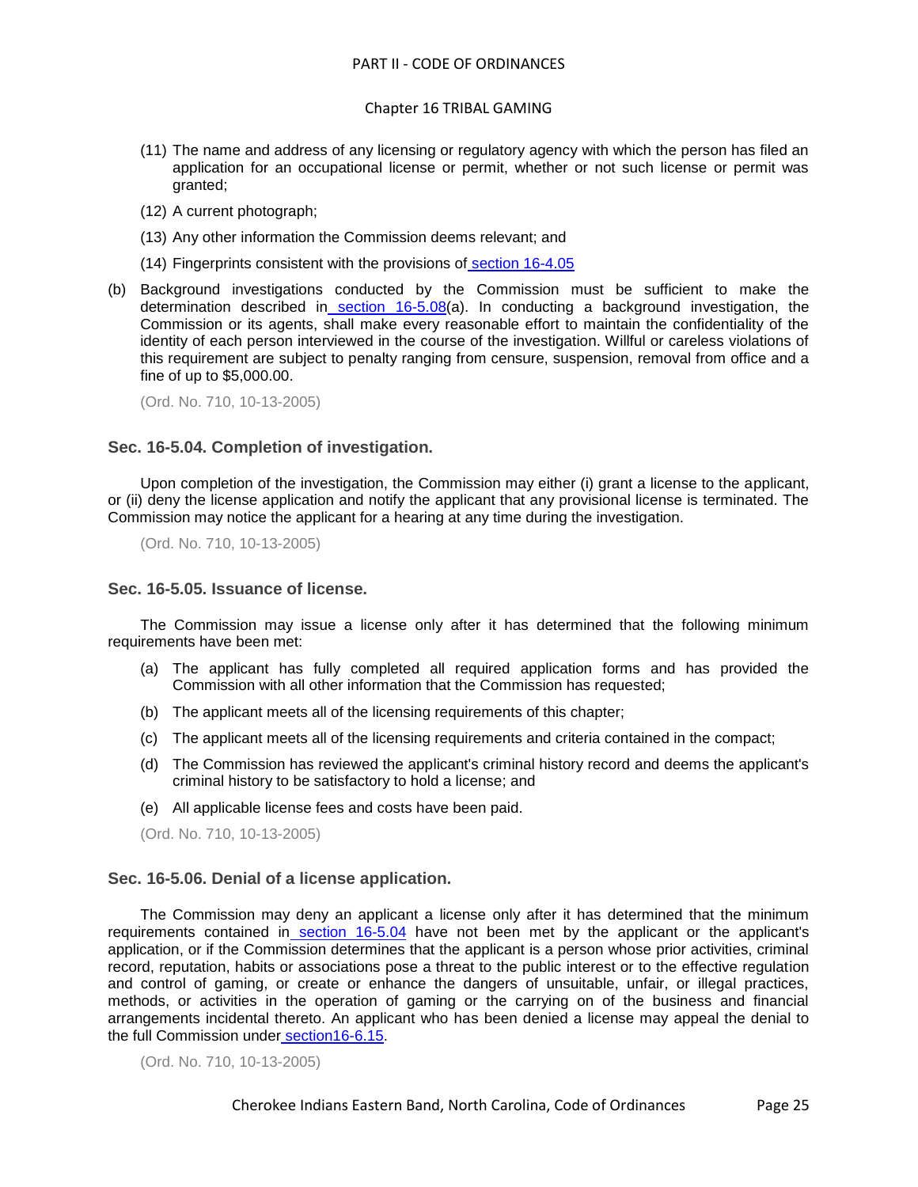(11) The name and address of any licensing or regulatory agency with which the person has filed an application for an occupational license or permit, whether or not such license or permit was granted;

(12) A current photograph;

(13) Any other information the Commission deems relevant; and

(14) Fingerprints consistent with the provisions of section 16-4.05

(b) Background investigations conducted by the Commission must be sufficient to make the determination described in section 16-5.08(a). In conducting a background investigation, the Commission or its agents, shall make every reasonable effort to maintain the confidentiality of the identity of each person interviewed in the course of the investigation. Willful or careless violations of this requirement are subject to penalty ranging from censure, suspension, removal from office and a fine of up to $5,000.00.

(Ord. No. 710, 10-13-2005)

### Sec. 16-5.04. Completion of investigation.

Upon completion of the investigation, the Commission may either (i) grant a license to the applicant, or (ii) deny the license application and notify the applicant that any provisional license is terminated. The Commission may notice the applicant for a hearing at any time during the investigation.

(Ord. No. 710, 10-13-2005)

### Sec. 16-5.05. Issuance of license.

The Commission may issue a license only after it has determined that the following minimum requirements have been met:

(a) The applicant has fully completed all required application forms and has provided the Commission with all other information that the Commission has requested;

(b) The applicant meets all of the licensing requirements of this chapter;

(c) The applicant meets all of the licensing requirements and criteria contained in the compact;

(d) The Commission has reviewed the applicant's criminal history record and deems the applicant's criminal history to be satisfactory to hold a license; and

(e) All applicable license fees and costs have been paid.

(Ord. No. 710, 10-13-2005)

### Sec. 16-5.06. Denial of a license application.

The Commission may deny an applicant a license only after it has determined that the minimum requirements contained in section 16-5.04 have not been met by the applicant or the applicant's application, or if the Commission determines that the applicant is a person whose prior activities, criminal record, reputation, habits or associations pose a threat to the public interest or to the effective regulation and control of gaming, or create or enhance the dangers of unsuitable, unfair, or illegal practices, methods, or activities in the operation of gaming or the carrying on of the business and financial arrangements incidental thereto. An applicant who has been denied a license may appeal the denial to the full Commission under section16-6.15.

(Ord. No. 710, 10-13-2005)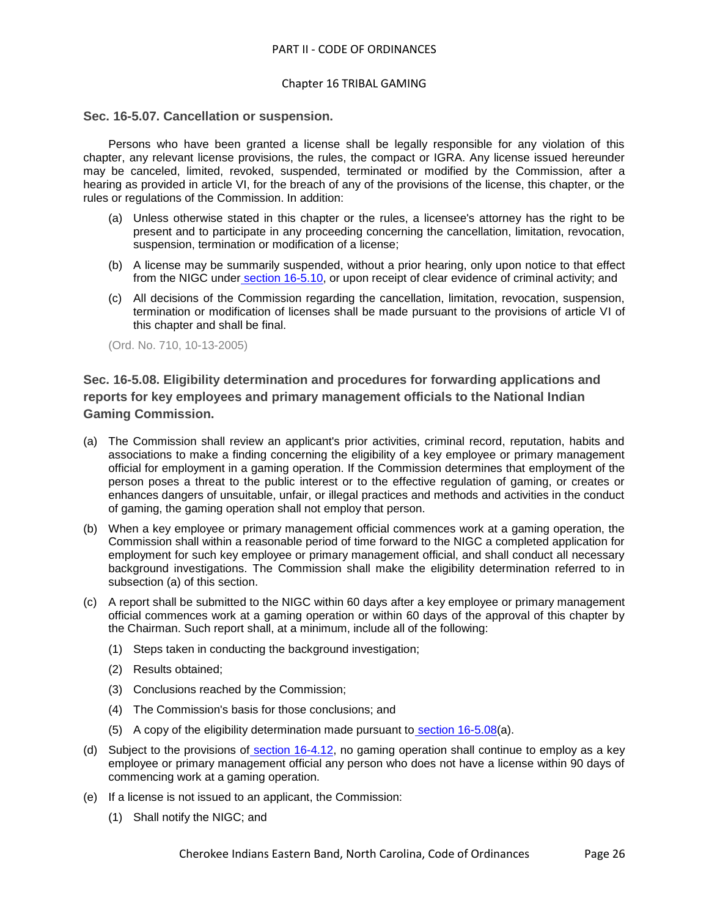### Sec. 16-5.07. Cancellation or suspension.

Persons who have been granted a license shall be legally responsible for any violation of this chapter, any relevant license provisions, the rules, the compact or IGRA. Any license issued hereunder may be canceled, limited, revoked, suspended, terminated or modified by the Commission, after a hearing as provided in article VI, for the breach of any of the provisions of the license, this chapter, or the rules or regulations of the Commission. In addition:

(a) Unless otherwise stated in this chapter or the rules, a licensee's attorney has the right to be present and to participate in any proceeding concerning the cancellation, limitation, revocation, suspension, termination or modification of a license;

(b) A license may be summarily suspended, without a prior hearing, only upon notice to that effect from the NIGC under section 16-5.10, or upon receipt of clear evidence of criminal activity; and

(c) All decisions of the Commission regarding the cancellation, limitation, revocation, suspension, termination or modification of licenses shall be made pursuant to the provisions of article VI of this chapter and shall be final.

(Ord. No. 710, 10-13-2005)

### Sec. 16-5.08. Eligibility determination and procedures for forwarding applications and reports for key employees and primary management officials to the National Indian Gaming Commission.

(a) The Commission shall review an applicant's prior activities, criminal record, reputation, habits and associations to make a finding concerning the eligibility of a key employee or primary management official for employment in a gaming operation. If the Commission determines that employment of the person poses a threat to the public interest or to the effective regulation of gaming, or creates or enhances dangers of unsuitable, unfair, or illegal practices and methods and activities in the conduct of gaming, the gaming operation shall not employ that person.

(b) When a key employee or primary management official commences work at a gaming operation, the Commission shall within a reasonable period of time forward to the NIGC a completed application for employment for such key employee or primary management official, and shall conduct all necessary background investigations. The Commission shall make the eligibility determination referred to in subsection (a) of this section.

(c) A report shall be submitted to the NIGC within 60 days after a key employee or primary management official commences work at a gaming operation or within 60 days of the approval of this chapter by the Chairman. Such report shall, at a minimum, include all of the following:

   (1) Steps taken in conducting the background investigation;

   (2) Results obtained;

   (3) Conclusions reached by the Commission;

   (4) The Commission's basis for those conclusions; and

   (5) A copy of the eligibility determination made pursuant to section 16-5.08(a).

(d) Subject to the provisions of section 16-4.12, no gaming operation shall continue to employ as a key employee or primary management official any person who does not have a license within 90 days of commencing work at a gaming operation.

(e) If a license is not issued to an applicant, the Commission:

   (1) Shall notify the NIGC; and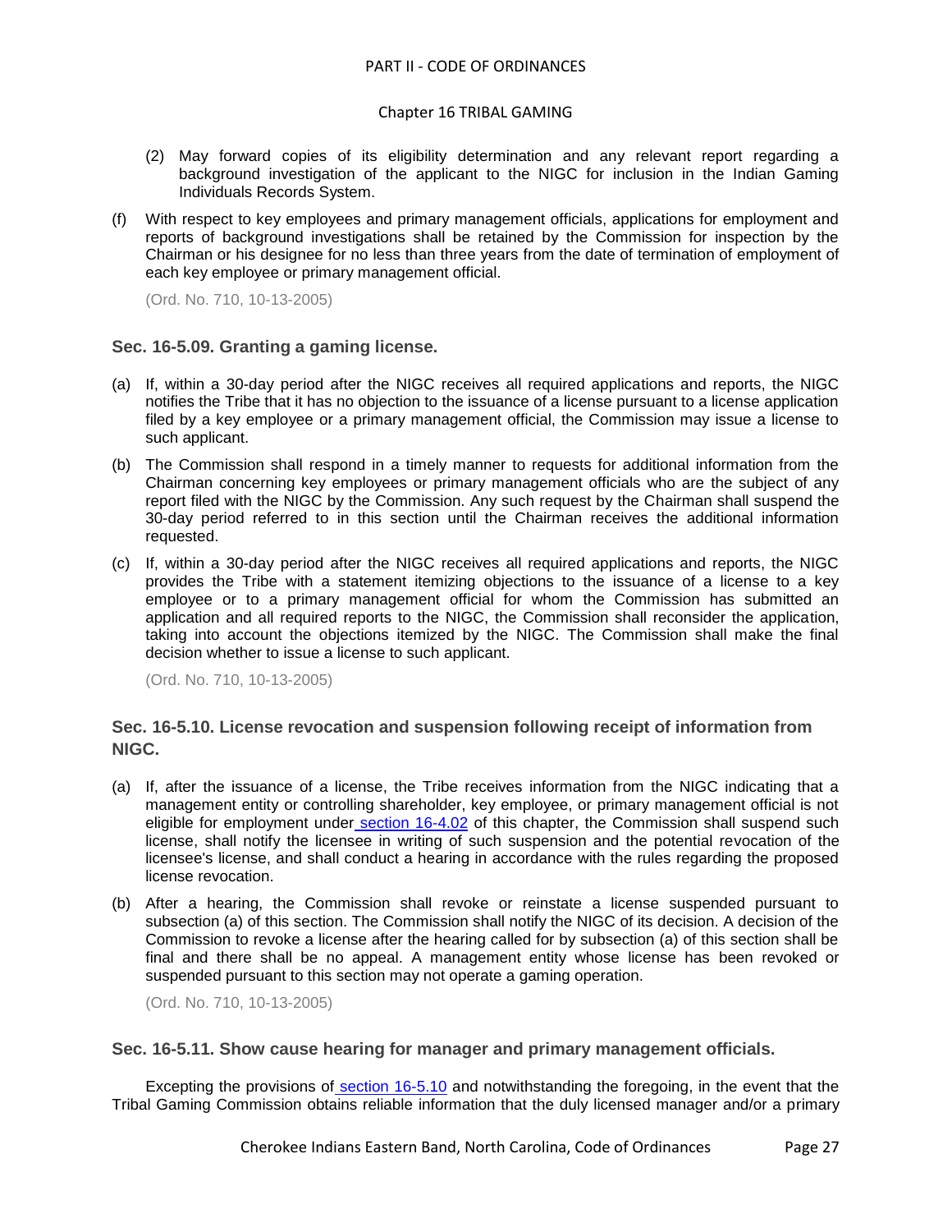(2) May forward copies of its eligibility determination and any relevant report regarding a background investigation of the applicant to the NIGC for inclusion in the Indian Gaming Individuals Records System.

(f) With respect to key employees and primary management officials, applications for employment and reports of background investigations shall be retained by the Commission for inspection by the Chairman or his designee for no less than three years from the date of termination of employment of each key employee or primary management official.

(Ord. No. 710, 10-13-2005)

### Sec. 16-5.09. Granting a gaming license.

(a) If, within a 30-day period after the NIGC receives all required applications and reports, the NIGC notifies the Tribe that it has no objection to the issuance of a license pursuant to a license application filed by a key employee or a primary management official, the Commission may issue a license to such applicant.

(b) The Commission shall respond in a timely manner to requests for additional information from the Chairman concerning key employees or primary management officials who are the subject of any report filed with the NIGC by the Commission. Any such request by the Chairman shall suspend the 30-day period referred to in this section until the Chairman receives the additional information requested.

(c) If, within a 30-day period after the NIGC receives all required applications and reports, the NIGC provides the Tribe with a statement itemizing objections to the issuance of a license to a key employee or to a primary management official for whom the Commission has submitted an application and all required reports to the NIGC, the Commission shall reconsider the application, taking into account the objections itemized by the NIGC. The Commission shall make the final decision whether to issue a license to such applicant.

(Ord. No. 710, 10-13-2005)

### Sec. 16-5.10. License revocation and suspension following receipt of information from NIGC.

(a) If, after the issuance of a license, the Tribe receives information from the NIGC indicating that a management entity or controlling shareholder, key employee, or primary management official is not eligible for employment under section 16-4.02 of this chapter, the Commission shall suspend such license, shall notify the licensee in writing of such suspension and the potential revocation of the licensee's license, and shall conduct a hearing in accordance with the rules regarding the proposed license revocation.

(b) After a hearing, the Commission shall revoke or reinstate a license suspended pursuant to subsection (a) of this section. The Commission shall notify the NIGC of its decision. A decision of the Commission to revoke a license after the hearing called for by subsection (a) of this section shall be final and there shall be no appeal. A management entity whose license has been revoked or suspended pursuant to this section may not operate a gaming operation.

(Ord. No. 710, 10-13-2005)

### Sec. 16-5.11. Show cause hearing for manager and primary management officials.

Excepting the provisions of section 16-5.10 and notwithstanding the foregoing, in the event that the Tribal Gaming Commission obtains reliable information that the duly licensed manager and/or a primary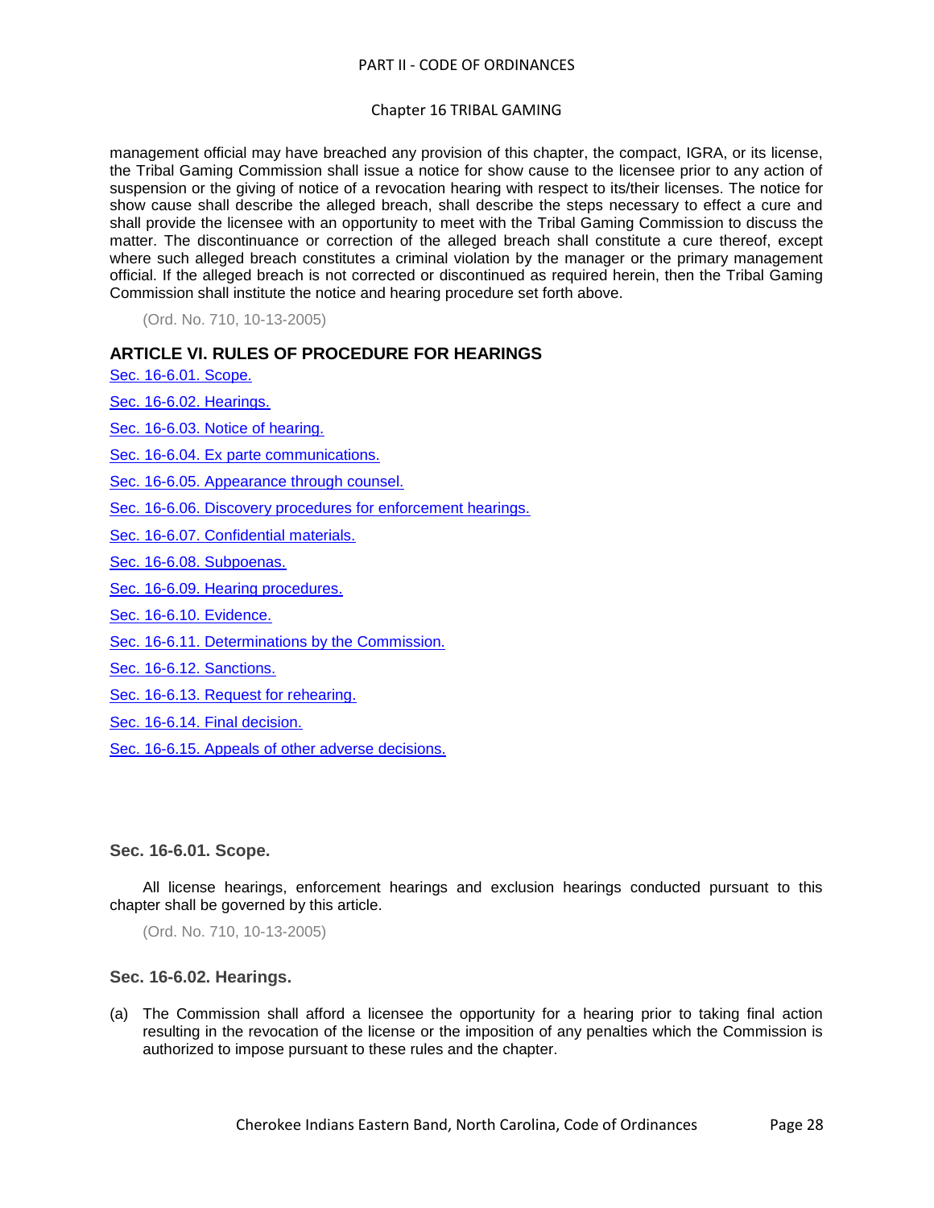management official may have breached any provision of this chapter, the compact, IGRA, or its license, the Tribal Gaming Commission shall issue a notice for show cause to the licensee prior to any action of suspension or the giving of notice of a revocation hearing with respect to its/their licenses. The notice for show cause shall describe the alleged breach, shall describe the steps necessary to effect a cure and shall provide the licensee with an opportunity to meet with the Tribal Gaming Commission to discuss the matter. The discontinuance or correction of the alleged breach shall constitute a cure thereof, except where such alleged breach constitutes a criminal violation by the manager or the primary management official. If the alleged breach is not corrected or discontinued as required herein, then the Tribal Gaming Commission shall institute the notice and hearing procedure set forth above.

(Ord. No. 710, 10-13-2005)

## ARTICLE VI. RULES OF PROCEDURE FOR HEARINGS

Sec. 16-6.01. Scope.

Sec. 16-6.02. Hearings.

Sec. 16-6.03. Notice of hearing.

Sec. 16-6.04. Ex parte communications.

Sec. 16-6.05. Appearance through counsel.

Sec. 16-6.06. Discovery procedures for enforcement hearings.

Sec. 16-6.07. Confidential materials.

Sec. 16-6.08. Subpoenas.

Sec. 16-6.09. Hearing procedures.

Sec. 16-6.10. Evidence.

Sec. 16-6.11. Determinations by the Commission.

Sec. 16-6.12. Sanctions.

Sec. 16-6.13. Request for rehearing.

Sec. 16-6.14. Final decision.

Sec. 16-6.15. Appeals of other adverse decisions.

### Sec. 16-6.01. Scope.

All license hearings, enforcement hearings and exclusion hearings conducted pursuant to this chapter shall be governed by this article.

(Ord. No. 710, 10-13-2005)

### Sec. 16-6.02. Hearings.

(a) The Commission shall afford a licensee the opportunity for a hearing prior to taking final action resulting in the revocation of the license or the imposition of any penalties which the Commission is authorized to impose pursuant to these rules and the chapter.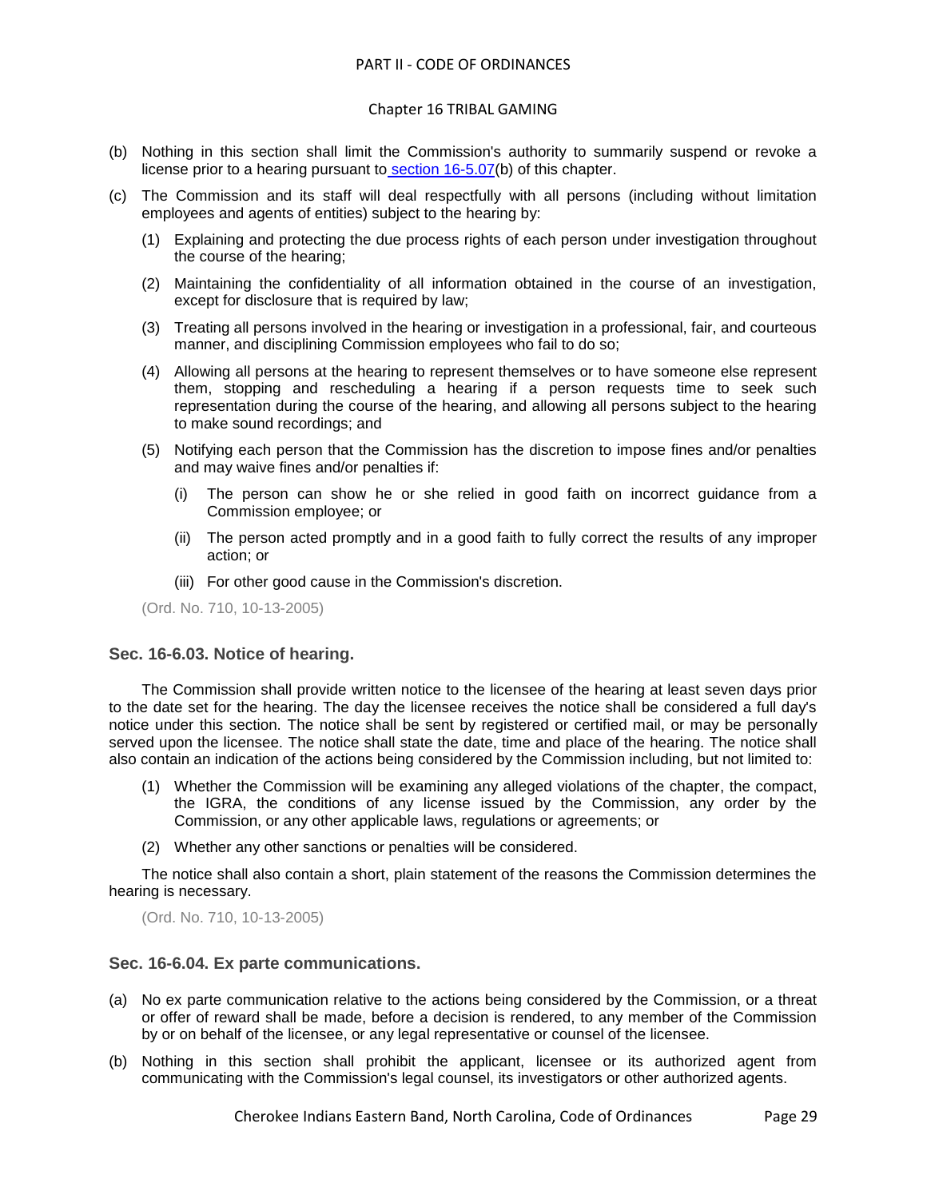(b) Nothing in this section shall limit the Commission's authority to summarily suspend or revoke a license prior to a hearing pursuant to section 16-5.07(b) of this chapter.

(c) The Commission and its staff will deal respectfully with all persons (including without limitation employees and agents of entities) subject to the hearing by:

   (1) Explaining and protecting the due process rights of each person under investigation throughout the course of the hearing;

   (2) Maintaining the confidentiality of all information obtained in the course of an investigation, except for disclosure that is required by law;

   (3) Treating all persons involved in the hearing or investigation in a professional, fair, and courteous manner, and disciplining Commission employees who fail to do so;

   (4) Allowing all persons at the hearing to represent themselves or to have someone else represent them, stopping and rescheduling a hearing if a person requests time to seek such representation during the course of the hearing, and allowing all persons subject to the hearing to make sound recordings; and

   (5) Notifying each person that the Commission has the discretion to impose fines and/or penalties and may waive fines and/or penalties if:

      (i) The person can show he or she relied in good faith on incorrect guidance from a Commission employee; or

      (ii) The person acted promptly and in a good faith to fully correct the results of any improper action; or

      (iii) For other good cause in the Commission's discretion.

(Ord. No. 710, 10-13-2005)

### Sec. 16-6.03. Notice of hearing.

The Commission shall provide written notice to the licensee of the hearing at least seven days prior to the date set for the hearing. The day the licensee receives the notice shall be considered a full day's notice under this section. The notice shall be sent by registered or certified mail, or may be personally served upon the licensee. The notice shall state the date, time and place of the hearing. The notice shall also contain an indication of the actions being considered by the Commission including, but not limited to:

(1) Whether the Commission will be examining any alleged violations of the chapter, the compact, the IGRA, the conditions of any license issued by the Commission, any order by the Commission, or any other applicable laws, regulations or agreements; or

(2) Whether any other sanctions or penalties will be considered.

The notice shall also contain a short, plain statement of the reasons the Commission determines the hearing is necessary.

(Ord. No. 710, 10-13-2005)

### Sec. 16-6.04. Ex parte communications.

(a) No ex parte communication relative to the actions being considered by the Commission, or a threat or offer of reward shall be made, before a decision is rendered, to any member of the Commission by or on behalf of the licensee, or any legal representative or counsel of the licensee.

(b) Nothing in this section shall prohibit the applicant, licensee or its authorized agent from communicating with the Commission's legal counsel, its investigators or other authorized agents.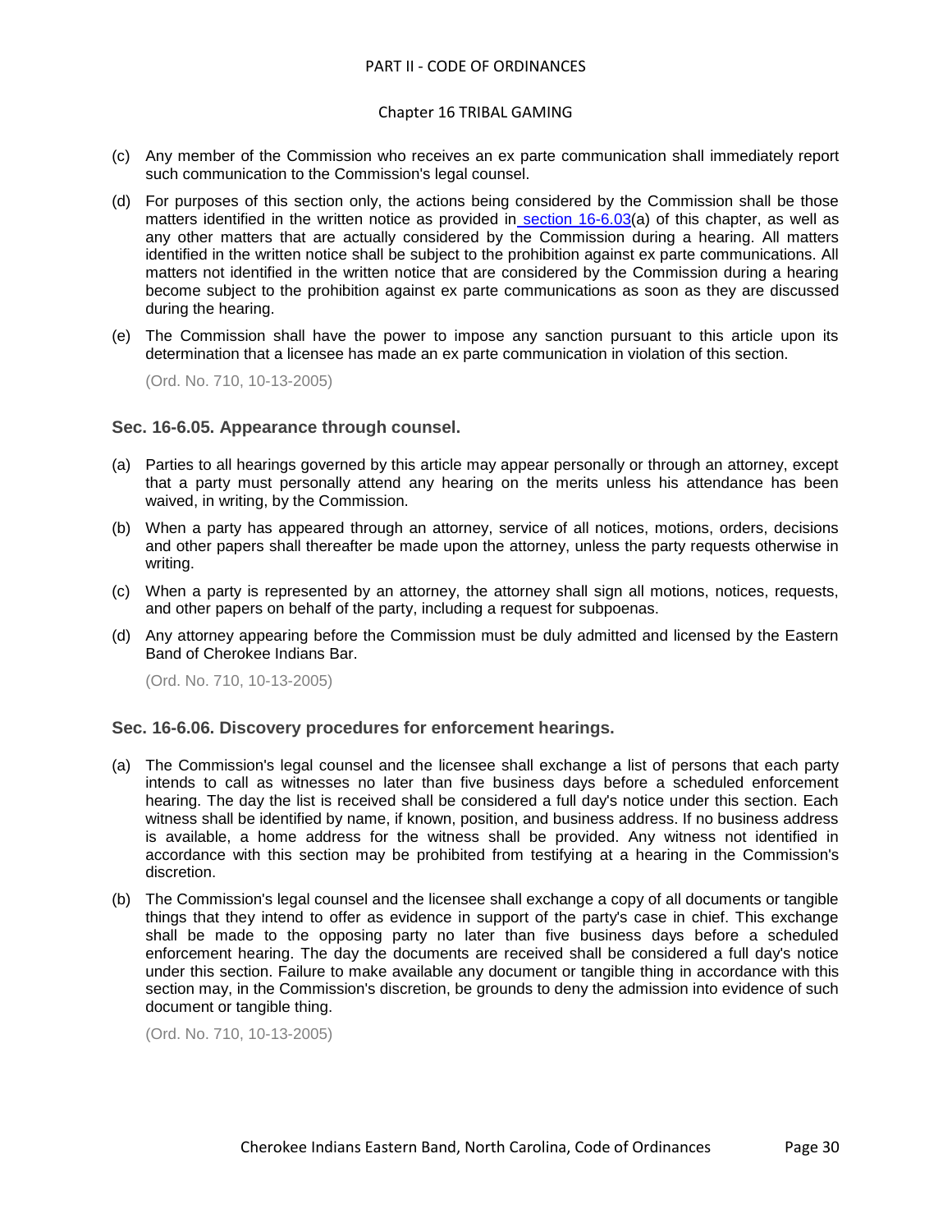(c) Any member of the Commission who receives an ex parte communication shall immediately report such communication to the Commission's legal counsel.

(d) For purposes of this section only, the actions being considered by the Commission shall be those matters identified in the written notice as provided in section 16-6.03(a) of this chapter, as well as any other matters that are actually considered by the Commission during a hearing. All matters identified in the written notice shall be subject to the prohibition against ex parte communications. All matters not identified in the written notice that are considered by the Commission during a hearing become subject to the prohibition against ex parte communications as soon as they are discussed during the hearing.

(e) The Commission shall have the power to impose any sanction pursuant to this article upon its determination that a licensee has made an ex parte communication in violation of this section.

(Ord. No. 710, 10-13-2005)

### Sec. 16-6.05. Appearance through counsel.

(a) Parties to all hearings governed by this article may appear personally or through an attorney, except that a party must personally attend any hearing on the merits unless his attendance has been waived, in writing, by the Commission.

(b) When a party has appeared through an attorney, service of all notices, motions, orders, decisions and other papers shall thereafter be made upon the attorney, unless the party requests otherwise in writing.

(c) When a party is represented by an attorney, the attorney shall sign all motions, notices, requests, and other papers on behalf of the party, including a request for subpoenas.

(d) Any attorney appearing before the Commission must be duly admitted and licensed by the Eastern Band of Cherokee Indians Bar.

(Ord. No. 710, 10-13-2005)

### Sec. 16-6.06. Discovery procedures for enforcement hearings.

(a) The Commission's legal counsel and the licensee shall exchange a list of persons that each party intends to call as witnesses no later than five business days before a scheduled enforcement hearing. The day the list is received shall be considered a full day's notice under this section. Each witness shall be identified by name, if known, position, and business address. If no business address is available, a home address for the witness shall be provided. Any witness not identified in accordance with this section may be prohibited from testifying at a hearing in the Commission's discretion.

(b) The Commission's legal counsel and the licensee shall exchange a copy of all documents or tangible things that they intend to offer as evidence in support of the party's case in chief. This exchange shall be made to the opposing party no later than five business days before a scheduled enforcement hearing. The day the documents are received shall be considered a full day's notice under this section. Failure to make available any document or tangible thing in accordance with this section may, in the Commission's discretion, be grounds to deny the admission into evidence of such document or tangible thing.

(Ord. No. 710, 10-13-2005)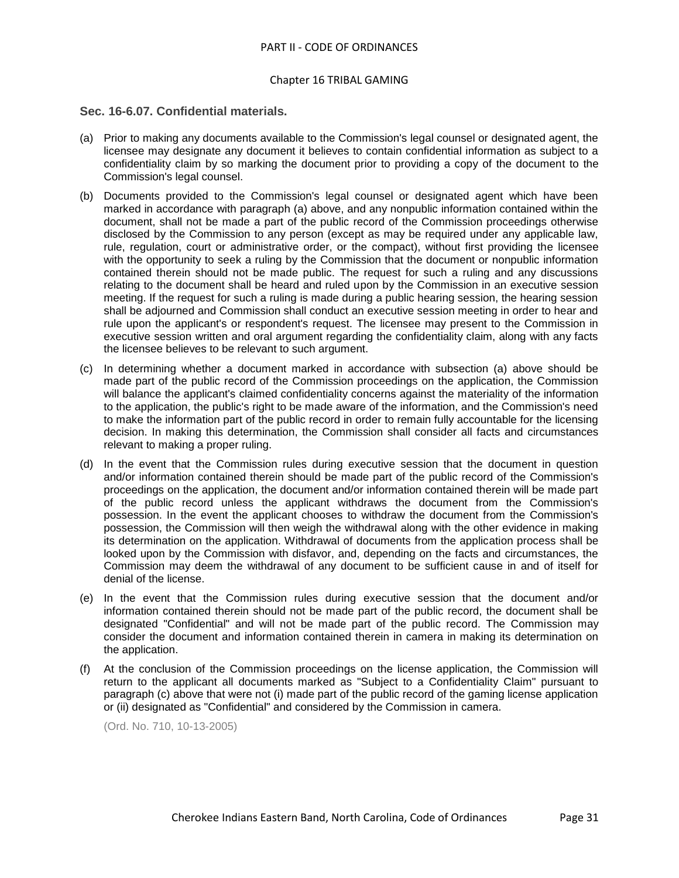### Sec. 16-6.07. Confidential materials.

(a) Prior to making any documents available to the Commission's legal counsel or designated agent, the licensee may designate any document it believes to contain confidential information as subject to a confidentiality claim by so marking the document prior to providing a copy of the document to the Commission's legal counsel.

(b) Documents provided to the Commission's legal counsel or designated agent which have been marked in accordance with paragraph (a) above, and any nonpublic information contained within the document, shall not be made a part of the public record of the Commission proceedings otherwise disclosed by the Commission to any person (except as may be required under any applicable law, rule, regulation, court or administrative order, or the compact), without first providing the licensee with the opportunity to seek a ruling by the Commission that the document or nonpublic information contained therein should not be made public. The request for such a ruling and any discussions relating to the document shall be heard and ruled upon by the Commission in an executive session meeting. If the request for such a ruling is made during a public hearing session, the hearing session shall be adjourned and Commission shall conduct an executive session meeting in order to hear and rule upon the applicant's or respondent's request. The licensee may present to the Commission in executive session written and oral argument regarding the confidentiality claim, along with any facts the licensee believes to be relevant to such argument.

(c) In determining whether a document marked in accordance with subsection (a) above should be made part of the public record of the Commission proceedings on the application, the Commission will balance the applicant's claimed confidentiality concerns against the materiality of the information to the application, the public's right to be made aware of the information, and the Commission's need to make the information part of the public record in order to remain fully accountable for the licensing decision. In making this determination, the Commission shall consider all facts and circumstances relevant to making a proper ruling.

(d) In the event that the Commission rules during executive session that the document in question and/or information contained therein should be made part of the public record of the Commission's proceedings on the application, the document and/or information contained therein will be made part of the public record unless the applicant withdraws the document from the Commission's possession. In the event the applicant chooses to withdraw the document from the Commission's possession, the Commission will then weigh the withdrawal along with the other evidence in making its determination on the application. Withdrawal of documents from the application process shall be looked upon by the Commission with disfavor, and, depending on the facts and circumstances, the Commission may deem the withdrawal of any document to be sufficient cause in and of itself for denial of the license.

(e) In the event that the Commission rules during executive session that the document and/or information contained therein should not be made part of the public record, the document shall be designated "Confidential" and will not be made part of the public record. The Commission may consider the document and information contained therein in camera in making its determination on the application.

(f) At the conclusion of the Commission proceedings on the license application, the Commission will return to the applicant all documents marked as "Subject to a Confidentiality Claim" pursuant to paragraph (c) above that were not (i) made part of the public record of the gaming license application or (ii) designated as "Confidential" and considered by the Commission in camera.

(Ord. No. 710, 10-13-2005)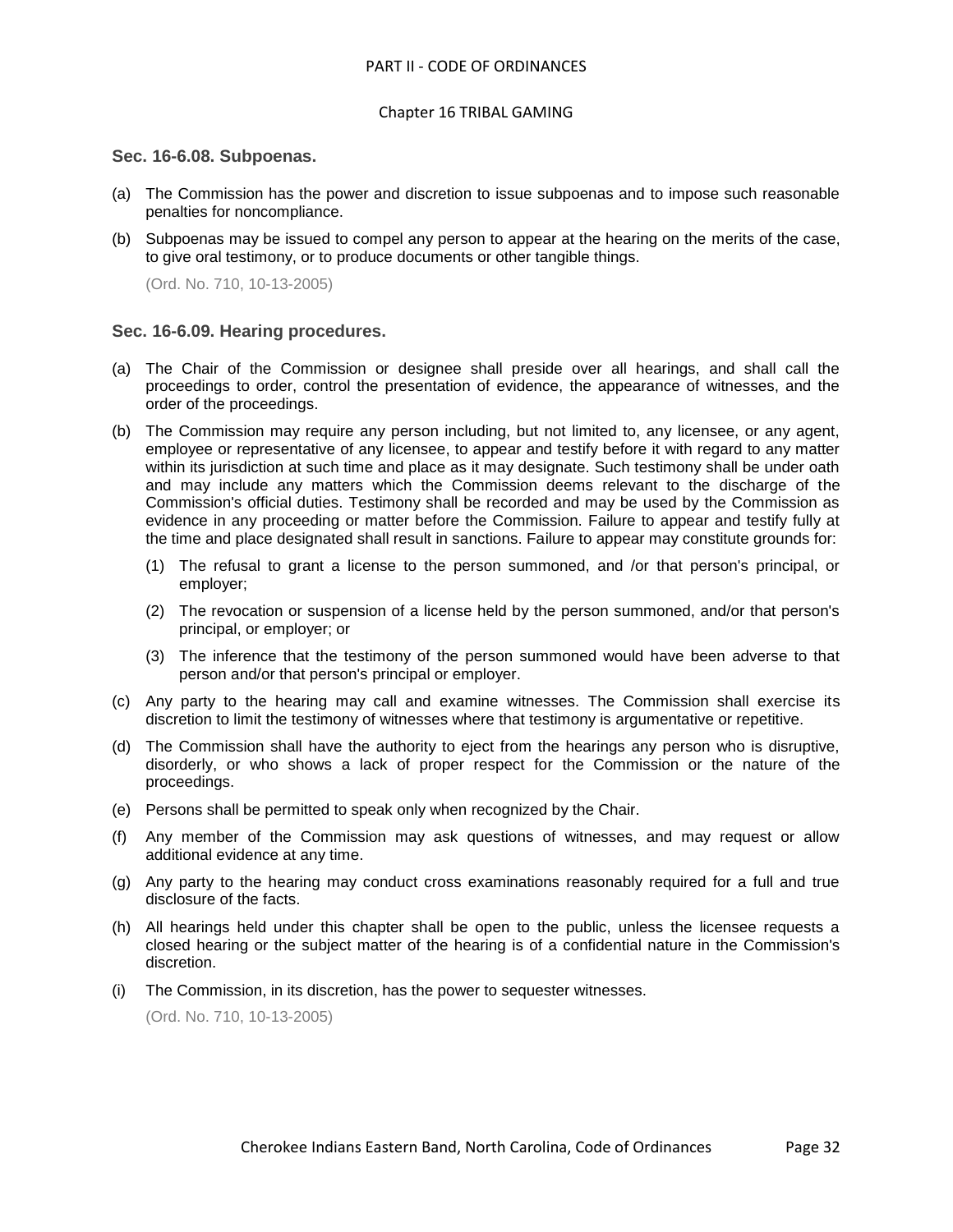### Sec. 16-6.08. Subpoenas.

(a) The Commission has the power and discretion to issue subpoenas and to impose such reasonable penalties for noncompliance.

(b) Subpoenas may be issued to compel any person to appear at the hearing on the merits of the case, to give oral testimony, or to produce documents or other tangible things.

(Ord. No. 710, 10-13-2005)

### Sec. 16-6.09. Hearing procedures.

(a) The Chair of the Commission or designee shall preside over all hearings, and shall call the proceedings to order, control the presentation of evidence, the appearance of witnesses, and the order of the proceedings.

(b) The Commission may require any person including, but not limited to, any licensee, or any agent, employee or representative of any licensee, to appear and testify before it with regard to any matter within its jurisdiction at such time and place as it may designate. Such testimony shall be under oath and may include any matters which the Commission deems relevant to the discharge of the Commission's official duties. Testimony shall be recorded and may be used by the Commission as evidence in any proceeding or matter before the Commission. Failure to appear and testify fully at the time and place designated shall result in sanctions. Failure to appear may constitute grounds for:

  (1) The refusal to grant a license to the person summoned, and /or that person's principal, or employer;

  (2) The revocation or suspension of a license held by the person summoned, and/or that person's principal, or employer; or

  (3) The inference that the testimony of the person summoned would have been adverse to that person and/or that person's principal or employer.

(c) Any party to the hearing may call and examine witnesses. The Commission shall exercise its discretion to limit the testimony of witnesses where that testimony is argumentative or repetitive.

(d) The Commission shall have the authority to eject from the hearings any person who is disruptive, disorderly, or who shows a lack of proper respect for the Commission or the nature of the proceedings.

(e) Persons shall be permitted to speak only when recognized by the Chair.

(f) Any member of the Commission may ask questions of witnesses, and may request or allow additional evidence at any time.

(g) Any party to the hearing may conduct cross examinations reasonably required for a full and true disclosure of the facts.

(h) All hearings held under this chapter shall be open to the public, unless the licensee requests a closed hearing or the subject matter of the hearing is of a confidential nature in the Commission's discretion.

(i) The Commission, in its discretion, has the power to sequester witnesses.

(Ord. No. 710, 10-13-2005)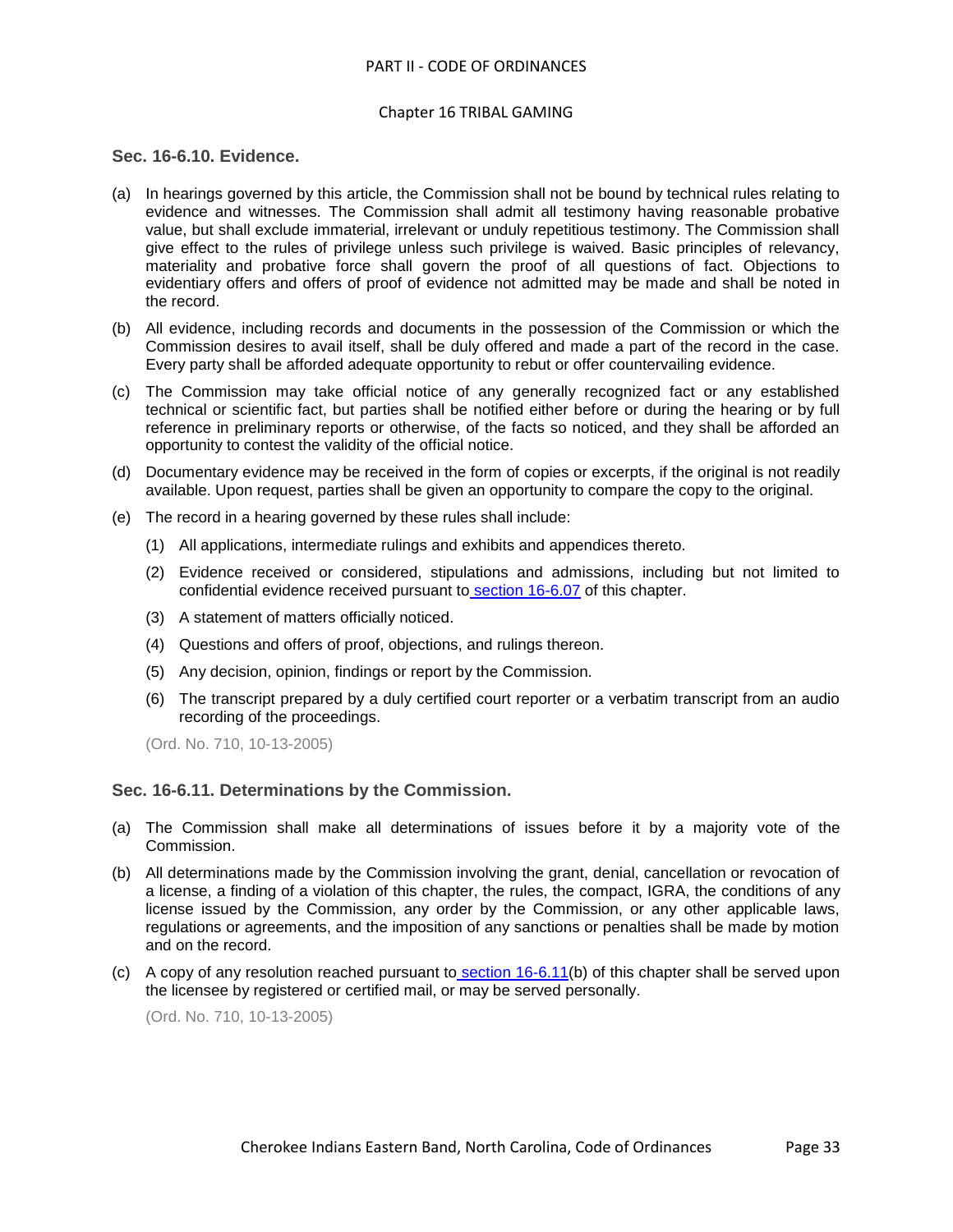### Sec. 16-6.10. Evidence.

(a) In hearings governed by this article, the Commission shall not be bound by technical rules relating to evidence and witnesses. The Commission shall admit all testimony having reasonable probative value, but shall exclude immaterial, irrelevant or unduly repetitious testimony. The Commission shall give effect to the rules of privilege unless such privilege is waived. Basic principles of relevancy, materiality and probative force shall govern the proof of all questions of fact. Objections to evidentiary offers and offers of proof of evidence not admitted may be made and shall be noted in the record.

(b) All evidence, including records and documents in the possession of the Commission or which the Commission desires to avail itself, shall be duly offered and made a part of the record in the case. Every party shall be afforded adequate opportunity to rebut or offer countervailing evidence.

(c) The Commission may take official notice of any generally recognized fact or any established technical or scientific fact, but parties shall be notified either before or during the hearing or by full reference in preliminary reports or otherwise, of the facts so noticed, and they shall be afforded an opportunity to contest the validity of the official notice.

(d) Documentary evidence may be received in the form of copies or excerpts, if the original is not readily available. Upon request, parties shall be given an opportunity to compare the copy to the original.

(e) The record in a hearing governed by these rules shall include:

   (1) All applications, intermediate rulings and exhibits and appendices thereto.

   (2) Evidence received or considered, stipulations and admissions, including but not limited to confidential evidence received pursuant to section 16-6.07 of this chapter.

   (3) A statement of matters officially noticed.

   (4) Questions and offers of proof, objections, and rulings thereon.

   (5) Any decision, opinion, findings or report by the Commission.

   (6) The transcript prepared by a duly certified court reporter or a verbatim transcript from an audio recording of the proceedings.

(Ord. No. 710, 10-13-2005)

### Sec. 16-6.11. Determinations by the Commission.

(a) The Commission shall make all determinations of issues before it by a majority vote of the Commission.

(b) All determinations made by the Commission involving the grant, denial, cancellation or revocation of a license, a finding of a violation of this chapter, the rules, the compact, IGRA, the conditions of any license issued by the Commission, any order by the Commission, or any other applicable laws, regulations or agreements, and the imposition of any sanctions or penalties shall be made by motion and on the record.

(c) A copy of any resolution reached pursuant to section 16-6.11(b) of this chapter shall be served upon the licensee by registered or certified mail, or may be served personally.

(Ord. No. 710, 10-13-2005)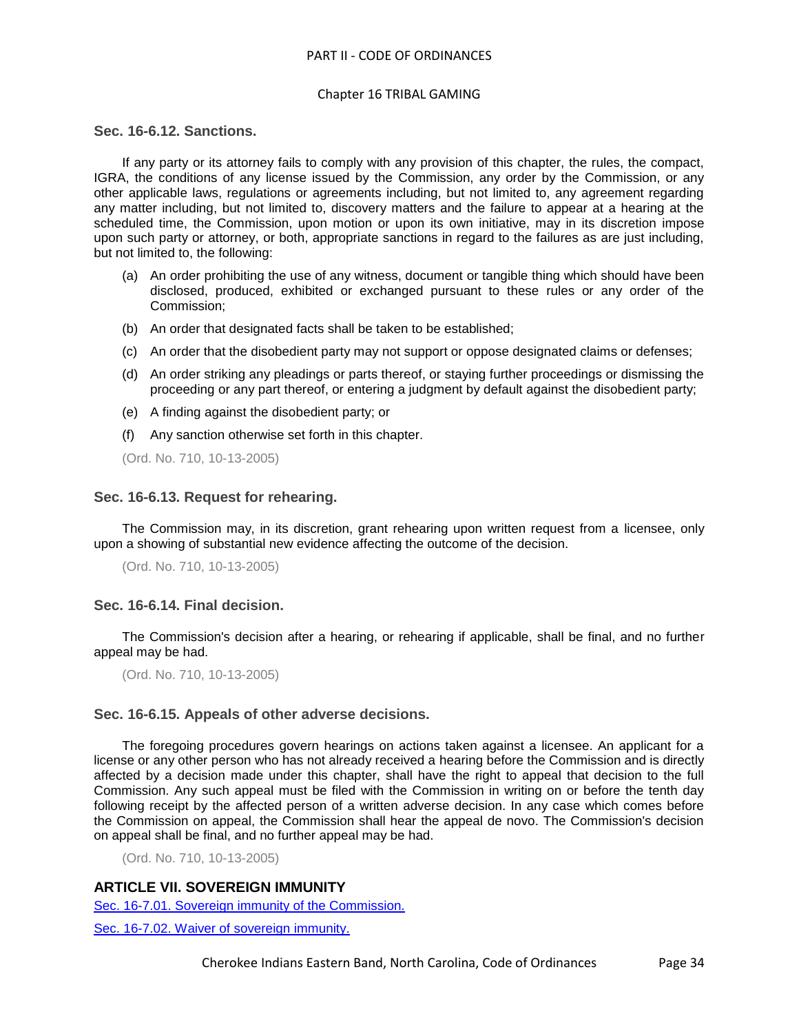### Sec. 16-6.12. Sanctions.

If any party or its attorney fails to comply with any provision of this chapter, the rules, the compact, IGRA, the conditions of any license issued by the Commission, any order by the Commission, or any other applicable laws, regulations or agreements including, but not limited to, any agreement regarding any matter including, but not limited to, discovery matters and the failure to appear at a hearing at the scheduled time, the Commission, upon motion or upon its own initiative, may in its discretion impose upon such party or attorney, or both, appropriate sanctions in regard to the failures as are just including, but not limited to, the following:

(a) An order prohibiting the use of any witness, document or tangible thing which should have been disclosed, produced, exhibited or exchanged pursuant to these rules or any order of the Commission;

(b) An order that designated facts shall be taken to be established;

(c) An order that the disobedient party may not support or oppose designated claims or defenses;

(d) An order striking any pleadings or parts thereof, or staying further proceedings or dismissing the proceeding or any part thereof, or entering a judgment by default against the disobedient party;

(e) A finding against the disobedient party; or

(f) Any sanction otherwise set forth in this chapter.

(Ord. No. 710, 10-13-2005)

### Sec. 16-6.13. Request for rehearing.

The Commission may, in its discretion, grant rehearing upon written request from a licensee, only upon a showing of substantial new evidence affecting the outcome of the decision.

(Ord. No. 710, 10-13-2005)

### Sec. 16-6.14. Final decision.

The Commission's decision after a hearing, or rehearing if applicable, shall be final, and no further appeal may be had.

(Ord. No. 710, 10-13-2005)

### Sec. 16-6.15. Appeals of other adverse decisions.

The foregoing procedures govern hearings on actions taken against a licensee. An applicant for a license or any other person who has not already received a hearing before the Commission and is directly affected by a decision made under this chapter, shall have the right to appeal that decision to the full Commission. Any such appeal must be filed with the Commission in writing on or before the tenth day following receipt by the affected person of a written adverse decision. In any case which comes before the Commission on appeal, the Commission shall hear the appeal de novo. The Commission's decision on appeal shall be final, and no further appeal may be had.

(Ord. No. 710, 10-13-2005)

## ARTICLE VII. SOVEREIGN IMMUNITY

Sec. 16-7.01. Sovereign immunity of the Commission.

Sec. 16-7.02. Waiver of sovereign immunity.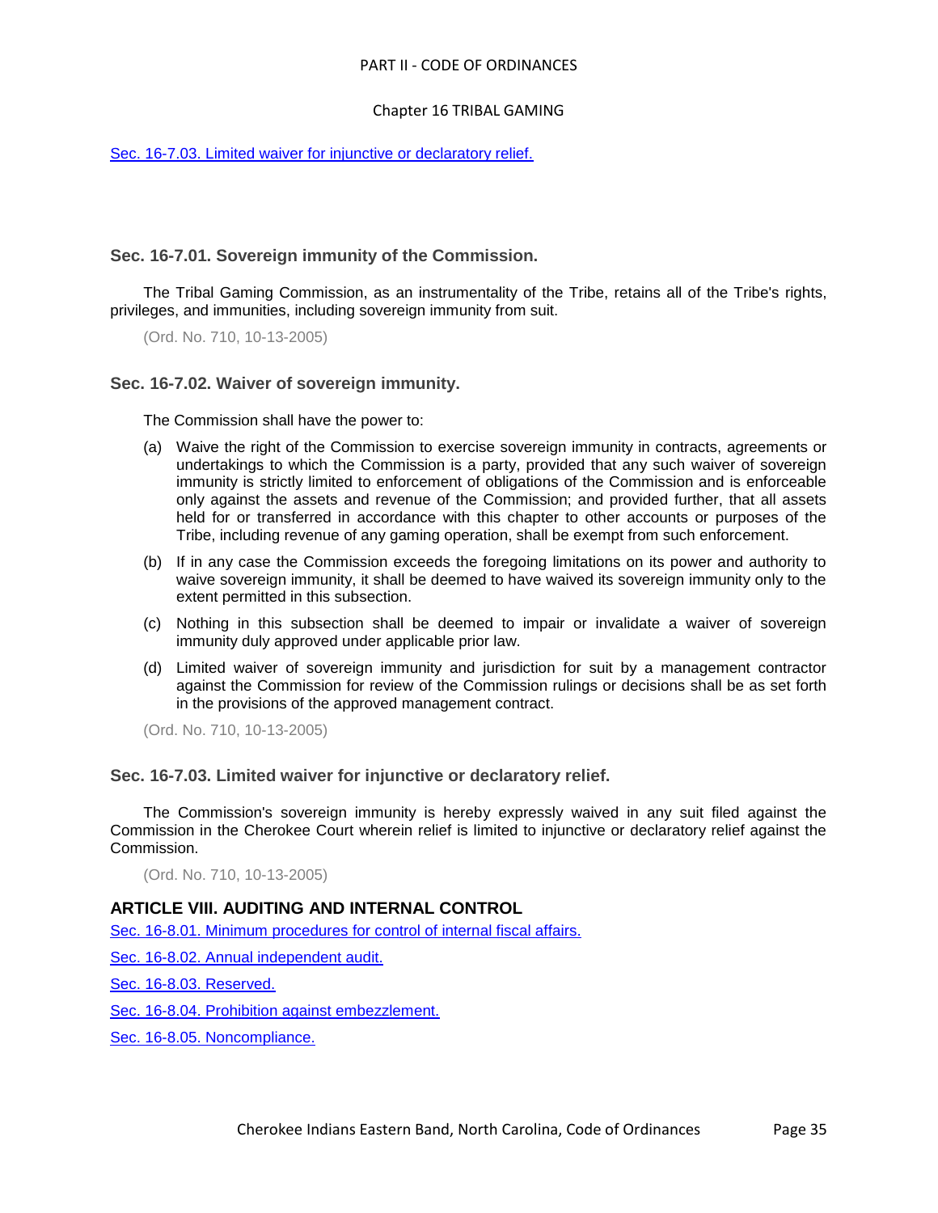Sec. 16-7.03. Limited waiver for injunctive or declaratory relief.

### Sec. 16-7.01. Sovereign immunity of the Commission.

The Tribal Gaming Commission, as an instrumentality of the Tribe, retains all of the Tribe's rights, privileges, and immunities, including sovereign immunity from suit.

(Ord. No. 710, 10-13-2005)

### Sec. 16-7.02. Waiver of sovereign immunity.

The Commission shall have the power to:

(a) Waive the right of the Commission to exercise sovereign immunity in contracts, agreements or undertakings to which the Commission is a party, provided that any such waiver of sovereign immunity is strictly limited to enforcement of obligations of the Commission and is enforceable only against the assets and revenue of the Commission; and provided further, that all assets held for or transferred in accordance with this chapter to other accounts or purposes of the Tribe, including revenue of any gaming operation, shall be exempt from such enforcement.

(b) If in any case the Commission exceeds the foregoing limitations on its power and authority to waive sovereign immunity, it shall be deemed to have waived its sovereign immunity only to the extent permitted in this subsection.

(c) Nothing in this subsection shall be deemed to impair or invalidate a waiver of sovereign immunity duly approved under applicable prior law.

(d) Limited waiver of sovereign immunity and jurisdiction for suit by a management contractor against the Commission for review of the Commission rulings or decisions shall be as set forth in the provisions of the approved management contract.

(Ord. No. 710, 10-13-2005)

### Sec. 16-7.03. Limited waiver for injunctive or declaratory relief.

The Commission's sovereign immunity is hereby expressly waived in any suit filed against the Commission in the Cherokee Court wherein relief is limited to injunctive or declaratory relief against the Commission.

(Ord. No. 710, 10-13-2005)

## ARTICLE VIII. AUDITING AND INTERNAL CONTROL

Sec. 16-8.01. Minimum procedures for control of internal fiscal affairs.

Sec. 16-8.02. Annual independent audit.

Sec. 16-8.03. Reserved.

Sec. 16-8.04. Prohibition against embezzlement.

Sec. 16-8.05. Noncompliance.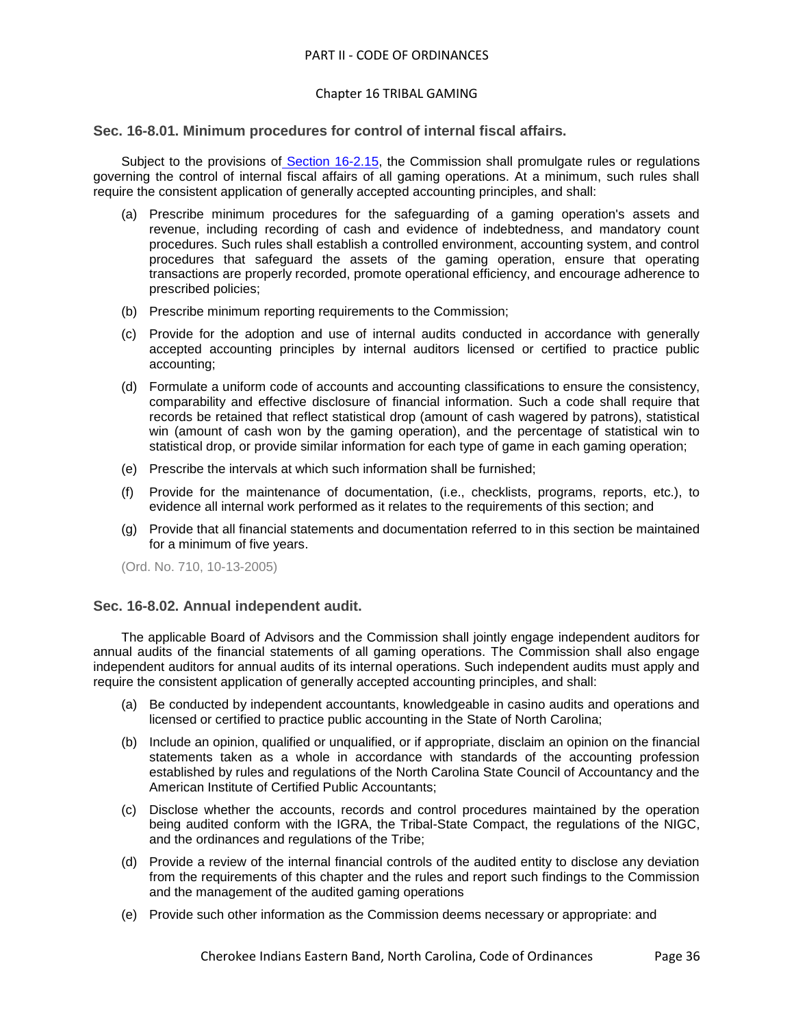## Sec. 16-8.01. Minimum procedures for control of internal fiscal affairs.

Subject to the provisions of Section 16-2.15, the Commission shall promulgate rules or regulations governing the control of internal fiscal affairs of all gaming operations. At a minimum, such rules shall require the consistent application of generally accepted accounting principles, and shall:

(a) Prescribe minimum procedures for the safeguarding of a gaming operation's assets and revenue, including recording of cash and evidence of indebtedness, and mandatory count procedures. Such rules shall establish a controlled environment, accounting system, and control procedures that safeguard the assets of the gaming operation, ensure that operating transactions are properly recorded, promote operational efficiency, and encourage adherence to prescribed policies;

(b) Prescribe minimum reporting requirements to the Commission;

(c) Provide for the adoption and use of internal audits conducted in accordance with generally accepted accounting principles by internal auditors licensed or certified to practice public accounting;

(d) Formulate a uniform code of accounts and accounting classifications to ensure the consistency, comparability and effective disclosure of financial information. Such a code shall require that records be retained that reflect statistical drop (amount of cash wagered by patrons), statistical win (amount of cash won by the gaming operation), and the percentage of statistical win to statistical drop, or provide similar information for each type of game in each gaming operation;

(e) Prescribe the intervals at which such information shall be furnished;

(f) Provide for the maintenance of documentation, (i.e., checklists, programs, reports, etc.), to evidence all internal work performed as it relates to the requirements of this section; and

(g) Provide that all financial statements and documentation referred to in this section be maintained for a minimum of five years.

(Ord. No. 710, 10-13-2005)

## Sec. 16-8.02. Annual independent audit.

The applicable Board of Advisors and the Commission shall jointly engage independent auditors for annual audits of the financial statements of all gaming operations. The Commission shall also engage independent auditors for annual audits of its internal operations. Such independent audits must apply and require the consistent application of generally accepted accounting principles, and shall:

(a) Be conducted by independent accountants, knowledgeable in casino audits and operations and licensed or certified to practice public accounting in the State of North Carolina;

(b) Include an opinion, qualified or unqualified, or if appropriate, disclaim an opinion on the financial statements taken as a whole in accordance with standards of the accounting profession established by rules and regulations of the North Carolina State Council of Accountancy and the American Institute of Certified Public Accountants;

(c) Disclose whether the accounts, records and control procedures maintained by the operation being audited conform with the IGRA, the Tribal-State Compact, the regulations of the NIGC, and the ordinances and regulations of the Tribe;

(d) Provide a review of the internal financial controls of the audited entity to disclose any deviation from the requirements of this chapter and the rules and report such findings to the Commission and the management of the audited gaming operations

(e) Provide such other information as the Commission deems necessary or appropriate: and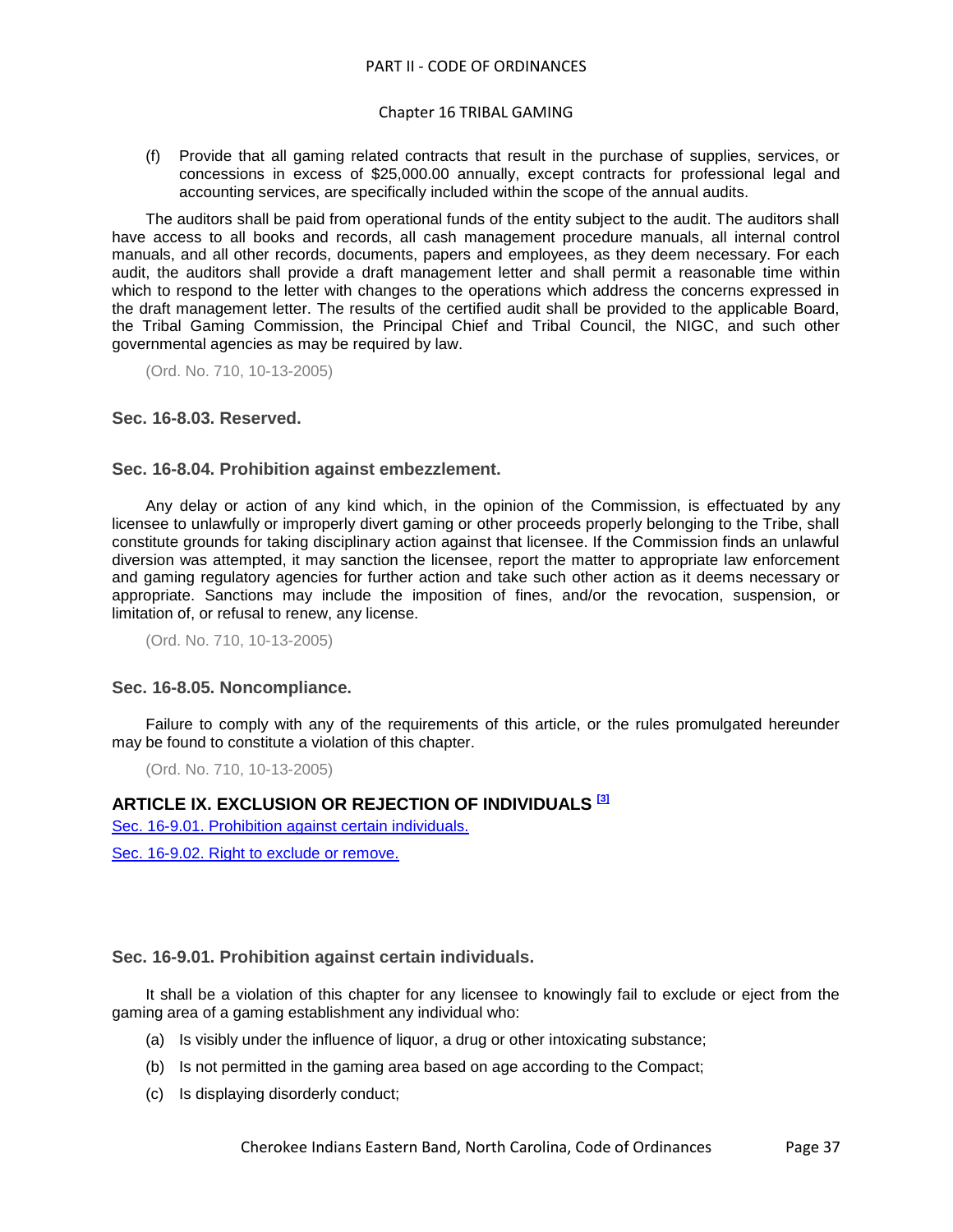(f) Provide that all gaming related contracts that result in the purchase of supplies, services, or concessions in excess of $25,000.00 annually, except contracts for professional legal and accounting services, are specifically included within the scope of the annual audits.

The auditors shall be paid from operational funds of the entity subject to the audit. The auditors shall have access to all books and records, all cash management procedure manuals, all internal control manuals, and all other records, documents, papers and employees, as they deem necessary. For each audit, the auditors shall provide a draft management letter and shall permit a reasonable time within which to respond to the letter with changes to the operations which address the concerns expressed in the draft management letter. The results of the certified audit shall be provided to the applicable Board, the Tribal Gaming Commission, the Principal Chief and Tribal Council, the NIGC, and such other governmental agencies as may be required by law.

(Ord. No. 710, 10-13-2005)

### Sec. 16-8.03. Reserved.

### Sec. 16-8.04. Prohibition against embezzlement.

Any delay or action of any kind which, in the opinion of the Commission, is effectuated by any licensee to unlawfully or improperly divert gaming or other proceeds properly belonging to the Tribe, shall constitute grounds for taking disciplinary action against that licensee. If the Commission finds an unlawful diversion was attempted, it may sanction the licensee, report the matter to appropriate law enforcement and gaming regulatory agencies for further action and take such other action as it deems necessary or appropriate. Sanctions may include the imposition of fines, and/or the revocation, suspension, or limitation of, or refusal to renew, any license.

(Ord. No. 710, 10-13-2005)

### Sec. 16-8.05. Noncompliance.

Failure to comply with any of the requirements of this article, or the rules promulgated hereunder may be found to constitute a violation of this chapter.

(Ord. No. 710, 10-13-2005)

## ARTICLE IX. EXCLUSION OR REJECTION OF INDIVIDUALS [3]

Sec. 16-9.01. Prohibition against certain individuals.

Sec. 16-9.02. Right to exclude or remove.

### Sec. 16-9.01. Prohibition against certain individuals.

It shall be a violation of this chapter for any licensee to knowingly fail to exclude or eject from the gaming area of a gaming establishment any individual who:

(a) Is visibly under the influence of liquor, a drug or other intoxicating substance;

(b) Is not permitted in the gaming area based on age according to the Compact;

(c) Is displaying disorderly conduct;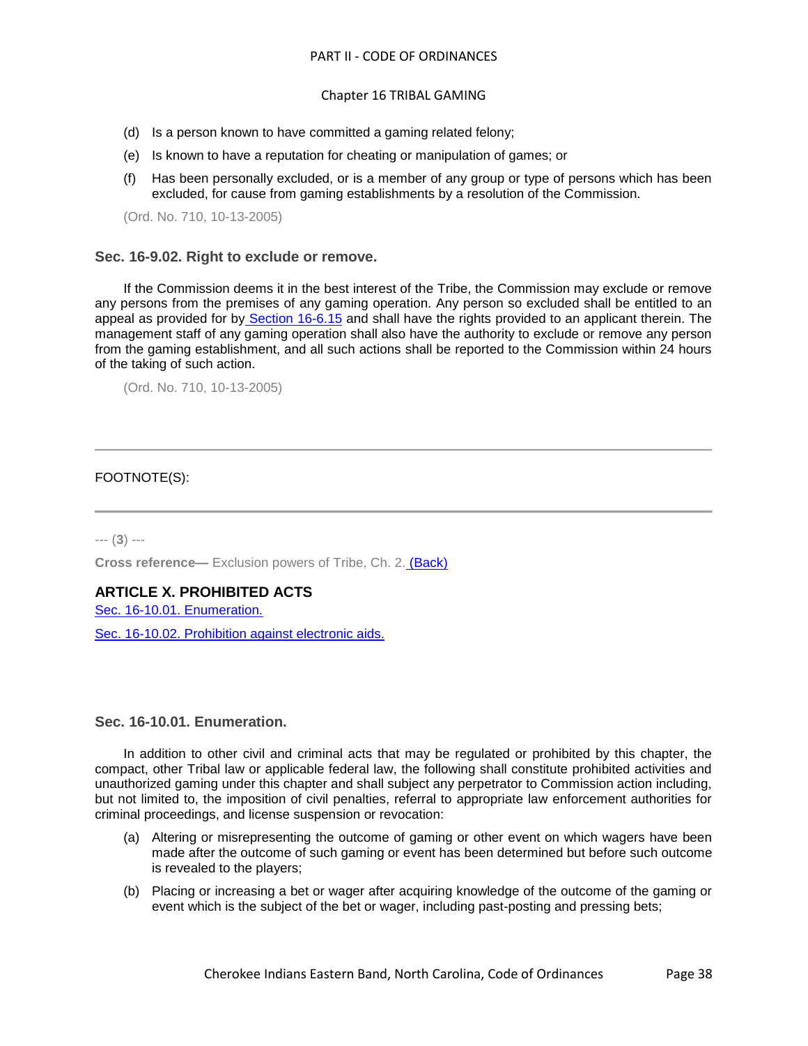(d) Is a person known to have committed a gaming related felony;

(e) Is known to have a reputation for cheating or manipulation of games; or

(f) Has been personally excluded, or is a member of any group or type of persons which has been excluded, for cause from gaming establishments by a resolution of the Commission.

(Ord. No. 710, 10-13-2005)

### Sec. 16-9.02. Right to exclude or remove.

If the Commission deems it in the best interest of the Tribe, the Commission may exclude or remove any persons from the premises of any gaming operation. Any person so excluded shall be entitled to an appeal as provided for by Section 16-6.15 and shall have the rights provided to an applicant therein. The management staff of any gaming operation shall also have the authority to exclude or remove any person from the gaming establishment, and all such actions shall be reported to the Commission within 24 hours of the taking of such action.

(Ord. No. 710, 10-13-2005)

---

FOOTNOTE(S):

---

--- (**3**) ---

**Cross reference—** Exclusion powers of Tribe, Ch. 2. (Back)

## ARTICLE X. PROHIBITED ACTS

Sec. 16-10.01. Enumeration.

Sec. 16-10.02. Prohibition against electronic aids.

### Sec. 16-10.01. Enumeration.

In addition to other civil and criminal acts that may be regulated or prohibited by this chapter, the compact, other Tribal law or applicable federal law, the following shall constitute prohibited activities and unauthorized gaming under this chapter and shall subject any perpetrator to Commission action including, but not limited to, the imposition of civil penalties, referral to appropriate law enforcement authorities for criminal proceedings, and license suspension or revocation:

(a) Altering or misrepresenting the outcome of gaming or other event on which wagers have been made after the outcome of such gaming or event has been determined but before such outcome is revealed to the players;

(b) Placing or increasing a bet or wager after acquiring knowledge of the outcome of the gaming or event which is the subject of the bet or wager, including past-posting and pressing bets;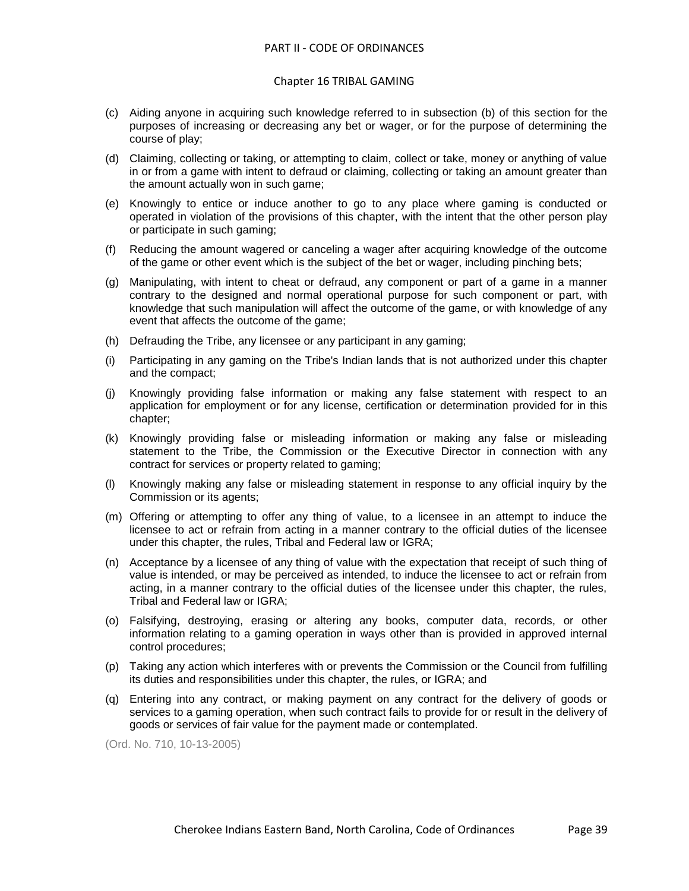(c) Aiding anyone in acquiring such knowledge referred to in subsection (b) of this section for the purposes of increasing or decreasing any bet or wager, or for the purpose of determining the course of play;

(d) Claiming, collecting or taking, or attempting to claim, collect or take, money or anything of value in or from a game with intent to defraud or claiming, collecting or taking an amount greater than the amount actually won in such game;

(e) Knowingly to entice or induce another to go to any place where gaming is conducted or operated in violation of the provisions of this chapter, with the intent that the other person play or participate in such gaming;

(f) Reducing the amount wagered or canceling a wager after acquiring knowledge of the outcome of the game or other event which is the subject of the bet or wager, including pinching bets;

(g) Manipulating, with intent to cheat or defraud, any component or part of a game in a manner contrary to the designed and normal operational purpose for such component or part, with knowledge that such manipulation will affect the outcome of the game, or with knowledge of any event that affects the outcome of the game;

(h) Defrauding the Tribe, any licensee or any participant in any gaming;

(i) Participating in any gaming on the Tribe's Indian lands that is not authorized under this chapter and the compact;

(j) Knowingly providing false information or making any false statement with respect to an application for employment or for any license, certification or determination provided for in this chapter;

(k) Knowingly providing false or misleading information or making any false or misleading statement to the Tribe, the Commission or the Executive Director in connection with any contract for services or property related to gaming;

(l) Knowingly making any false or misleading statement in response to any official inquiry by the Commission or its agents;

(m) Offering or attempting to offer any thing of value, to a licensee in an attempt to induce the licensee to act or refrain from acting in a manner contrary to the official duties of the licensee under this chapter, the rules, Tribal and Federal law or IGRA;

(n) Acceptance by a licensee of any thing of value with the expectation that receipt of such thing of value is intended, or may be perceived as intended, to induce the licensee to act or refrain from acting, in a manner contrary to the official duties of the licensee under this chapter, the rules, Tribal and Federal law or IGRA;

(o) Falsifying, destroying, erasing or altering any books, computer data, records, or other information relating to a gaming operation in ways other than is provided in approved internal control procedures;

(p) Taking any action which interferes with or prevents the Commission or the Council from fulfilling its duties and responsibilities under this chapter, the rules, or IGRA; and

(q) Entering into any contract, or making payment on any contract for the delivery of goods or services to a gaming operation, when such contract fails to provide for or result in the delivery of goods or services of fair value for the payment made or contemplated.

(Ord. No. 710, 10-13-2005)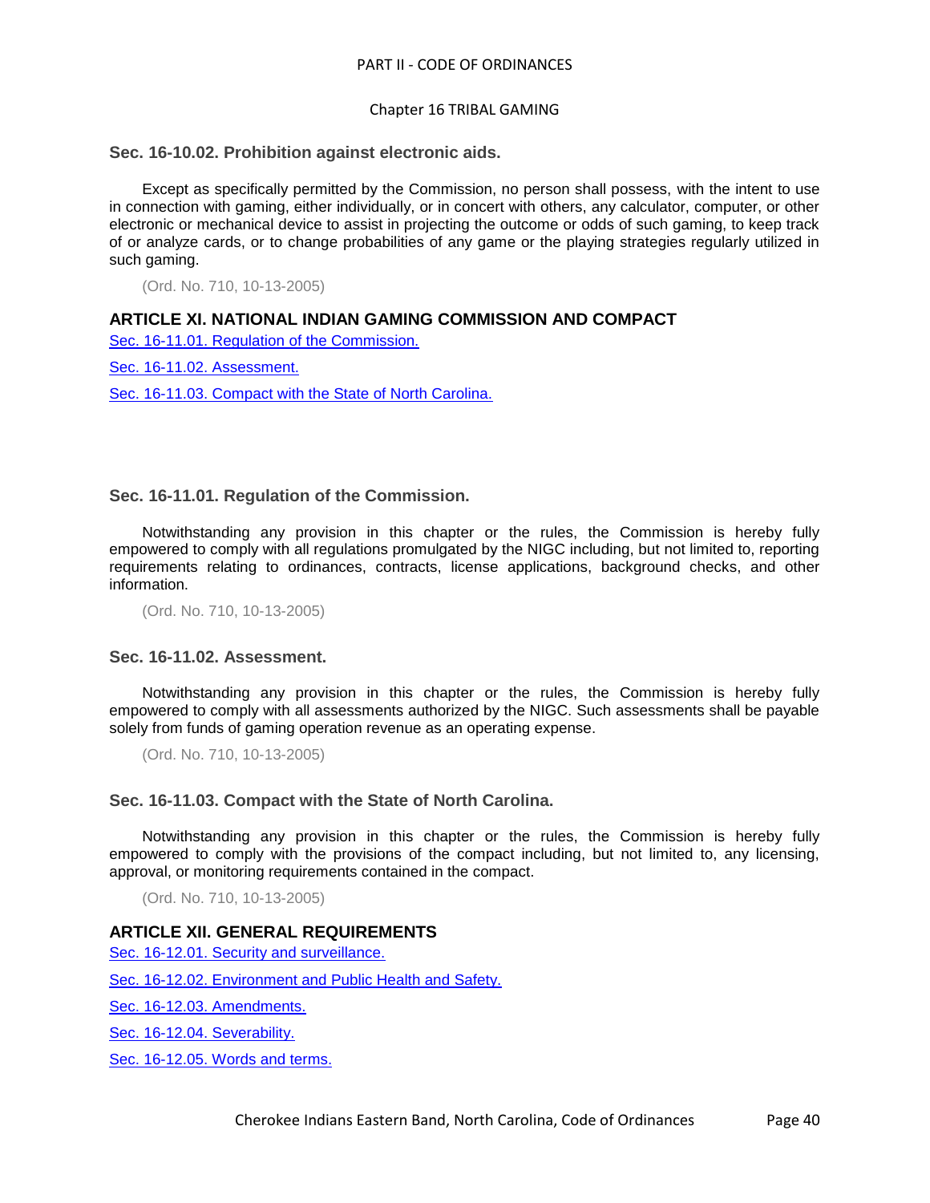### Sec. 16-10.02. Prohibition against electronic aids.

Except as specifically permitted by the Commission, no person shall possess, with the intent to use in connection with gaming, either individually, or in concert with others, any calculator, computer, or other electronic or mechanical device to assist in projecting the outcome or odds of such gaming, to keep track of or analyze cards, or to change probabilities of any game or the playing strategies regularly utilized in such gaming.

(Ord. No. 710, 10-13-2005)

## ARTICLE XI. NATIONAL INDIAN GAMING COMMISSION AND COMPACT

Sec. 16-11.01. Regulation of the Commission.

Sec. 16-11.02. Assessment.

Sec. 16-11.03. Compact with the State of North Carolina.

### Sec. 16-11.01. Regulation of the Commission.

Notwithstanding any provision in this chapter or the rules, the Commission is hereby fully empowered to comply with all regulations promulgated by the NIGC including, but not limited to, reporting requirements relating to ordinances, contracts, license applications, background checks, and other information.

(Ord. No. 710, 10-13-2005)

### Sec. 16-11.02. Assessment.

Notwithstanding any provision in this chapter or the rules, the Commission is hereby fully empowered to comply with all assessments authorized by the NIGC. Such assessments shall be payable solely from funds of gaming operation revenue as an operating expense.

(Ord. No. 710, 10-13-2005)

### Sec. 16-11.03. Compact with the State of North Carolina.

Notwithstanding any provision in this chapter or the rules, the Commission is hereby fully empowered to comply with the provisions of the compact including, but not limited to, any licensing, approval, or monitoring requirements contained in the compact.

(Ord. No. 710, 10-13-2005)

## ARTICLE XII. GENERAL REQUIREMENTS

Sec. 16-12.01. Security and surveillance.

Sec. 16-12.02. Environment and Public Health and Safety.

Sec. 16-12.03. Amendments.

Sec. 16-12.04. Severability.

Sec. 16-12.05. Words and terms.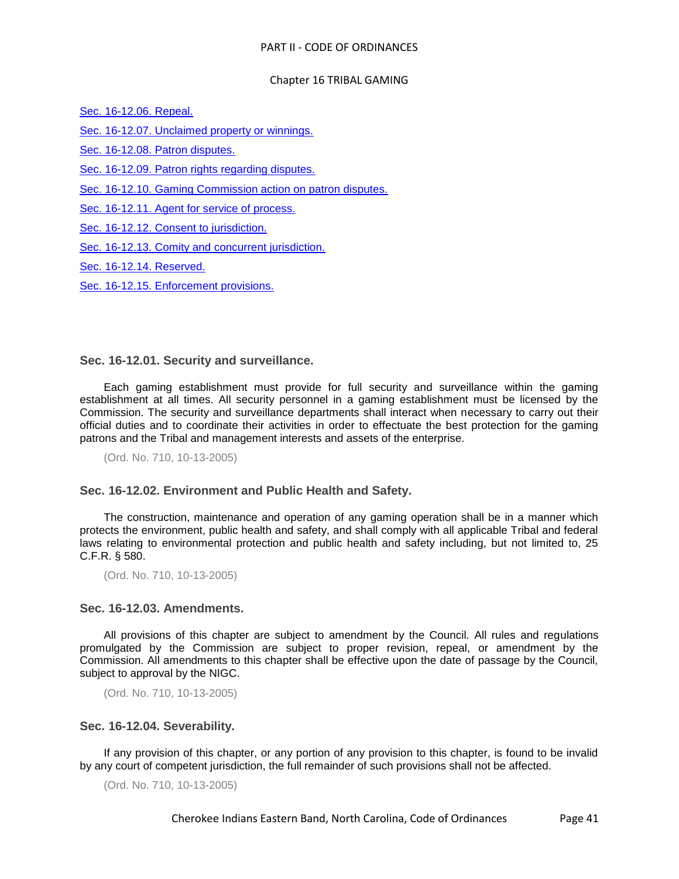[Sec. 16-12.06. Repeal.]

[Sec. 16-12.07. Unclaimed property or winnings.]

[Sec. 16-12.08. Patron disputes.]

[Sec. 16-12.09. Patron rights regarding disputes.]

[Sec. 16-12.10. Gaming Commission action on patron disputes.]

[Sec. 16-12.11. Agent for service of process.]

[Sec. 16-12.12. Consent to jurisdiction.]

[Sec. 16-12.13. Comity and concurrent jurisdiction.]

[Sec. 16-12.14. Reserved.]

[Sec. 16-12.15. Enforcement provisions.]

### Sec. 16-12.01. Security and surveillance.

Each gaming establishment must provide for full security and surveillance within the gaming establishment at all times. All security personnel in a gaming establishment must be licensed by the Commission. The security and surveillance departments shall interact when necessary to carry out their official duties and to coordinate their activities in order to effectuate the best protection for the gaming patrons and the Tribal and management interests and assets of the enterprise.

(Ord. No. 710, 10-13-2005)

### Sec. 16-12.02. Environment and Public Health and Safety.

The construction, maintenance and operation of any gaming operation shall be in a manner which protects the environment, public health and safety, and shall comply with all applicable Tribal and federal laws relating to environmental protection and public health and safety including, but not limited to, 25 C.F.R. § 580.

(Ord. No. 710, 10-13-2005)

### Sec. 16-12.03. Amendments.

All provisions of this chapter are subject to amendment by the Council. All rules and regulations promulgated by the Commission are subject to proper revision, repeal, or amendment by the Commission. All amendments to this chapter shall be effective upon the date of passage by the Council, subject to approval by the NIGC.

(Ord. No. 710, 10-13-2005)

### Sec. 16-12.04. Severability.

If any provision of this chapter, or any portion of any provision to this chapter, is found to be invalid by any court of competent jurisdiction, the full remainder of such provisions shall not be affected.

(Ord. No. 710, 10-13-2005)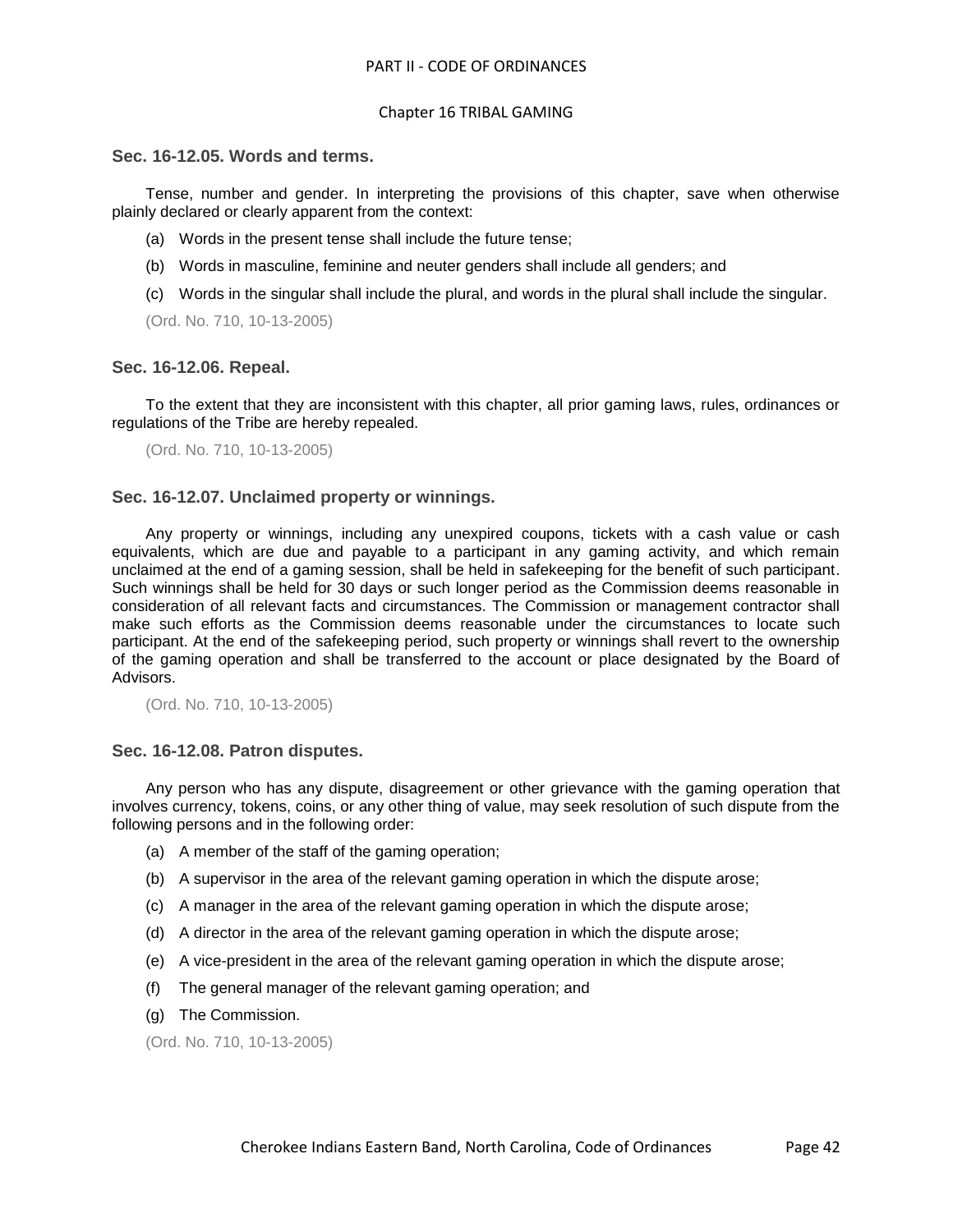### Sec. 16-12.05. Words and terms.

Tense, number and gender. In interpreting the provisions of this chapter, save when otherwise plainly declared or clearly apparent from the context:

(a) Words in the present tense shall include the future tense;

(b) Words in masculine, feminine and neuter genders shall include all genders; and

(c) Words in the singular shall include the plural, and words in the plural shall include the singular.

(Ord. No. 710, 10-13-2005)

### Sec. 16-12.06. Repeal.

To the extent that they are inconsistent with this chapter, all prior gaming laws, rules, ordinances or regulations of the Tribe are hereby repealed.

(Ord. No. 710, 10-13-2005)

### Sec. 16-12.07. Unclaimed property or winnings.

Any property or winnings, including any unexpired coupons, tickets with a cash value or cash equivalents, which are due and payable to a participant in any gaming activity, and which remain unclaimed at the end of a gaming session, shall be held in safekeeping for the benefit of such participant. Such winnings shall be held for 30 days or such longer period as the Commission deems reasonable in consideration of all relevant facts and circumstances. The Commission or management contractor shall make such efforts as the Commission deems reasonable under the circumstances to locate such participant. At the end of the safekeeping period, such property or winnings shall revert to the ownership of the gaming operation and shall be transferred to the account or place designated by the Board of Advisors.

(Ord. No. 710, 10-13-2005)

### Sec. 16-12.08. Patron disputes.

Any person who has any dispute, disagreement or other grievance with the gaming operation that involves currency, tokens, coins, or any other thing of value, may seek resolution of such dispute from the following persons and in the following order:

(a) A member of the staff of the gaming operation;

(b) A supervisor in the area of the relevant gaming operation in which the dispute arose;

(c) A manager in the area of the relevant gaming operation in which the dispute arose;

(d) A director in the area of the relevant gaming operation in which the dispute arose;

(e) A vice-president in the area of the relevant gaming operation in which the dispute arose;

(f) The general manager of the relevant gaming operation; and

(g) The Commission.

(Ord. No. 710, 10-13-2005)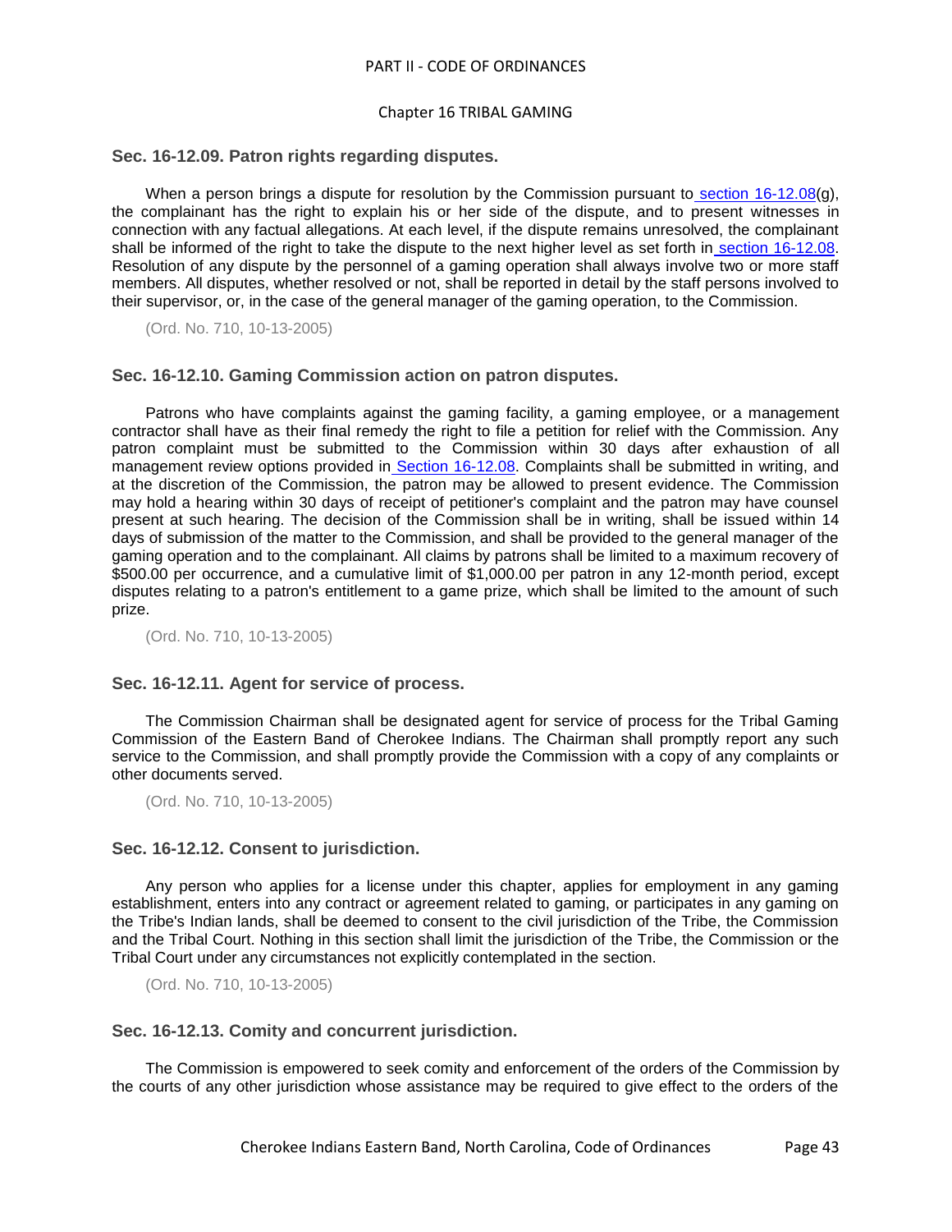### Sec. 16-12.09. Patron rights regarding disputes.

When a person brings a dispute for resolution by the Commission pursuant to section 16-12.08(g), the complainant has the right to explain his or her side of the dispute, and to present witnesses in connection with any factual allegations. At each level, if the dispute remains unresolved, the complainant shall be informed of the right to take the dispute to the next higher level as set forth in section 16-12.08. Resolution of any dispute by the personnel of a gaming operation shall always involve two or more staff members. All disputes, whether resolved or not, shall be reported in detail by the staff persons involved to their supervisor, or, in the case of the general manager of the gaming operation, to the Commission.

(Ord. No. 710, 10-13-2005)

### Sec. 16-12.10. Gaming Commission action on patron disputes.

Patrons who have complaints against the gaming facility, a gaming employee, or a management contractor shall have as their final remedy the right to file a petition for relief with the Commission. Any patron complaint must be submitted to the Commission within 30 days after exhaustion of all management review options provided in Section 16-12.08. Complaints shall be submitted in writing, and at the discretion of the Commission, the patron may be allowed to present evidence. The Commission may hold a hearing within 30 days of receipt of petitioner's complaint and the patron may have counsel present at such hearing. The decision of the Commission shall be in writing, shall be issued within 14 days of submission of the matter to the Commission, and shall be provided to the general manager of the gaming operation and to the complainant. All claims by patrons shall be limited to a maximum recovery of $500.00 per occurrence, and a cumulative limit of $1,000.00 per patron in any 12-month period, except disputes relating to a patron's entitlement to a game prize, which shall be limited to the amount of such prize.

(Ord. No. 710, 10-13-2005)

### Sec. 16-12.11. Agent for service of process.

The Commission Chairman shall be designated agent for service of process for the Tribal Gaming Commission of the Eastern Band of Cherokee Indians. The Chairman shall promptly report any such service to the Commission, and shall promptly provide the Commission with a copy of any complaints or other documents served.

(Ord. No. 710, 10-13-2005)

### Sec. 16-12.12. Consent to jurisdiction.

Any person who applies for a license under this chapter, applies for employment in any gaming establishment, enters into any contract or agreement related to gaming, or participates in any gaming on the Tribe's Indian lands, shall be deemed to consent to the civil jurisdiction of the Tribe, the Commission and the Tribal Court. Nothing in this section shall limit the jurisdiction of the Tribe, the Commission or the Tribal Court under any circumstances not explicitly contemplated in the section.

(Ord. No. 710, 10-13-2005)

### Sec. 16-12.13. Comity and concurrent jurisdiction.

The Commission is empowered to seek comity and enforcement of the orders of the Commission by the courts of any other jurisdiction whose assistance may be required to give effect to the orders of the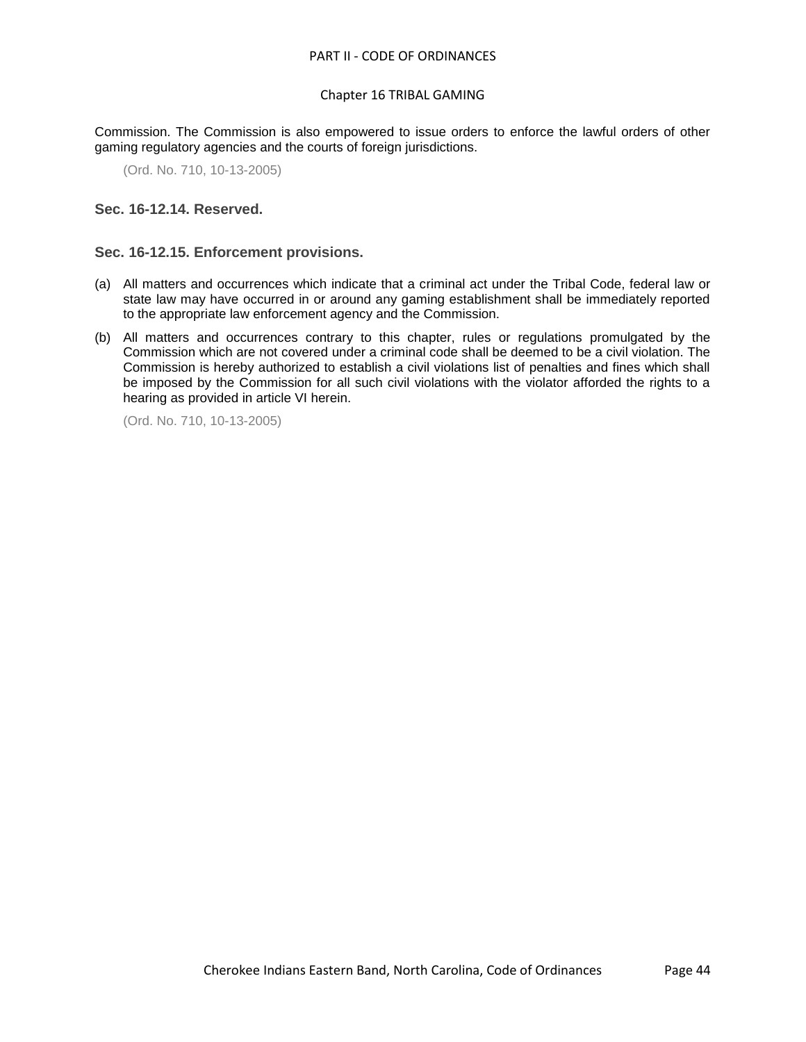Commission. The Commission is also empowered to issue orders to enforce the lawful orders of other gaming regulatory agencies and the courts of foreign jurisdictions.

(Ord. No. 710, 10-13-2005)

### Sec. 16-12.14. Reserved.

### Sec. 16-12.15. Enforcement provisions.

(a) All matters and occurrences which indicate that a criminal act under the Tribal Code, federal law or state law may have occurred in or around any gaming establishment shall be immediately reported to the appropriate law enforcement agency and the Commission.

(b) All matters and occurrences contrary to this chapter, rules or regulations promulgated by the Commission which are not covered under a criminal code shall be deemed to be a civil violation. The Commission is hereby authorized to establish a civil violations list of penalties and fines which shall be imposed by the Commission for all such civil violations with the violator afforded the rights to a hearing as provided in article VI herein.

(Ord. No. 710, 10-13-2005)